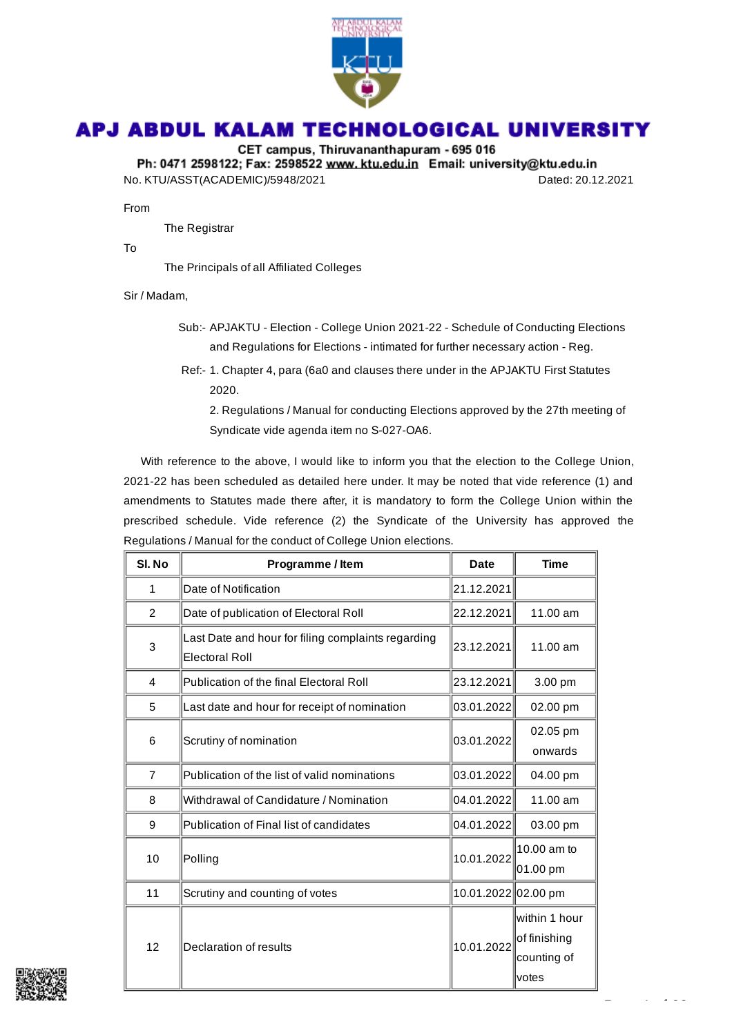# APJ ABDUL KALAM TECHNOLOGICAL UNIVERSITY

**CET campus, Thiruvananthapuram - 695 016**

**Ph: 0471 2598122; Fax: 2598522 www.ktu.edu.in Email: university@ktu.edu.in**

No. KTU/ASST(ACADEMIC)/5948/2021 Dated: 20.12.2021

From

The Registrar

To

The Principals of all Affiliated Colleges

Sir / Madam,

Sub:- APJAKTU - Election - College Union 2021-22 - Schedule of Conducting Elections and Regulations for Elections - intimated for further necessary action - Reg.

Ref:- 1. Chapter 4, para (6a0 and clauses there under in the APJAKTU First Statutes 2020.

2. Regulations / Manual for conducting Elections approved by the 27th meeting of Syndicate vide agenda item no S-027-OA6.

With reference to the above, I would like to inform you that the election to the College Union, 2021-22 has been scheduled as detailed here under. It may be noted that vide reference (1) and amendments to Statutes made there after, it is mandatory to form the College Union within the prescribed schedule. Vide reference (2) the Syndicate of the University has approved the Regulations / Manual for the conduct of College Union elections.

| Sl. No | Programme / Item | Date | Time |
|---|---|---|---|
| 1 | Date of Notification | 21.12.2021 | |
| 2 | Date of publication of Electoral Roll | 22.12.2021 | 11.00 am |
| 3 | Last Date and hour for filing complaints regarding Electoral Roll | 23.12.2021 | 11.00 am |
| 4 | Publication of the final Electoral Roll | 23.12.2021 | 3.00 pm |
| 5 | Last date and hour for receipt of nomination | 03.01.2022 | 02.00 pm |
| 6 | Scrutiny of nomination | 03.01.2022 | 02.05 pm onwards |
| 7 | Publication of the list of valid nominations | 03.01.2022 | 04.00 pm |
| 8 | Withdrawal of Candidature / Nomination | 04.01.2022 | 11.00 am |
| 9 | Publication of Final list of candidates | 04.01.2022 | 03.00 pm |
| 10 | Polling | 10.01.2022 | 10.00 am to 01.00 pm |
| 11 | Scrutiny and counting of votes | 10.01.2022 | 02.00 pm |
| 12 | Declaration of results | 10.01.2022 | within 1 hour of finishing counting of votes |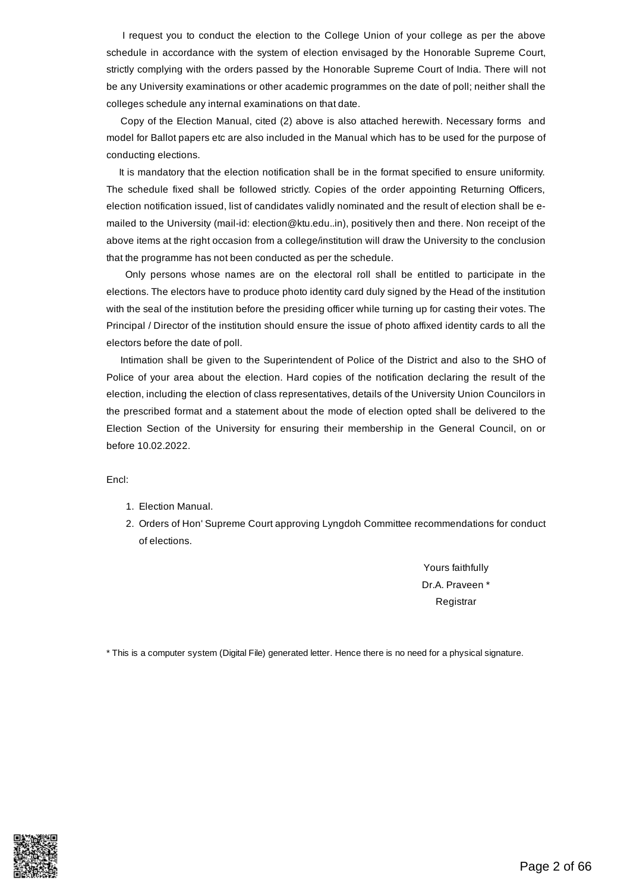I request you to conduct the election to the College Union of your college as per the above schedule in accordance with the system of election envisaged by the Honorable Supreme Court, strictly complying with the orders passed by the Honorable Supreme Court of India. There will not be any University examinations or other academic programmes on the date of poll; neither shall the colleges schedule any internal examinations on that date.

Copy of the Election Manual, cited (2) above is also attached herewith. Necessary forms and model for Ballot papers etc are also included in the Manual which has to be used for the purpose of conducting elections.

It is mandatory that the election notification shall be in the format specified to ensure uniformity. The schedule fixed shall be followed strictly. Copies of the order appointing Returning Officers, election notification issued, list of candidates validly nominated and the result of election shall be e-mailed to the University (mail-id: election@ktu.edu..in), positively then and there. Non receipt of the above items at the right occasion from a college/institution will draw the University to the conclusion that the programme has not been conducted as per the schedule.

Only persons whose names are on the electoral roll shall be entitled to participate in the elections. The electors have to produce photo identity card duly signed by the Head of the institution with the seal of the institution before the presiding officer while turning up for casting their votes. The Principal / Director of the institution should ensure the issue of photo affixed identity cards to all the electors before the date of poll.

Intimation shall be given to the Superintendent of Police of the District and also to the SHO of Police of your area about the election. Hard copies of the notification declaring the result of the election, including the election of class representatives, details of the University Union Councilors in the prescribed format and a statement about the mode of election opted shall be delivered to the Election Section of the University for ensuring their membership in the General Council, on or before 10.02.2022.

Encl:

1. Election Manual.
2. Orders of Hon' Supreme Court approving Lyngdoh Committee recommendations for conduct of elections.

Yours faithfully
Dr.A. Praveen *
Registrar

* This is a computer system (Digital File) generated letter. Hence there is no need for a physical signature.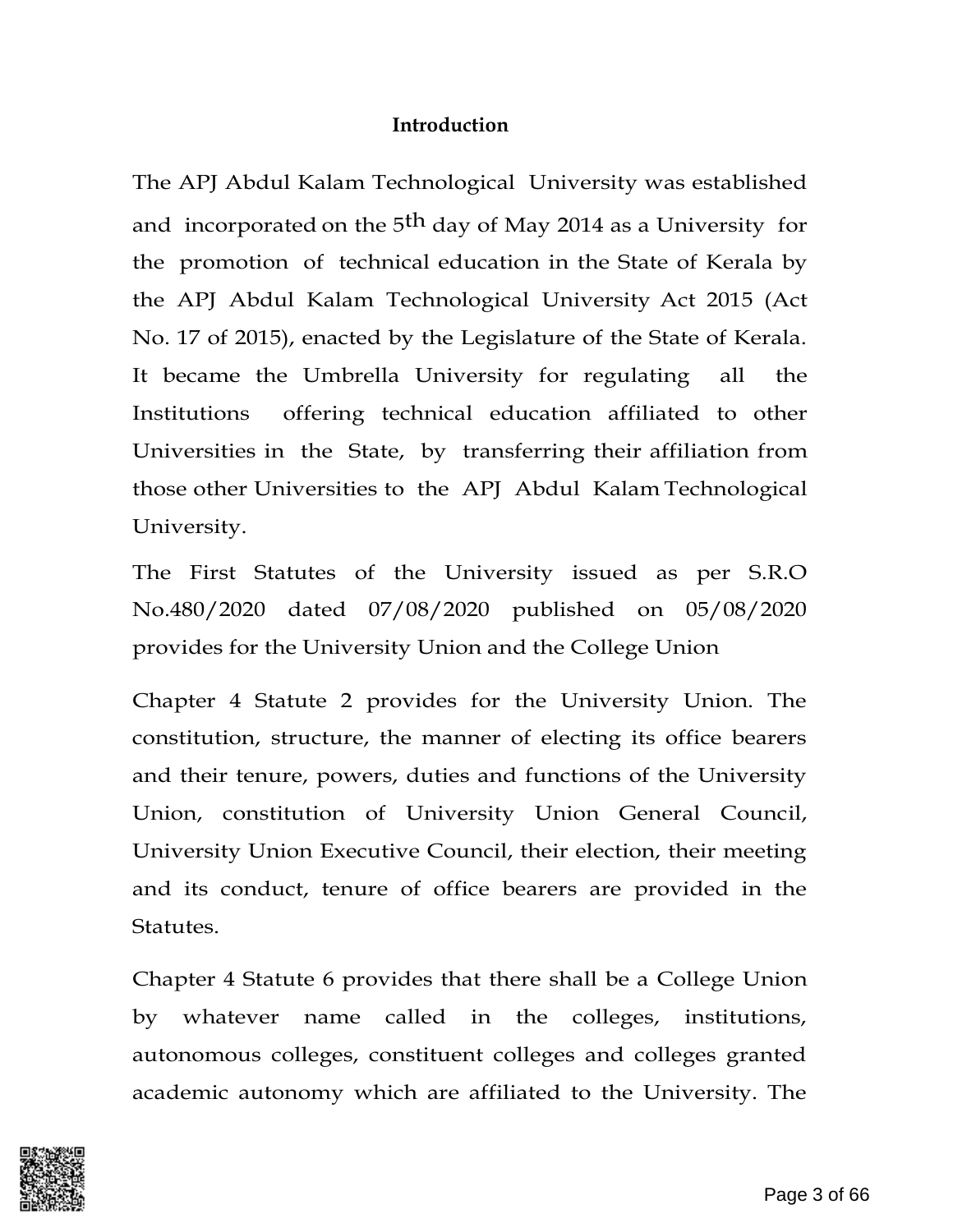**Introduction**

The APJ Abdul Kalam Technological University was established and incorporated on the 5th day of May 2014 as a University for the promotion of technical education in the State of Kerala by the APJ Abdul Kalam Technological University Act 2015 (Act No. 17 of 2015), enacted by the Legislature of the State of Kerala. It became the Umbrella University for regulating all the Institutions offering technical education affiliated to other Universities in the State, by transferring their affiliation from those other Universities to the APJ Abdul Kalam Technological University.

The First Statutes of the University issued as per S.R.O No.480/2020 dated 07/08/2020 published on 05/08/2020 provides for the University Union and the College Union

Chapter 4 Statute 2 provides for the University Union. The constitution, structure, the manner of electing its office bearers and their tenure, powers, duties and functions of the University Union, constitution of University Union General Council, University Union Executive Council, their election, their meeting and its conduct, tenure of office bearers are provided in the Statutes.

Chapter 4 Statute 6 provides that there shall be a College Union by whatever name called in the colleges, institutions, autonomous colleges, constituent colleges and colleges granted academic autonomy which are affiliated to the University. The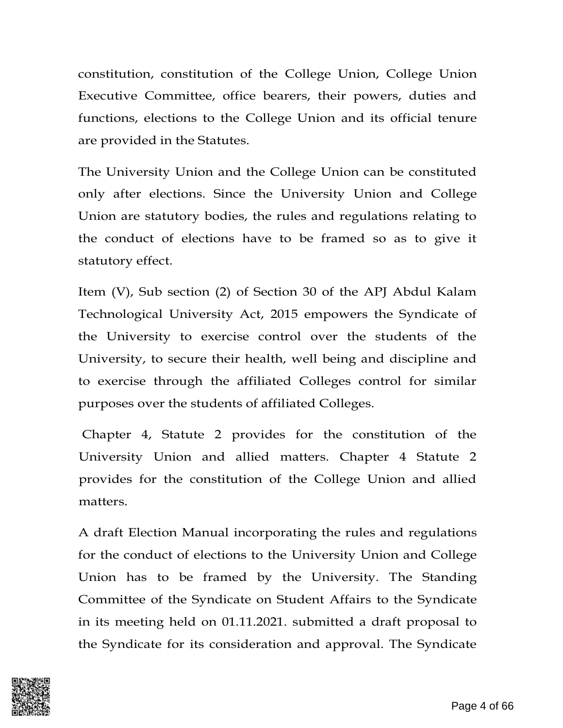constitution, constitution of the College Union, College Union Executive Committee, office bearers, their powers, duties and functions, elections to the College Union and its official tenure are provided in the Statutes.

The University Union and the College Union can be constituted only after elections. Since the University Union and College Union are statutory bodies, the rules and regulations relating to the conduct of elections have to be framed so as to give it statutory effect.

Item (V), Sub section (2) of Section 30 of the APJ Abdul Kalam Technological University Act, 2015 empowers the Syndicate of the University to exercise control over the students of the University, to secure their health, well being and discipline and to exercise through the affiliated Colleges control for similar purposes over the students of affiliated Colleges.

Chapter 4, Statute 2 provides for the constitution of the University Union and allied matters. Chapter 4 Statute 2 provides for the constitution of the College Union and allied matters.

A draft Election Manual incorporating the rules and regulations for the conduct of elections to the University Union and College Union has to be framed by the University. The Standing Committee of the Syndicate on Student Affairs to the Syndicate in its meeting held on 01.11.2021. submitted a draft proposal to the Syndicate for its consideration and approval. The Syndicate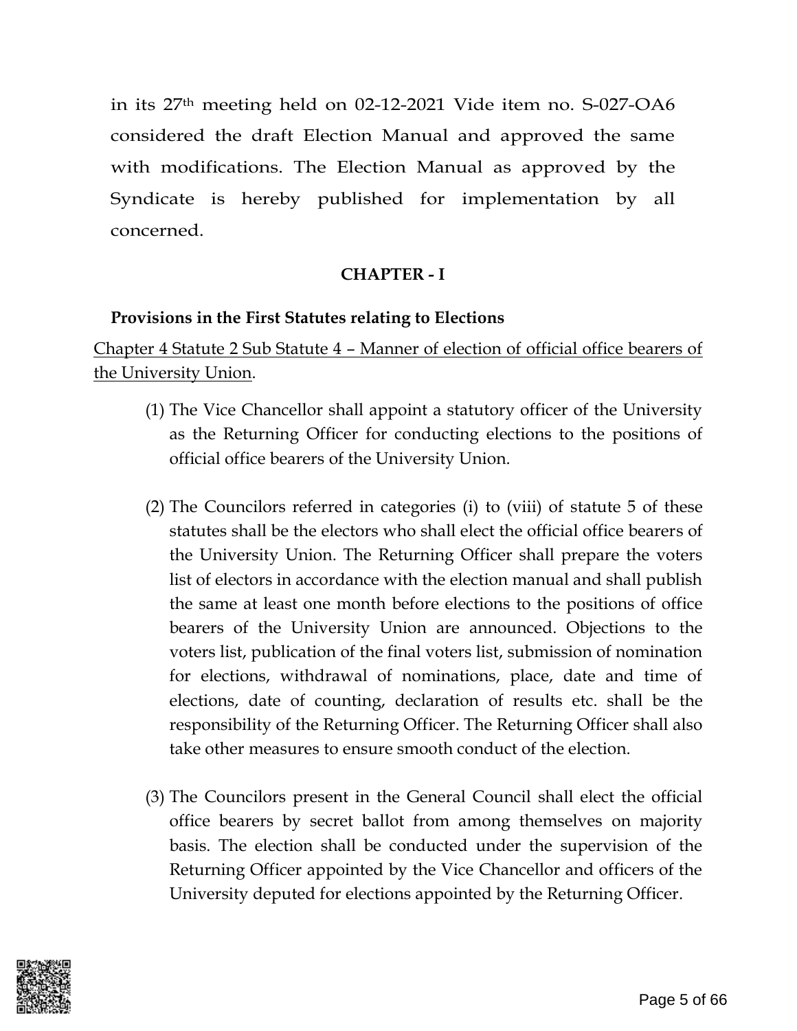in its 27th meeting held on 02-12-2021 Vide item no. S-027-OA6 considered the draft Election Manual and approved the same with modifications. The Election Manual as approved by the Syndicate is hereby published for implementation by all concerned.

## CHAPTER - I

### Provisions in the First Statutes relating to Elections

<u>Chapter 4 Statute 2 Sub Statute 4 – Manner of election of official office bearers of the University Union</u>.

(1) The Vice Chancellor shall appoint a statutory officer of the University as the Returning Officer for conducting elections to the positions of official office bearers of the University Union.

(2) The Councilors referred in categories (i) to (viii) of statute 5 of these statutes shall be the electors who shall elect the official office bearers of the University Union. The Returning Officer shall prepare the voters list of electors in accordance with the election manual and shall publish the same at least one month before elections to the positions of office bearers of the University Union are announced. Objections to the voters list, publication of the final voters list, submission of nomination for elections, withdrawal of nominations, place, date and time of elections, date of counting, declaration of results etc. shall be the responsibility of the Returning Officer. The Returning Officer shall also take other measures to ensure smooth conduct of the election.

(3) The Councilors present in the General Council shall elect the official office bearers by secret ballot from among themselves on majority basis. The election shall be conducted under the supervision of the Returning Officer appointed by the Vice Chancellor and officers of the University deputed for elections appointed by the Returning Officer.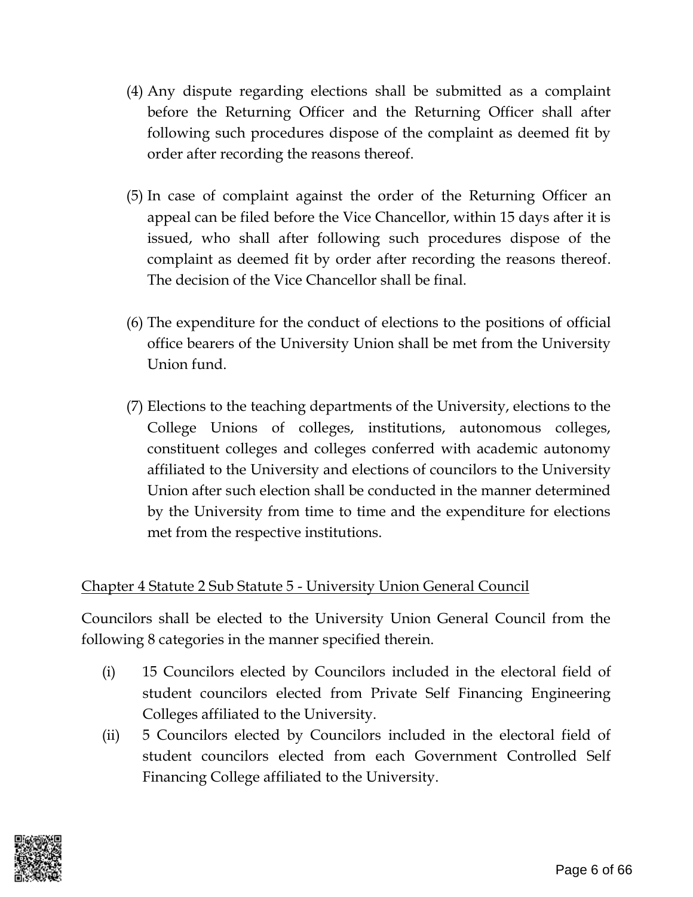(4) Any dispute regarding elections shall be submitted as a complaint before the Returning Officer and the Returning Officer shall after following such procedures dispose of the complaint as deemed fit by order after recording the reasons thereof.

(5) In case of complaint against the order of the Returning Officer an appeal can be filed before the Vice Chancellor, within 15 days after it is issued, who shall after following such procedures dispose of the complaint as deemed fit by order after recording the reasons thereof. The decision of the Vice Chancellor shall be final.

(6) The expenditure for the conduct of elections to the positions of official office bearers of the University Union shall be met from the University Union fund.

(7) Elections to the teaching departments of the University, elections to the College Unions of colleges, institutions, autonomous colleges, constituent colleges and colleges conferred with academic autonomy affiliated to the University and elections of councilors to the University Union after such election shall be conducted in the manner determined by the University from time to time and the expenditure for elections met from the respective institutions.

<u>Chapter 4 Statute 2 Sub Statute 5 - University Union General Council</u>

Councilors shall be elected to the University Union General Council from the following 8 categories in the manner specified therein.

(i) 15 Councilors elected by Councilors included in the electoral field of student councilors elected from Private Self Financing Engineering Colleges affiliated to the University.

(ii) 5 Councilors elected by Councilors included in the electoral field of student councilors elected from each Government Controlled Self Financing College affiliated to the University.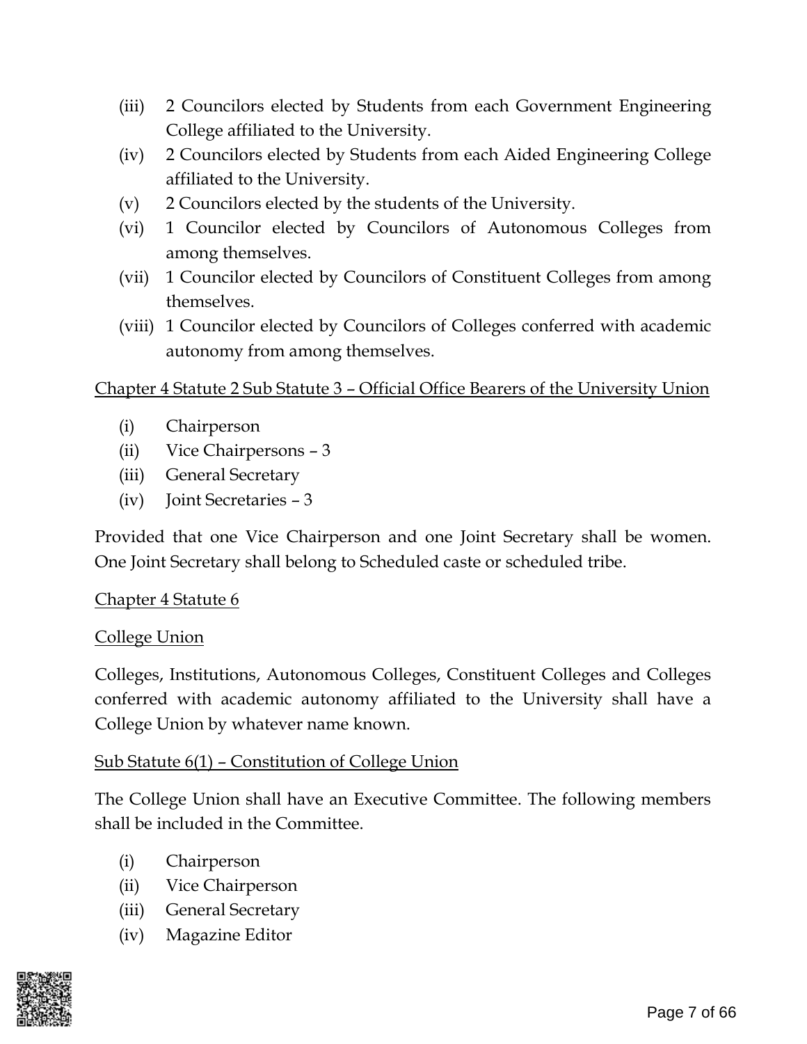(iii) 2 Councilors elected by Students from each Government Engineering College affiliated to the University.

(iv) 2 Councilors elected by Students from each Aided Engineering College affiliated to the University.

(v) 2 Councilors elected by the students of the University.

(vi) 1 Councilor elected by Councilors of Autonomous Colleges from among themselves.

(vii) 1 Councilor elected by Councilors of Constituent Colleges from among themselves.

(viii) 1 Councilor elected by Councilors of Colleges conferred with academic autonomy from among themselves.

<u>Chapter 4 Statute 2 Sub Statute 3 – Official Office Bearers of the University Union</u>

(i) Chairperson

(ii) Vice Chairpersons – 3

(iii) General Secretary

(iv) Joint Secretaries – 3

Provided that one Vice Chairperson and one Joint Secretary shall be women. One Joint Secretary shall belong to Scheduled caste or scheduled tribe.

<u>Chapter 4 Statute 6</u>

<u>College Union</u>

Colleges, Institutions, Autonomous Colleges, Constituent Colleges and Colleges conferred with academic autonomy affiliated to the University shall have a College Union by whatever name known.

<u>Sub Statute 6(1) – Constitution of College Union</u>

The College Union shall have an Executive Committee. The following members shall be included in the Committee.

(i) Chairperson

(ii) Vice Chairperson

(iii) General Secretary

(iv) Magazine Editor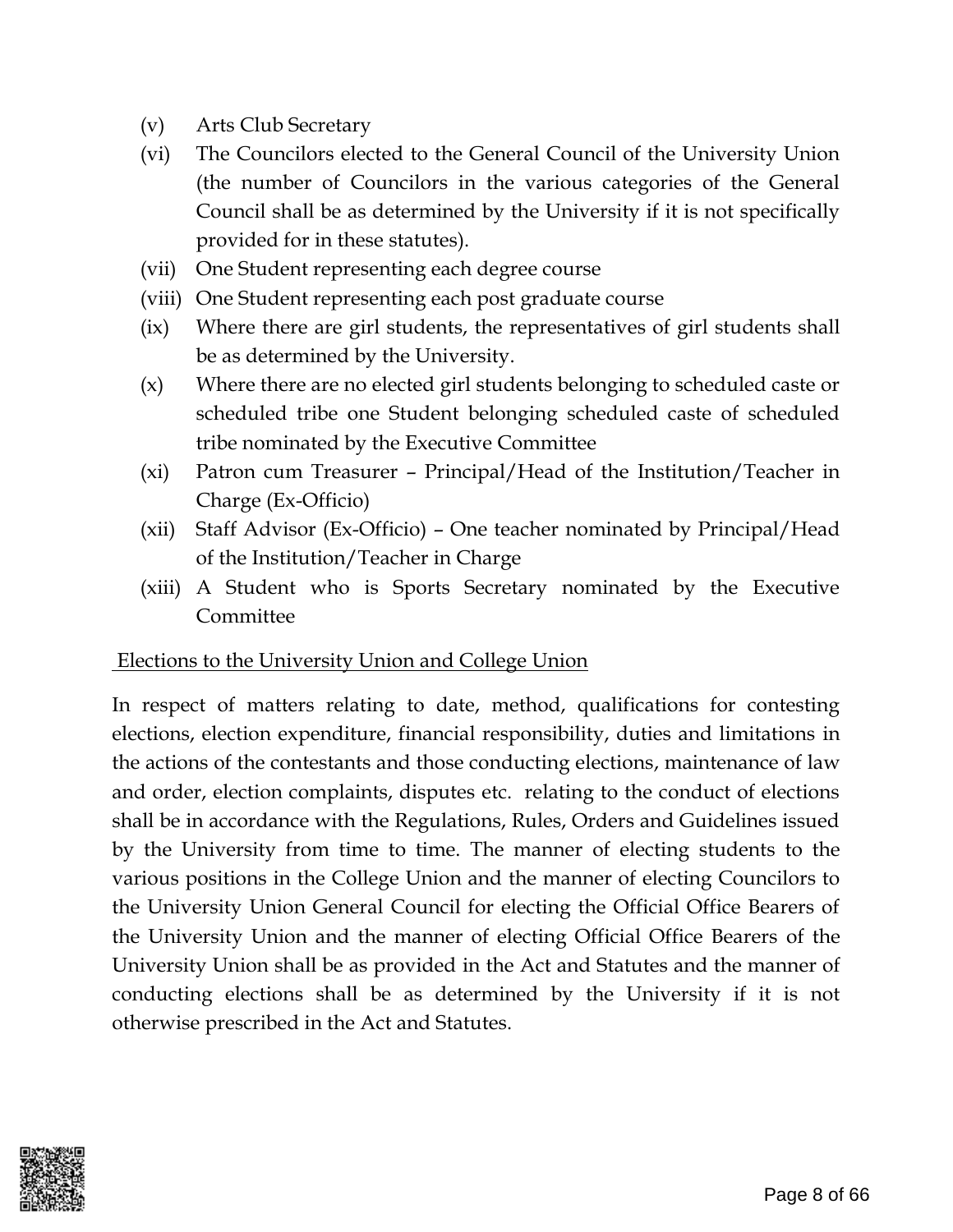(v) Arts Club Secretary

(vi) The Councilors elected to the General Council of the University Union (the number of Councilors in the various categories of the General Council shall be as determined by the University if it is not specifically provided for in these statutes).

(vii) One Student representing each degree course

(viii) One Student representing each post graduate course

(ix) Where there are girl students, the representatives of girl students shall be as determined by the University.

(x) Where there are no elected girl students belonging to scheduled caste or scheduled tribe one Student belonging scheduled caste of scheduled tribe nominated by the Executive Committee

(xi) Patron cum Treasurer – Principal/Head of the Institution/Teacher in Charge (Ex-Officio)

(xii) Staff Advisor (Ex-Officio) – One teacher nominated by Principal/Head of the Institution/Teacher in Charge

(xiii) A Student who is Sports Secretary nominated by the Executive Committee

<u>Elections to the University Union and College Union</u>

In respect of matters relating to date, method, qualifications for contesting elections, election expenditure, financial responsibility, duties and limitations in the actions of the contestants and those conducting elections, maintenance of law and order, election complaints, disputes etc. relating to the conduct of elections shall be in accordance with the Regulations, Rules, Orders and Guidelines issued by the University from time to time. The manner of electing students to the various positions in the College Union and the manner of electing Councilors to the University Union General Council for electing the Official Office Bearers of the University Union and the manner of electing Official Office Bearers of the University Union shall be as provided in the Act and Statutes and the manner of conducting elections shall be as determined by the University if it is not otherwise prescribed in the Act and Statutes.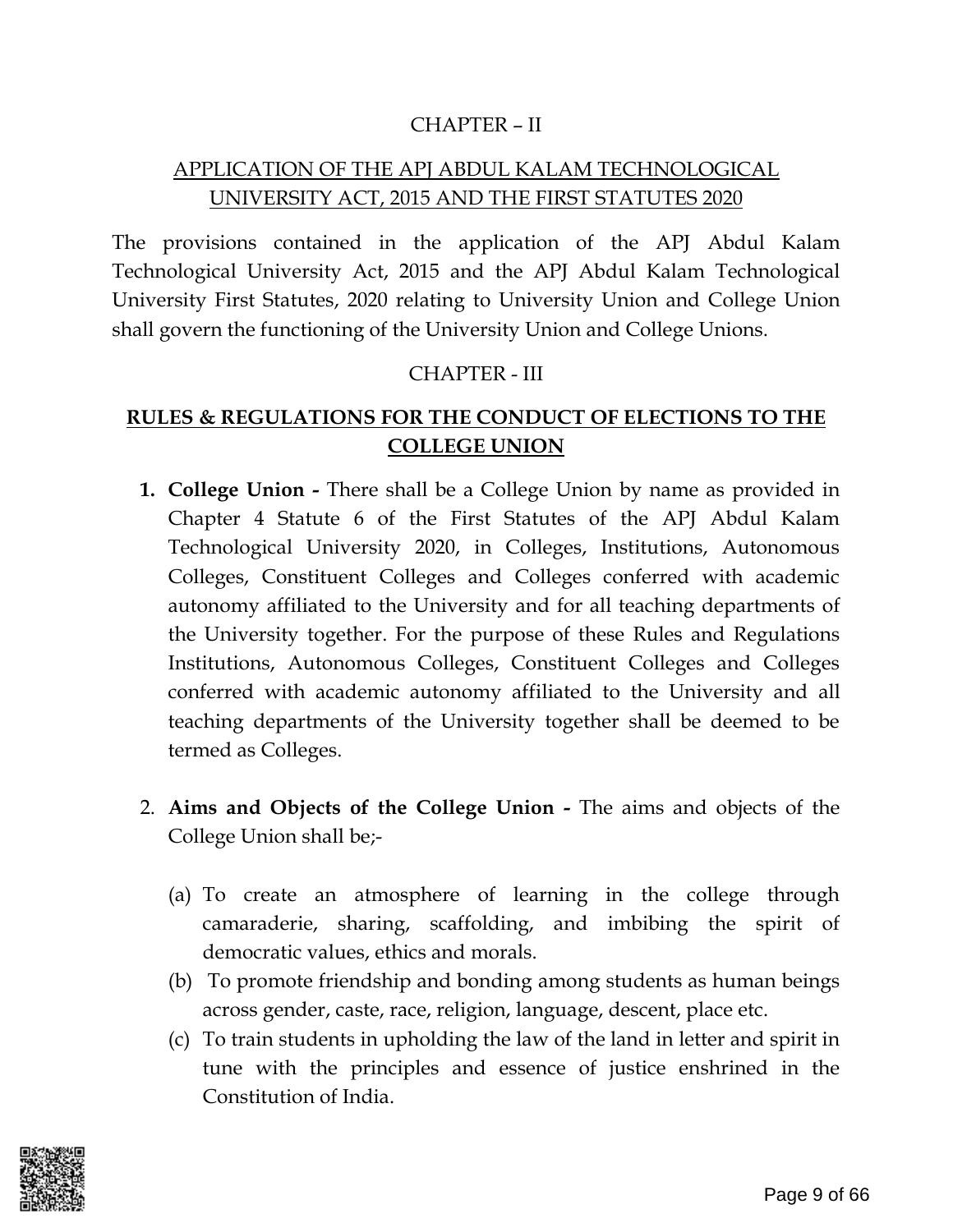## CHAPTER – II

## APPLICATION OF THE APJ ABDUL KALAM TECHNOLOGICAL UNIVERSITY ACT, 2015 AND THE FIRST STATUTES 2020

The provisions contained in the application of the APJ Abdul Kalam Technological University Act, 2015 and the APJ Abdul Kalam Technological University First Statutes, 2020 relating to University Union and College Union shall govern the functioning of the University Union and College Unions.

## CHAPTER - III

## RULES & REGULATIONS FOR THE CONDUCT OF ELECTIONS TO THE COLLEGE UNION

1. **College Union -** There shall be a College Union by name as provided in Chapter 4 Statute 6 of the First Statutes of the APJ Abdul Kalam Technological University 2020, in Colleges, Institutions, Autonomous Colleges, Constituent Colleges and Colleges conferred with academic autonomy affiliated to the University and for all teaching departments of the University together. For the purpose of these Rules and Regulations Institutions, Autonomous Colleges, Constituent Colleges and Colleges conferred with academic autonomy affiliated to the University and all teaching departments of the University together shall be deemed to be termed as Colleges.

2. **Aims and Objects of the College Union -** The aims and objects of the College Union shall be;-

   (a) To create an atmosphere of learning in the college through camaraderie, sharing, scaffolding, and imbibing the spirit of democratic values, ethics and morals.

   (b) To promote friendship and bonding among students as human beings across gender, caste, race, religion, language, descent, place etc.

   (c) To train students in upholding the law of the land in letter and spirit in tune with the principles and essence of justice enshrined in the Constitution of India.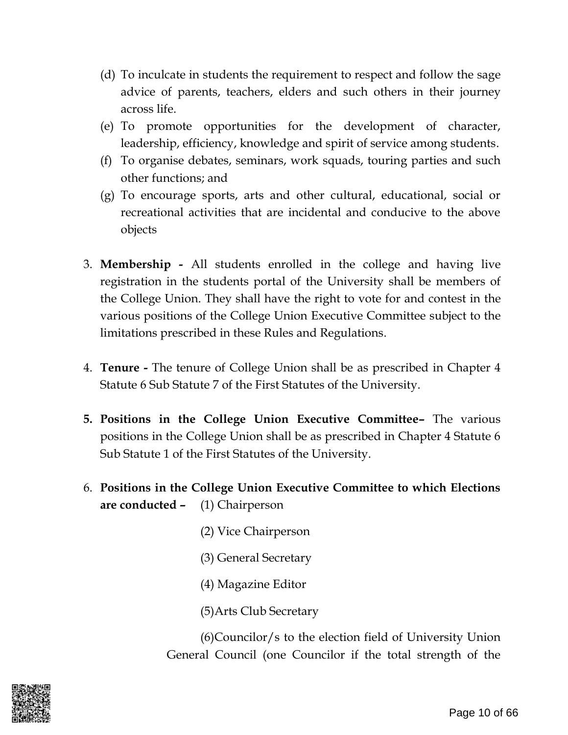(d) To inculcate in students the requirement to respect and follow the sage advice of parents, teachers, elders and such others in their journey across life.

(e) To promote opportunities for the development of character, leadership, efficiency, knowledge and spirit of service among students.

(f) To organise debates, seminars, work squads, touring parties and such other functions; and

(g) To encourage sports, arts and other cultural, educational, social or recreational activities that are incidental and conducive to the above objects

3. **Membership -** All students enrolled in the college and having live registration in the students portal of the University shall be members of the College Union. They shall have the right to vote for and contest in the various positions of the College Union Executive Committee subject to the limitations prescribed in these Rules and Regulations.

4. **Tenure -** The tenure of College Union shall be as prescribed in Chapter 4 Statute 6 Sub Statute 7 of the First Statutes of the University.

5. **Positions in the College Union Executive Committee–** The various positions in the College Union shall be as prescribed in Chapter 4 Statute 6 Sub Statute 1 of the First Statutes of the University.

6. **Positions in the College Union Executive Committee to which Elections are conducted –** (1) Chairperson

   (2) Vice Chairperson

   (3) General Secretary

   (4) Magazine Editor

   (5)Arts Club Secretary

   (6)Councilor/s to the election field of University Union General Council (one Councilor if the total strength of the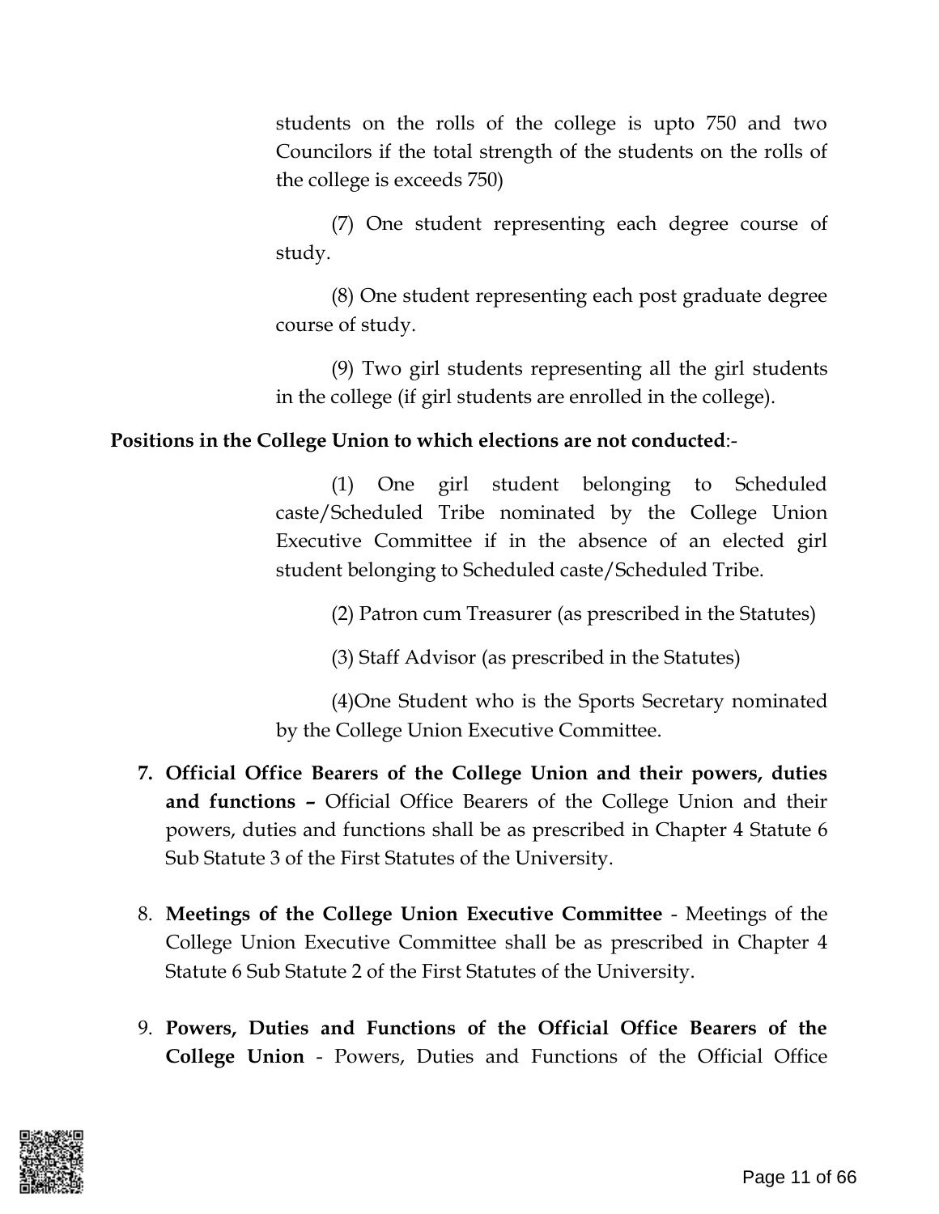students on the rolls of the college is upto 750 and two Councilors if the total strength of the students on the rolls of the college is exceeds 750)

(7) One student representing each degree course of study.

(8) One student representing each post graduate degree course of study.

(9) Two girl students representing all the girl students in the college (if girl students are enrolled in the college).

**Positions in the College Union to which elections are not conducted**:-

(1) One girl student belonging to Scheduled caste/Scheduled Tribe nominated by the College Union Executive Committee if in the absence of an elected girl student belonging to Scheduled caste/Scheduled Tribe.

(2) Patron cum Treasurer (as prescribed in the Statutes)

(3) Staff Advisor (as prescribed in the Statutes)

(4)One Student who is the Sports Secretary nominated by the College Union Executive Committee.

7. **Official Office Bearers of the College Union and their powers, duties and functions –** Official Office Bearers of the College Union and their powers, duties and functions shall be as prescribed in Chapter 4 Statute 6 Sub Statute 3 of the First Statutes of the University.

8. **Meetings of the College Union Executive Committee** - Meetings of the College Union Executive Committee shall be as prescribed in Chapter 4 Statute 6 Sub Statute 2 of the First Statutes of the University.

9. **Powers, Duties and Functions of the Official Office Bearers of the College Union** - Powers, Duties and Functions of the Official Office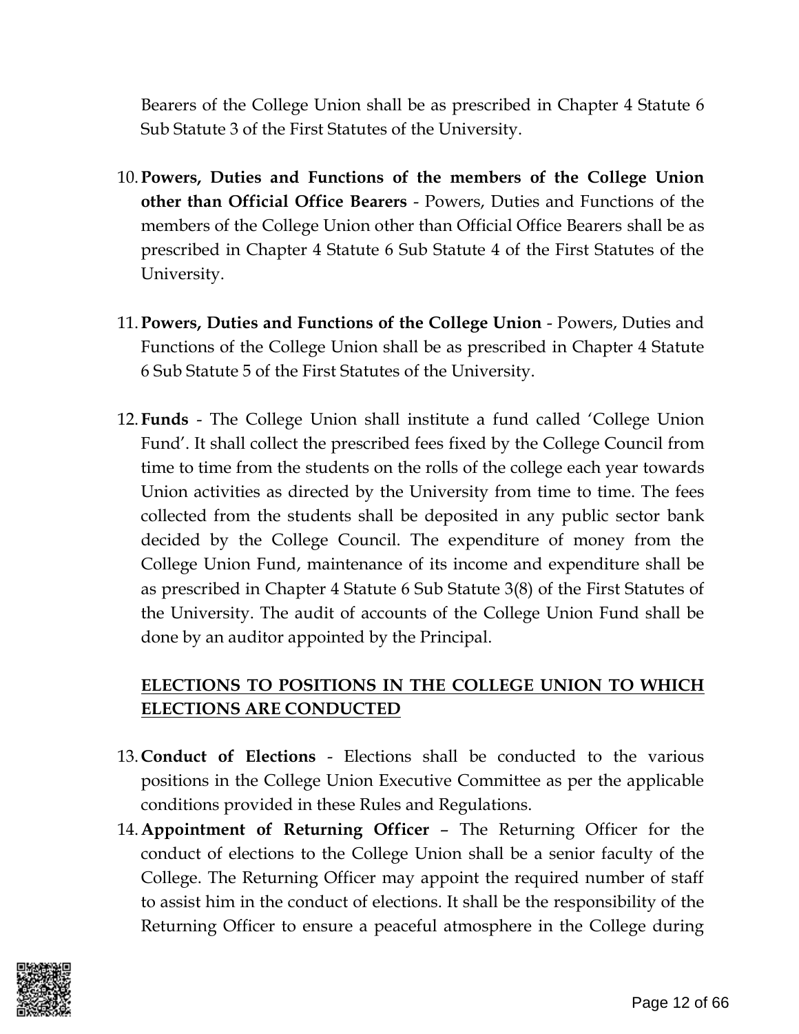Bearers of the College Union shall be as prescribed in Chapter 4 Statute 6 Sub Statute 3 of the First Statutes of the University.

10. **Powers, Duties and Functions of the members of the College Union other than Official Office Bearers** - Powers, Duties and Functions of the members of the College Union other than Official Office Bearers shall be as prescribed in Chapter 4 Statute 6 Sub Statute 4 of the First Statutes of the University.

11. **Powers, Duties and Functions of the College Union** - Powers, Duties and Functions of the College Union shall be as prescribed in Chapter 4 Statute 6 Sub Statute 5 of the First Statutes of the University.

12. **Funds** - The College Union shall institute a fund called 'College Union Fund'. It shall collect the prescribed fees fixed by the College Council from time to time from the students on the rolls of the college each year towards Union activities as directed by the University from time to time. The fees collected from the students shall be deposited in any public sector bank decided by the College Council. The expenditure of money from the College Union Fund, maintenance of its income and expenditure shall be as prescribed in Chapter 4 Statute 6 Sub Statute 3(8) of the First Statutes of the University. The audit of accounts of the College Union Fund shall be done by an auditor appointed by the Principal.

## <u>ELECTIONS TO POSITIONS IN THE COLLEGE UNION TO WHICH ELECTIONS ARE CONDUCTED</u>

13. **Conduct of Elections** - Elections shall be conducted to the various positions in the College Union Executive Committee as per the applicable conditions provided in these Rules and Regulations.
14. **Appointment of Returning Officer** – The Returning Officer for the conduct of elections to the College Union shall be a senior faculty of the College. The Returning Officer may appoint the required number of staff to assist him in the conduct of elections. It shall be the responsibility of the Returning Officer to ensure a peaceful atmosphere in the College during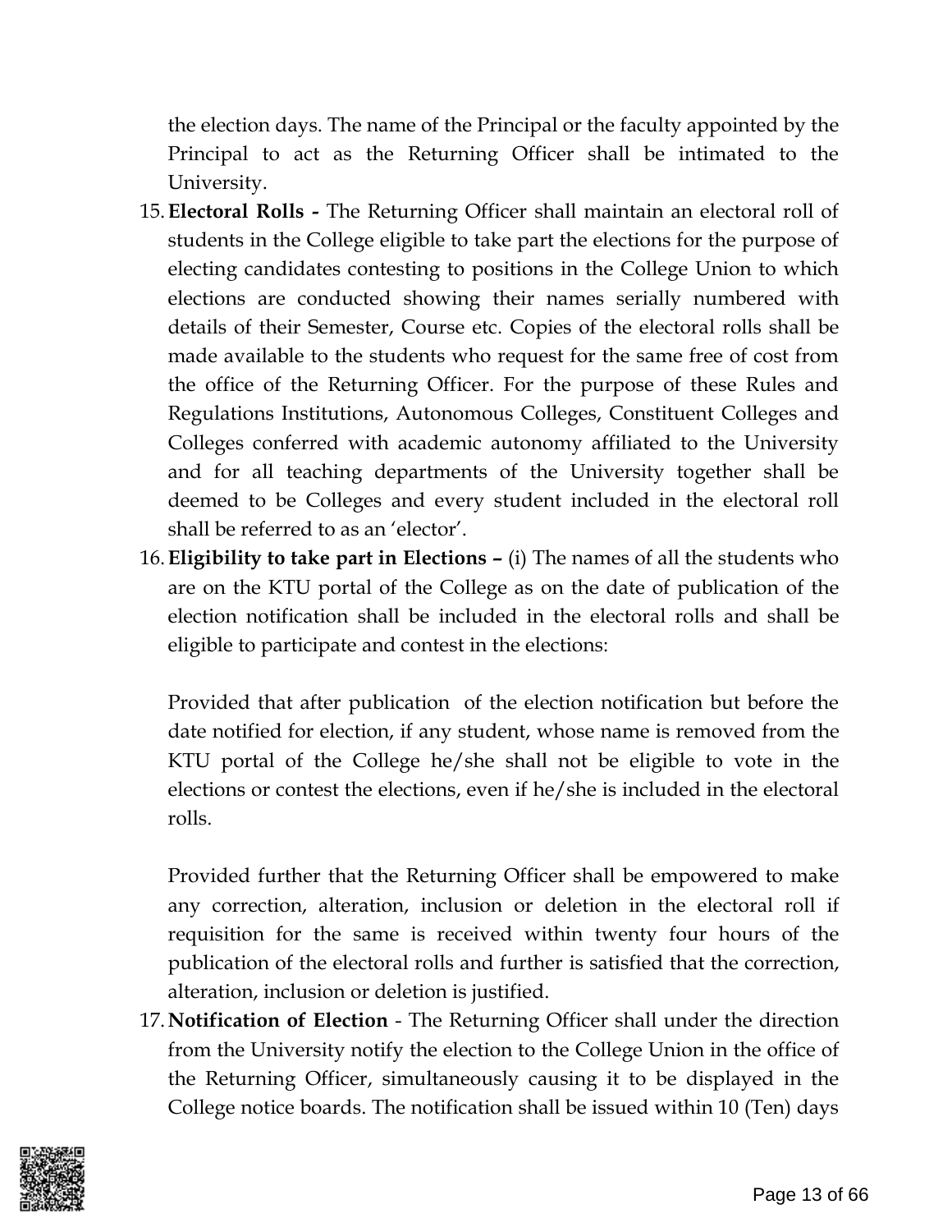the election days. The name of the Principal or the faculty appointed by the Principal to act as the Returning Officer shall be intimated to the University.

15. **Electoral Rolls -** The Returning Officer shall maintain an electoral roll of students in the College eligible to take part the elections for the purpose of electing candidates contesting to positions in the College Union to which elections are conducted showing their names serially numbered with details of their Semester, Course etc. Copies of the electoral rolls shall be made available to the students who request for the same free of cost from the office of the Returning Officer. For the purpose of these Rules and Regulations Institutions, Autonomous Colleges, Constituent Colleges and Colleges conferred with academic autonomy affiliated to the University and for all teaching departments of the University together shall be deemed to be Colleges and every student included in the electoral roll shall be referred to as an 'elector'.

16. **Eligibility to take part in Elections –** (i) The names of all the students who are on the KTU portal of the College as on the date of publication of the election notification shall be included in the electoral rolls and shall be eligible to participate and contest in the elections:

    Provided that after publication of the election notification but before the date notified for election, if any student, whose name is removed from the KTU portal of the College he/she shall not be eligible to vote in the elections or contest the elections, even if he/she is included in the electoral rolls.

    Provided further that the Returning Officer shall be empowered to make any correction, alteration, inclusion or deletion in the electoral roll if requisition for the same is received within twenty four hours of the publication of the electoral rolls and further is satisfied that the correction, alteration, inclusion or deletion is justified.

17. **Notification of Election** - The Returning Officer shall under the direction from the University notify the election to the College Union in the office of the Returning Officer, simultaneously causing it to be displayed in the College notice boards. The notification shall be issued within 10 (Ten) days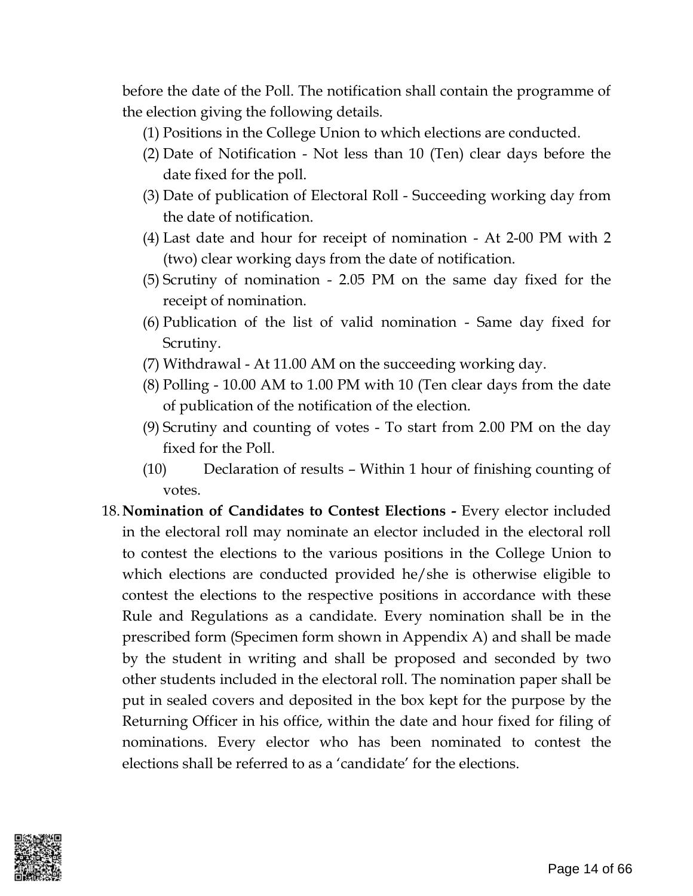before the date of the Poll. The notification shall contain the programme of the election giving the following details.

(1) Positions in the College Union to which elections are conducted.
(2) Date of Notification - Not less than 10 (Ten) clear days before the date fixed for the poll.
(3) Date of publication of Electoral Roll - Succeeding working day from the date of notification.
(4) Last date and hour for receipt of nomination - At 2-00 PM with 2 (two) clear working days from the date of notification.
(5) Scrutiny of nomination - 2.05 PM on the same day fixed for the receipt of nomination.
(6) Publication of the list of valid nomination - Same day fixed for Scrutiny.
(7) Withdrawal - At 11.00 AM on the succeeding working day.
(8) Polling - 10.00 AM to 1.00 PM with 10 (Ten clear days from the date of publication of the notification of the election.
(9) Scrutiny and counting of votes - To start from 2.00 PM on the day fixed for the Poll.
(10) Declaration of results – Within 1 hour of finishing counting of votes.

18. **Nomination of Candidates to Contest Elections -** Every elector included in the electoral roll may nominate an elector included in the electoral roll to contest the elections to the various positions in the College Union to which elections are conducted provided he/she is otherwise eligible to contest the elections to the respective positions in accordance with these Rule and Regulations as a candidate. Every nomination shall be in the prescribed form (Specimen form shown in Appendix A) and shall be made by the student in writing and shall be proposed and seconded by two other students included in the electoral roll. The nomination paper shall be put in sealed covers and deposited in the box kept for the purpose by the Returning Officer in his office, within the date and hour fixed for filing of nominations. Every elector who has been nominated to contest the elections shall be referred to as a 'candidate' for the elections.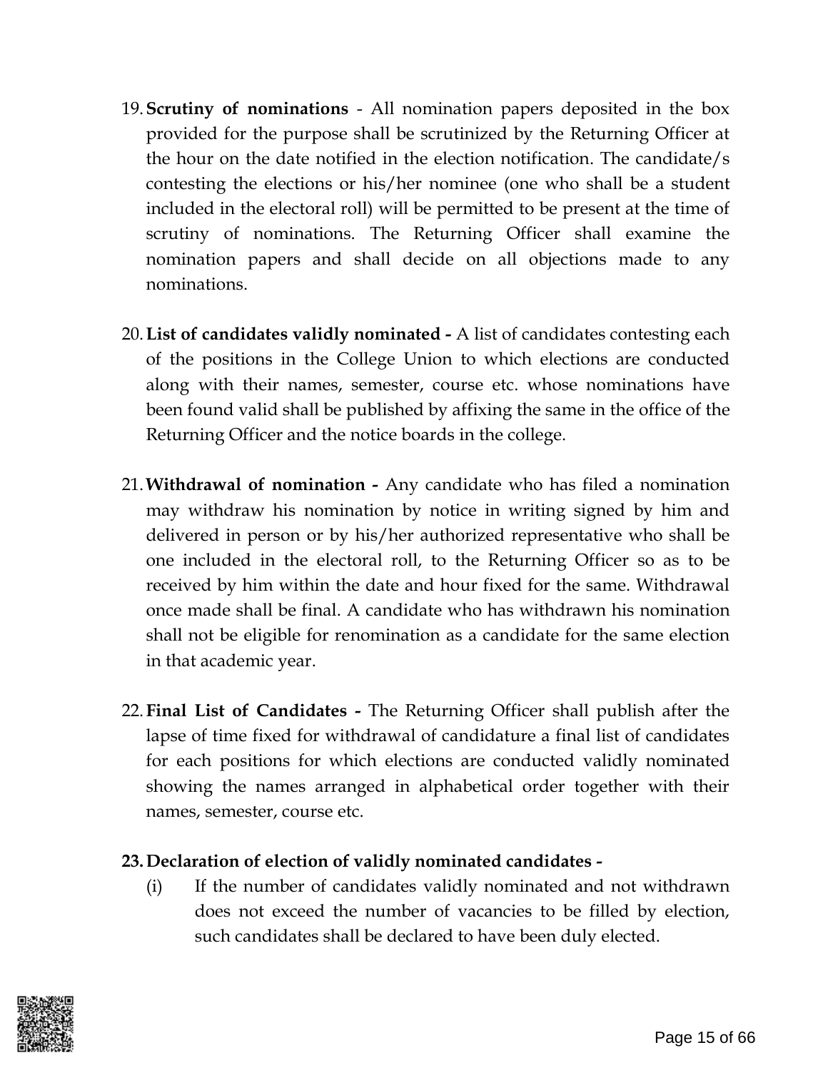19. **Scrutiny of nominations** - All nomination papers deposited in the box provided for the purpose shall be scrutinized by the Returning Officer at the hour on the date notified in the election notification. The candidate/s contesting the elections or his/her nominee (one who shall be a student included in the electoral roll) will be permitted to be present at the time of scrutiny of nominations. The Returning Officer shall examine the nomination papers and shall decide on all objections made to any nominations.

20. **List of candidates validly nominated -** A list of candidates contesting each of the positions in the College Union to which elections are conducted along with their names, semester, course etc. whose nominations have been found valid shall be published by affixing the same in the office of the Returning Officer and the notice boards in the college.

21. **Withdrawal of nomination -** Any candidate who has filed a nomination may withdraw his nomination by notice in writing signed by him and delivered in person or by his/her authorized representative who shall be one included in the electoral roll, to the Returning Officer so as to be received by him within the date and hour fixed for the same. Withdrawal once made shall be final. A candidate who has withdrawn his nomination shall not be eligible for renomination as a candidate for the same election in that academic year.

22. **Final List of Candidates -** The Returning Officer shall publish after the lapse of time fixed for withdrawal of candidature a final list of candidates for each positions for which elections are conducted validly nominated showing the names arranged in alphabetical order together with their names, semester, course etc.

23. **Declaration of election of validly nominated candidates -**
    (i) If the number of candidates validly nominated and not withdrawn does not exceed the number of vacancies to be filled by election, such candidates shall be declared to have been duly elected.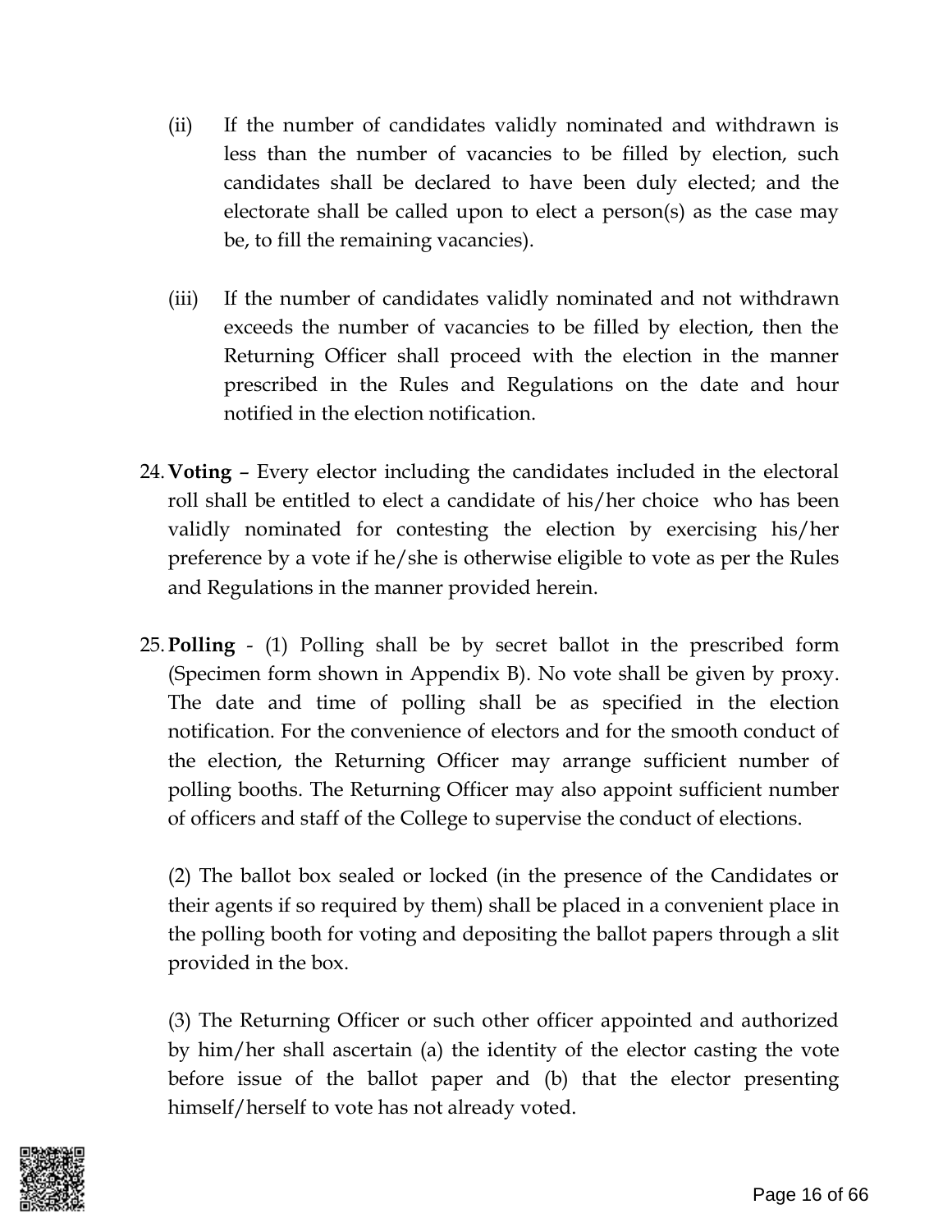(ii) If the number of candidates validly nominated and withdrawn is less than the number of vacancies to be filled by election, such candidates shall be declared to have been duly elected; and the electorate shall be called upon to elect a person(s) as the case may be, to fill the remaining vacancies).

(iii) If the number of candidates validly nominated and not withdrawn exceeds the number of vacancies to be filled by election, then the Returning Officer shall proceed with the election in the manner prescribed in the Rules and Regulations on the date and hour notified in the election notification.

24. **Voting** – Every elector including the candidates included in the electoral roll shall be entitled to elect a candidate of his/her choice who has been validly nominated for contesting the election by exercising his/her preference by a vote if he/she is otherwise eligible to vote as per the Rules and Regulations in the manner provided herein.

25. **Polling** - (1) Polling shall be by secret ballot in the prescribed form (Specimen form shown in Appendix B). No vote shall be given by proxy. The date and time of polling shall be as specified in the election notification. For the convenience of electors and for the smooth conduct of the election, the Returning Officer may arrange sufficient number of polling booths. The Returning Officer may also appoint sufficient number of officers and staff of the College to supervise the conduct of elections.

    (2) The ballot box sealed or locked (in the presence of the Candidates or their agents if so required by them) shall be placed in a convenient place in the polling booth for voting and depositing the ballot papers through a slit provided in the box.

    (3) The Returning Officer or such other officer appointed and authorized by him/her shall ascertain (a) the identity of the elector casting the vote before issue of the ballot paper and (b) that the elector presenting himself/herself to vote has not already voted.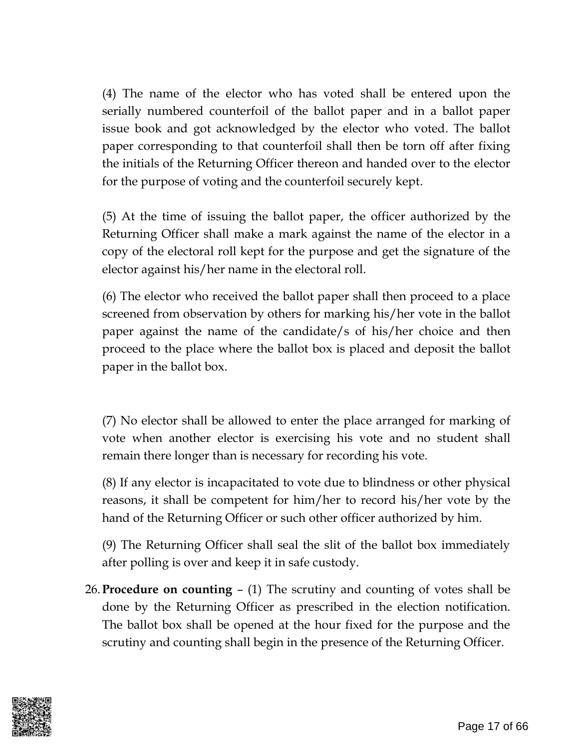(4) The name of the elector who has voted shall be entered upon the serially numbered counterfoil of the ballot paper and in a ballot paper issue book and got acknowledged by the elector who voted. The ballot paper corresponding to that counterfoil shall then be torn off after fixing the initials of the Returning Officer thereon and handed over to the elector for the purpose of voting and the counterfoil securely kept.

(5) At the time of issuing the ballot paper, the officer authorized by the Returning Officer shall make a mark against the name of the elector in a copy of the electoral roll kept for the purpose and get the signature of the elector against his/her name in the electoral roll.

(6) The elector who received the ballot paper shall then proceed to a place screened from observation by others for marking his/her vote in the ballot paper against the name of the candidate/s of his/her choice and then proceed to the place where the ballot box is placed and deposit the ballot paper in the ballot box.

(7) No elector shall be allowed to enter the place arranged for marking of vote when another elector is exercising his vote and no student shall remain there longer than is necessary for recording his vote.

(8) If any elector is incapacitated to vote due to blindness or other physical reasons, it shall be competent for him/her to record his/her vote by the hand of the Returning Officer or such other officer authorized by him.

(9) The Returning Officer shall seal the slit of the ballot box immediately after polling is over and keep it in safe custody.

26. **Procedure on counting** – (1) The scrutiny and counting of votes shall be done by the Returning Officer as prescribed in the election notification. The ballot box shall be opened at the hour fixed for the purpose and the scrutiny and counting shall begin in the presence of the Returning Officer.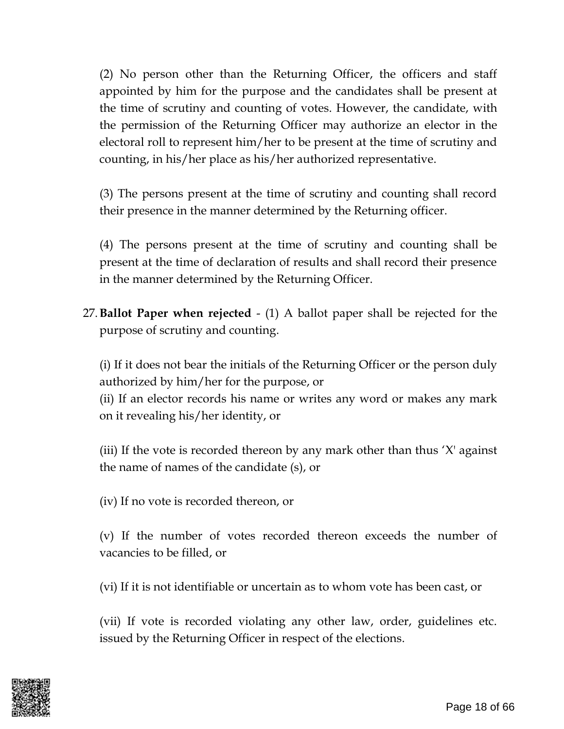(2) No person other than the Returning Officer, the officers and staff appointed by him for the purpose and the candidates shall be present at the time of scrutiny and counting of votes. However, the candidate, with the permission of the Returning Officer may authorize an elector in the electoral roll to represent him/her to be present at the time of scrutiny and counting, in his/her place as his/her authorized representative.

(3) The persons present at the time of scrutiny and counting shall record their presence in the manner determined by the Returning officer.

(4) The persons present at the time of scrutiny and counting shall be present at the time of declaration of results and shall record their presence in the manner determined by the Returning Officer.

27. **Ballot Paper when rejected** - (1) A ballot paper shall be rejected for the purpose of scrutiny and counting.

    (i) If it does not bear the initials of the Returning Officer or the person duly authorized by him/her for the purpose, or
    (ii) If an elector records his name or writes any word or makes any mark on it revealing his/her identity, or

    (iii) If the vote is recorded thereon by any mark other than thus 'X' against the name of names of the candidate (s), or

    (iv) If no vote is recorded thereon, or

    (v) If the number of votes recorded thereon exceeds the number of vacancies to be filled, or

    (vi) If it is not identifiable or uncertain as to whom vote has been cast, or

    (vii) If vote is recorded violating any other law, order, guidelines etc. issued by the Returning Officer in respect of the elections.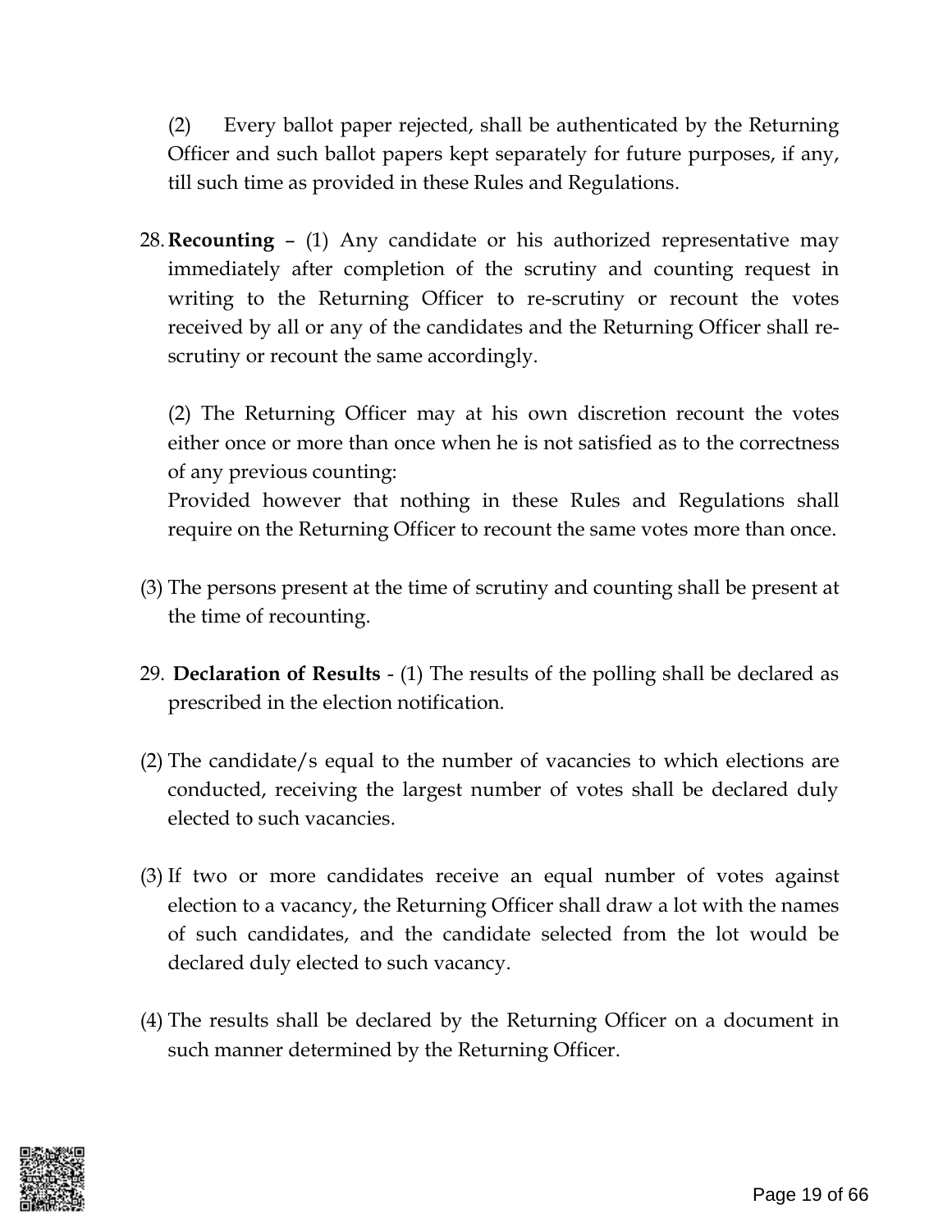(2) Every ballot paper rejected, shall be authenticated by the Returning Officer and such ballot papers kept separately for future purposes, if any, till such time as provided in these Rules and Regulations.

28. **Recounting** – (1) Any candidate or his authorized representative may immediately after completion of the scrutiny and counting request in writing to the Returning Officer to re-scrutiny or recount the votes received by all or any of the candidates and the Returning Officer shall re-scrutiny or recount the same accordingly.

(2) The Returning Officer may at his own discretion recount the votes either once or more than once when he is not satisfied as to the correctness of any previous counting:

Provided however that nothing in these Rules and Regulations shall require on the Returning Officer to recount the same votes more than once.

(3) The persons present at the time of scrutiny and counting shall be present at the time of recounting.

29. **Declaration of Results** - (1) The results of the polling shall be declared as prescribed in the election notification.

(2) The candidate/s equal to the number of vacancies to which elections are conducted, receiving the largest number of votes shall be declared duly elected to such vacancies.

(3) If two or more candidates receive an equal number of votes against election to a vacancy, the Returning Officer shall draw a lot with the names of such candidates, and the candidate selected from the lot would be declared duly elected to such vacancy.

(4) The results shall be declared by the Returning Officer on a document in such manner determined by the Returning Officer.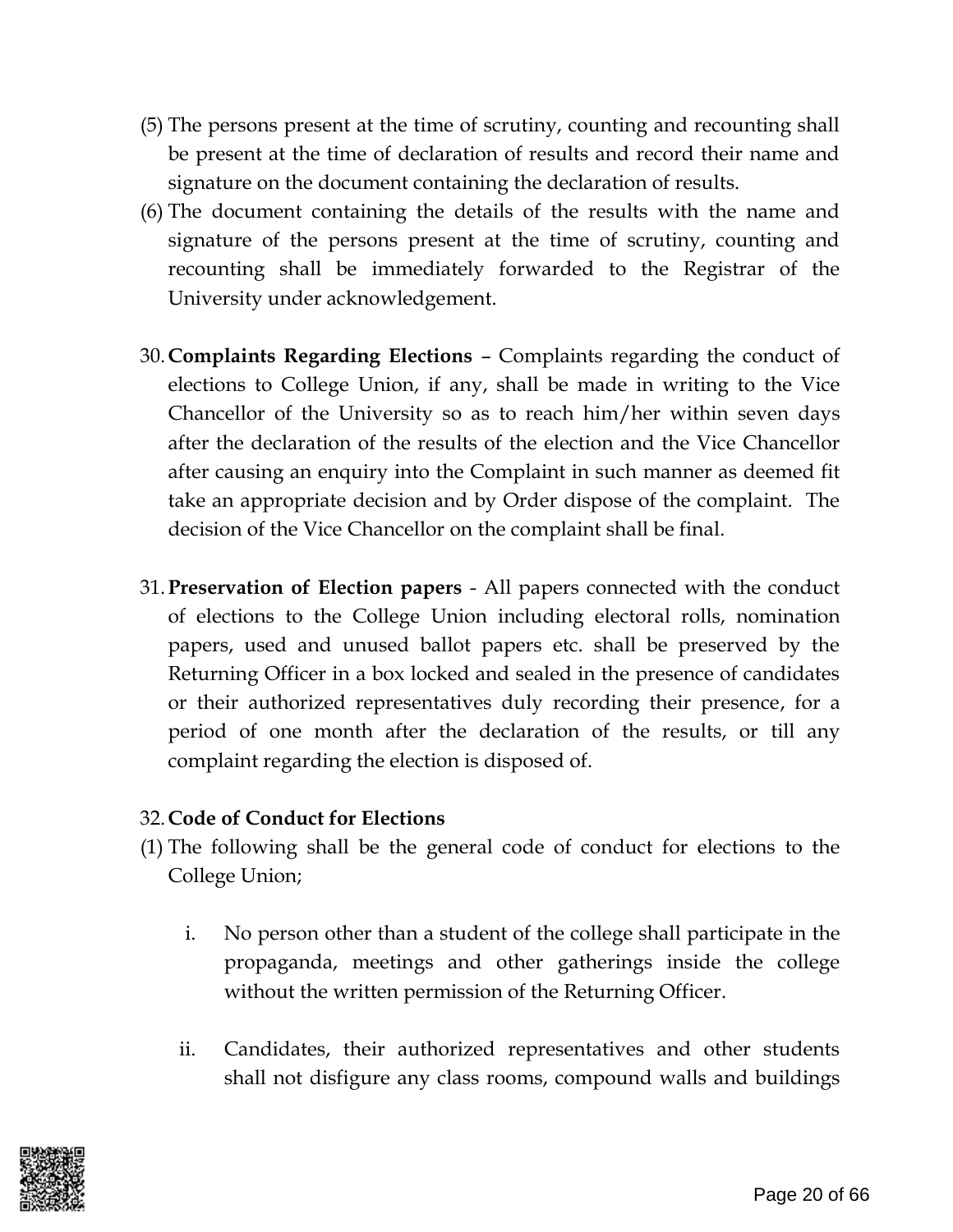(5) The persons present at the time of scrutiny, counting and recounting shall be present at the time of declaration of results and record their name and signature on the document containing the declaration of results.

(6) The document containing the details of the results with the name and signature of the persons present at the time of scrutiny, counting and recounting shall be immediately forwarded to the Registrar of the University under acknowledgement.

30. **Complaints Regarding Elections** – Complaints regarding the conduct of elections to College Union, if any, shall be made in writing to the Vice Chancellor of the University so as to reach him/her within seven days after the declaration of the results of the election and the Vice Chancellor after causing an enquiry into the Complaint in such manner as deemed fit take an appropriate decision and by Order dispose of the complaint. The decision of the Vice Chancellor on the complaint shall be final.

31. **Preservation of Election papers** - All papers connected with the conduct of elections to the College Union including electoral rolls, nomination papers, used and unused ballot papers etc. shall be preserved by the Returning Officer in a box locked and sealed in the presence of candidates or their authorized representatives duly recording their presence, for a period of one month after the declaration of the results, or till any complaint regarding the election is disposed of.

32. **Code of Conduct for Elections**

(1) The following shall be the general code of conduct for elections to the College Union;

   i. No person other than a student of the college shall participate in the propaganda, meetings and other gatherings inside the college without the written permission of the Returning Officer.

   ii. Candidates, their authorized representatives and other students shall not disfigure any class rooms, compound walls and buildings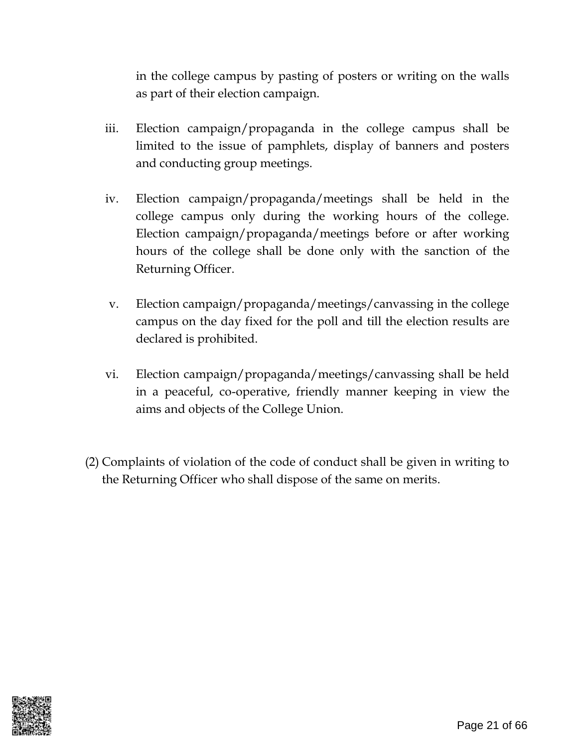in the college campus by pasting of posters or writing on the walls as part of their election campaign.

iii. Election campaign/propaganda in the college campus shall be limited to the issue of pamphlets, display of banners and posters and conducting group meetings.

iv. Election campaign/propaganda/meetings shall be held in the college campus only during the working hours of the college. Election campaign/propaganda/meetings before or after working hours of the college shall be done only with the sanction of the Returning Officer.

v. Election campaign/propaganda/meetings/canvassing in the college campus on the day fixed for the poll and till the election results are declared is prohibited.

vi. Election campaign/propaganda/meetings/canvassing shall be held in a peaceful, co-operative, friendly manner keeping in view the aims and objects of the College Union.

(2) Complaints of violation of the code of conduct shall be given in writing to the Returning Officer who shall dispose of the same on merits.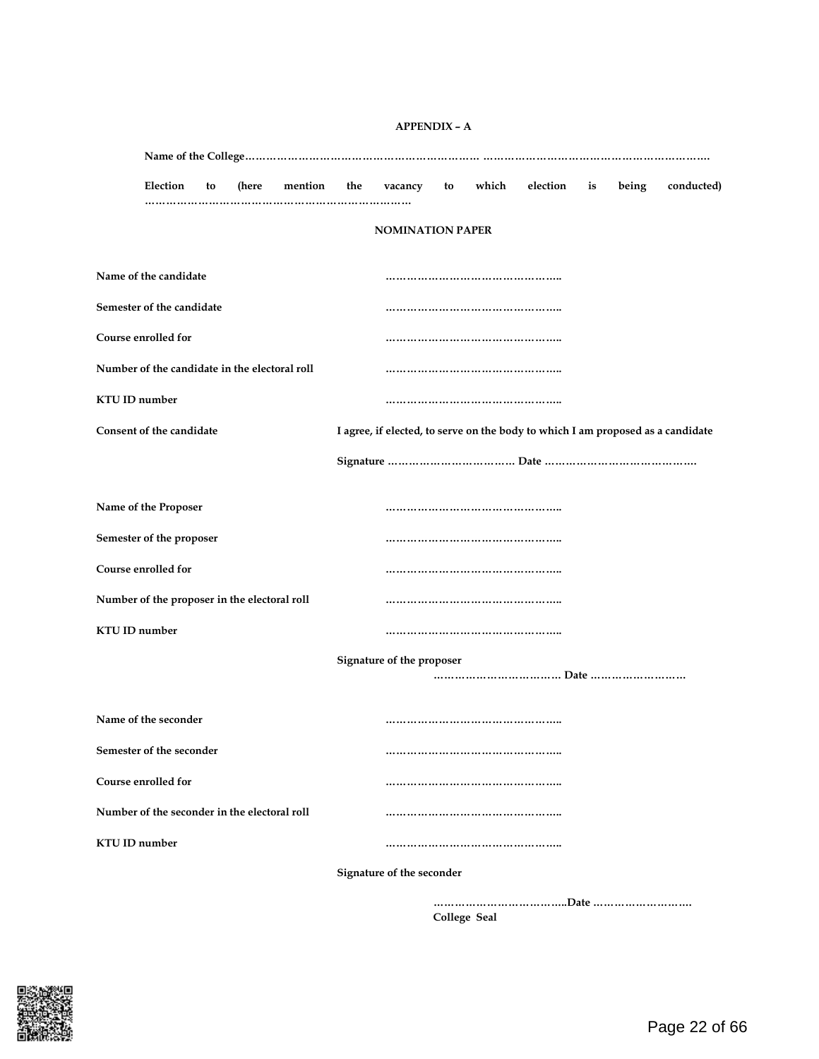**APPENDIX – A**

**Name of the College…………………………………………………………… ……………………………………………………….**

**Election to (here mention the vacancy to which election is being conducted) ………………………………………………………………**

**NOMINATION PAPER**

**Name of the candidate** ……………………………………………..

**Semester of the candidate** ……………………………………………..

**Course enrolled for** ……………………………………………..

**Number of the candidate in the electoral roll** ……………………………………………..

**KTU ID number** ……………………………………………..

**Consent of the candidate** **I agree, if elected, to serve on the body to which I am proposed as a candidate**

**Signature ……………………………… Date …………………………………….**

**Name of the Proposer** ……………………………………………..

**Semester of the proposer** ……………………………………………..

**Course enrolled for** ……………………………………………..

**Number of the proposer in the electoral roll** ……………………………………………..

**KTU ID number** ……………………………………………..

**Signature of the proposer**

**……………………………… Date ………………………**

**Name of the seconder** ……………………………………………..

**Semester of the seconder** ……………………………………………..

**Course enrolled for** ……………………………………………..

**Number of the seconder in the electoral roll** ……………………………………………..

**KTU ID number** ……………………………………………..

**Signature of the seconder**

**………………………………..Date ……………………….**

**College Seal**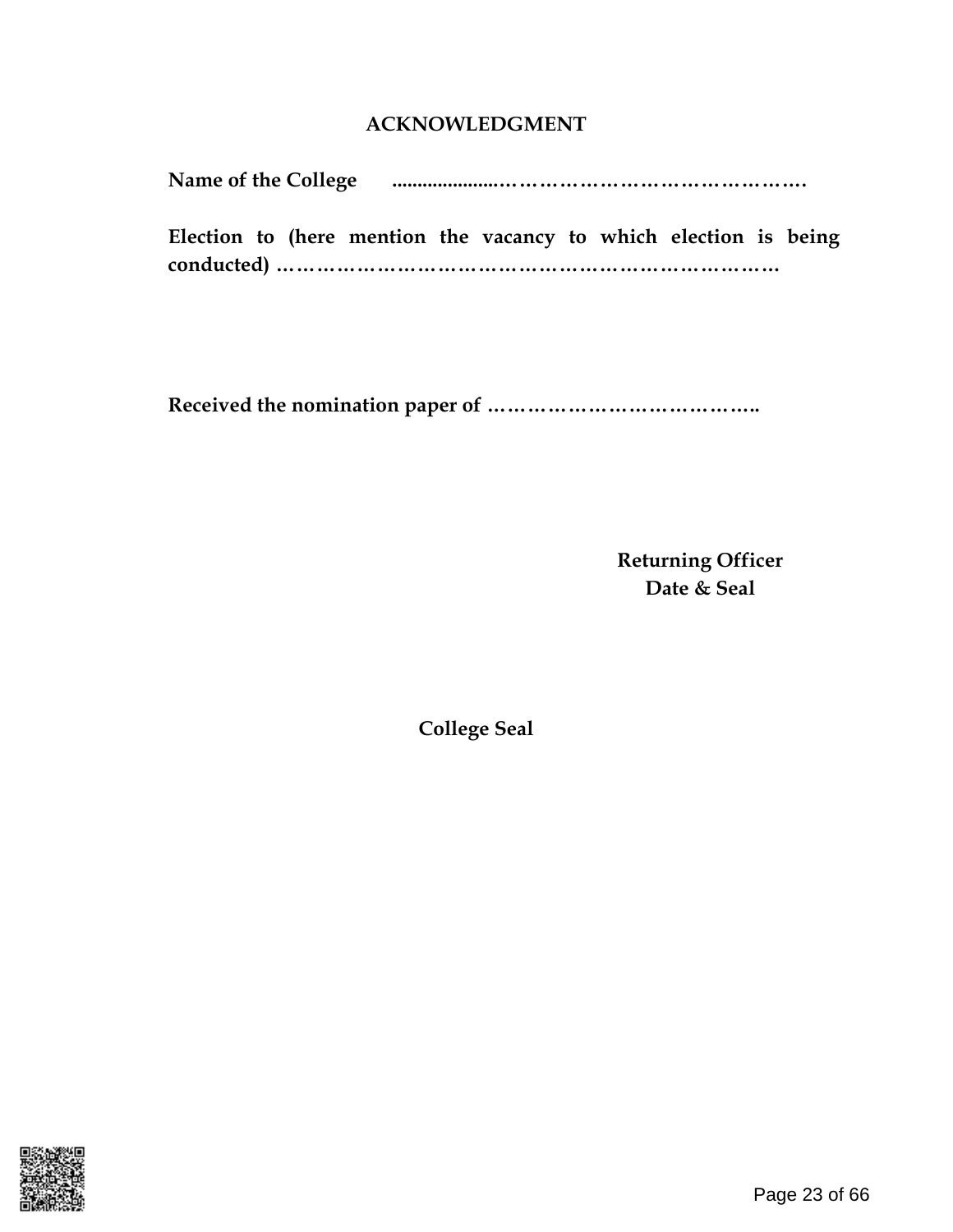## ACKNOWLEDGMENT

**Name of the College** ....................………………………………………….

**Election to (here mention the vacancy to which election is being conducted)** ……………………………………………………………………

**Received the nomination paper of** …………………………………..

**Returning Officer**
**Date & Seal**

**College Seal**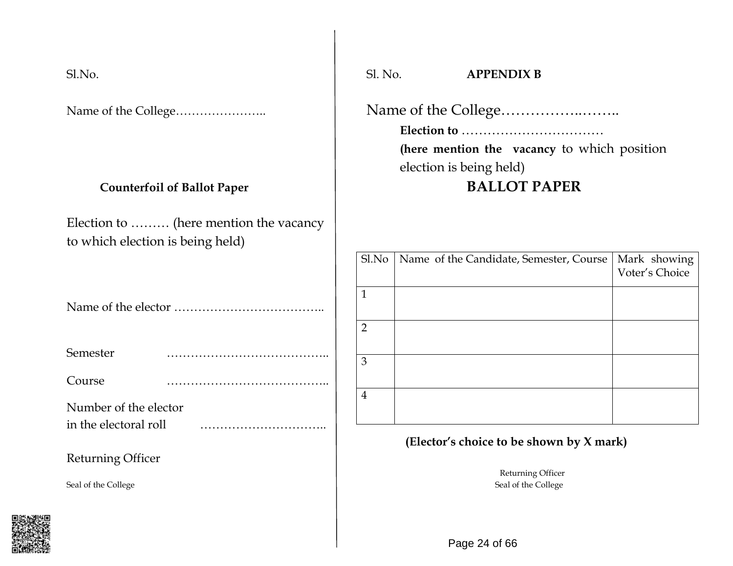Sl.No.

Name of the College…………………..

**Counterfoil of Ballot Paper**

Election to ……… (here mention the vacancy to which election is being held)

Name of the elector ………………………………..

Semester …………………………………..

Course …………………………………..

Number of the elector in the electoral roll …………………………..

Returning Officer

Seal of the College

---

Sl. No. **APPENDIX B**

Name of the College……………..……..

**Election to** ……………………………

**(here mention the vacancy** to which position election is being held)

## BALLOT PAPER

| Sl.No | Name of the Candidate, Semester, Course | Mark showing Voter's Choice |
|---|---|---|
| 1 | | |
| 2 | | |
| 3 | | |
| 4 | | |

**(Elector's choice to be shown by X mark)**

Returning Officer

Seal of the College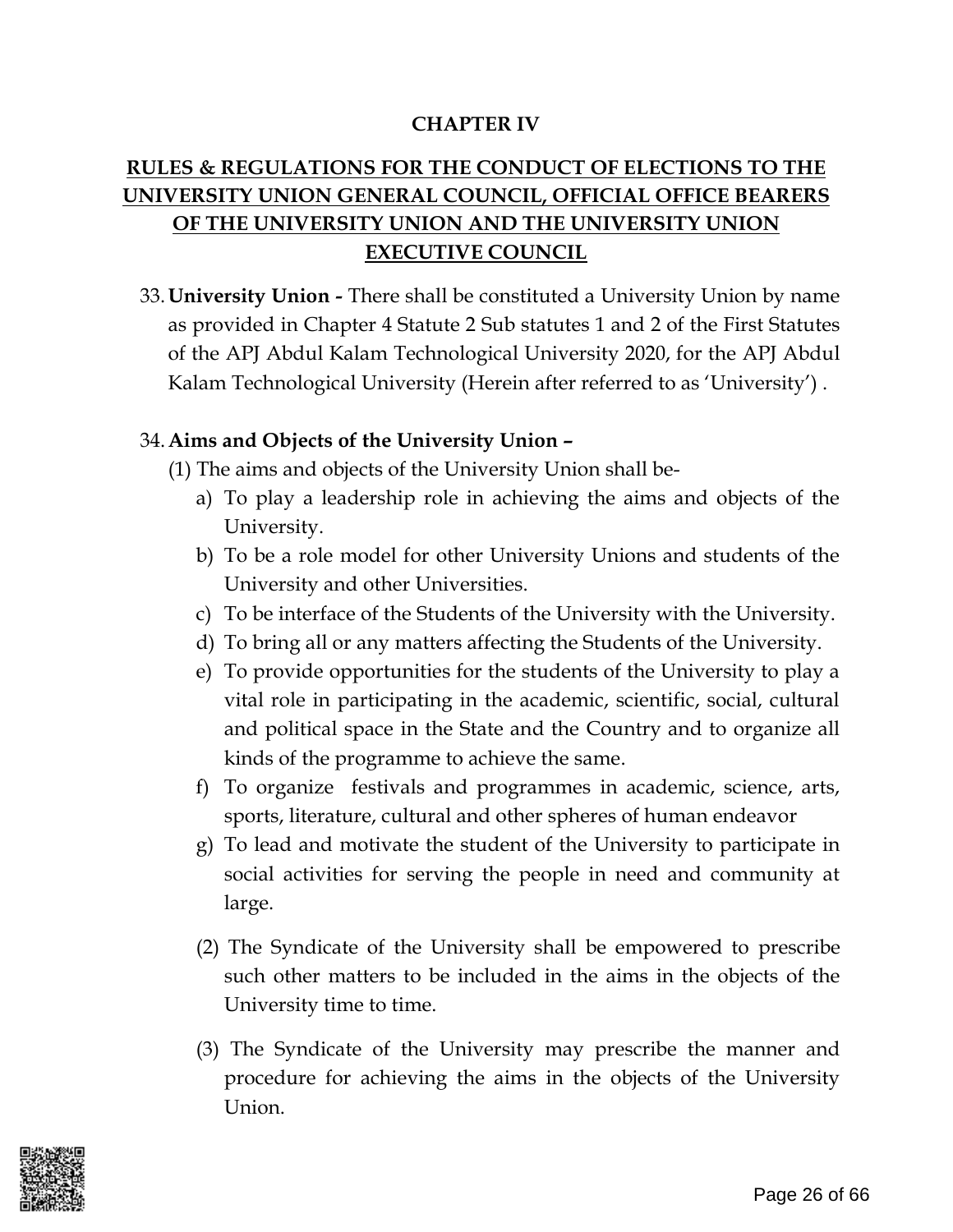## CHAPTER IV

## RULES & REGULATIONS FOR THE CONDUCT OF ELECTIONS TO THE UNIVERSITY UNION GENERAL COUNCIL, OFFICIAL OFFICE BEARERS OF THE UNIVERSITY UNION AND THE UNIVERSITY UNION EXECUTIVE COUNCIL

33. **University Union -** There shall be constituted a University Union by name as provided in Chapter 4 Statute 2 Sub statutes 1 and 2 of the First Statutes of the APJ Abdul Kalam Technological University 2020, for the APJ Abdul Kalam Technological University (Herein after referred to as 'University') .

34. **Aims and Objects of the University Union –**

    (1) The aims and objects of the University Union shall be-

    a) To play a leadership role in achieving the aims and objects of the University.
    b) To be a role model for other University Unions and students of the University and other Universities.
    c) To be interface of the Students of the University with the University.
    d) To bring all or any matters affecting the Students of the University.
    e) To provide opportunities for the students of the University to play a vital role in participating in the academic, scientific, social, cultural and political space in the State and the Country and to organize all kinds of the programme to achieve the same.
    f) To organize festivals and programmes in academic, science, arts, sports, literature, cultural and other spheres of human endeavor
    g) To lead and motivate the student of the University to participate in social activities for serving the people in need and community at large.

    (2) The Syndicate of the University shall be empowered to prescribe such other matters to be included in the aims in the objects of the University time to time.

    (3) The Syndicate of the University may prescribe the manner and procedure for achieving the aims in the objects of the University Union.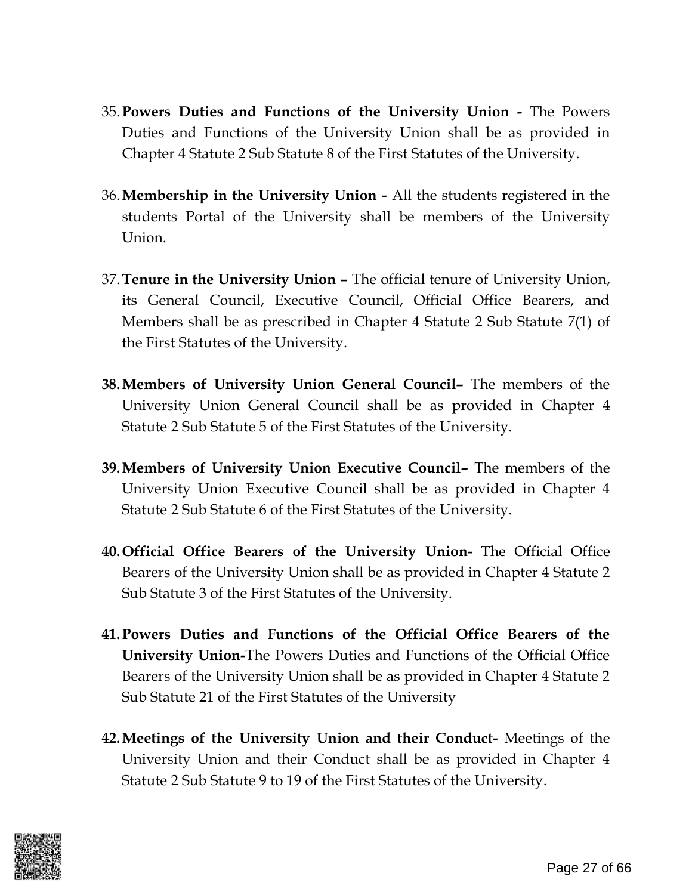35. **Powers Duties and Functions of the University Union -** The Powers Duties and Functions of the University Union shall be as provided in Chapter 4 Statute 2 Sub Statute 8 of the First Statutes of the University.

36. **Membership in the University Union -** All the students registered in the students Portal of the University shall be members of the University Union.

37. **Tenure in the University Union –** The official tenure of University Union, its General Council, Executive Council, Official Office Bearers, and Members shall be as prescribed in Chapter 4 Statute 2 Sub Statute 7(1) of the First Statutes of the University.

38. **Members of University Union General Council–** The members of the University Union General Council shall be as provided in Chapter 4 Statute 2 Sub Statute 5 of the First Statutes of the University.

39. **Members of University Union Executive Council–** The members of the University Union Executive Council shall be as provided in Chapter 4 Statute 2 Sub Statute 6 of the First Statutes of the University.

40. **Official Office Bearers of the University Union-** The Official Office Bearers of the University Union shall be as provided in Chapter 4 Statute 2 Sub Statute 3 of the First Statutes of the University.

41. **Powers Duties and Functions of the Official Office Bearers of the University Union-**The Powers Duties and Functions of the Official Office Bearers of the University Union shall be as provided in Chapter 4 Statute 2 Sub Statute 21 of the First Statutes of the University

42. **Meetings of the University Union and their Conduct-** Meetings of the University Union and their Conduct shall be as provided in Chapter 4 Statute 2 Sub Statute 9 to 19 of the First Statutes of the University.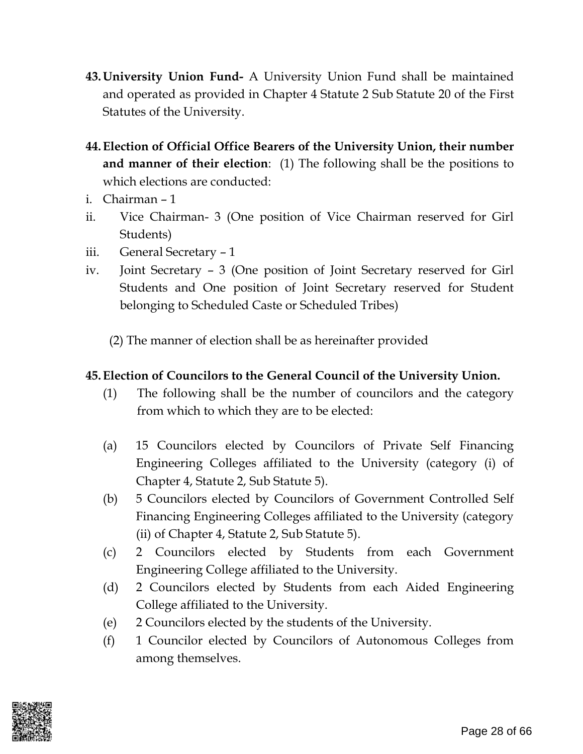**43. University Union Fund-** A University Union Fund shall be maintained and operated as provided in Chapter 4 Statute 2 Sub Statute 20 of the First Statutes of the University.

**44. Election of Official Office Bearers of the University Union, their number and manner of their election**: (1) The following shall be the positions to which elections are conducted:

i. Chairman – 1

ii. Vice Chairman- 3 (One position of Vice Chairman reserved for Girl Students)

iii. General Secretary – 1

iv. Joint Secretary – 3 (One position of Joint Secretary reserved for Girl Students and One position of Joint Secretary reserved for Student belonging to Scheduled Caste or Scheduled Tribes)

(2) The manner of election shall be as hereinafter provided

**45. Election of Councilors to the General Council of the University Union.**

(1) The following shall be the number of councilors and the category from which to which they are to be elected:

(a) 15 Councilors elected by Councilors of Private Self Financing Engineering Colleges affiliated to the University (category (i) of Chapter 4, Statute 2, Sub Statute 5).

(b) 5 Councilors elected by Councilors of Government Controlled Self Financing Engineering Colleges affiliated to the University (category (ii) of Chapter 4, Statute 2, Sub Statute 5).

(c) 2 Councilors elected by Students from each Government Engineering College affiliated to the University.

(d) 2 Councilors elected by Students from each Aided Engineering College affiliated to the University.

(e) 2 Councilors elected by the students of the University.

(f) 1 Councilor elected by Councilors of Autonomous Colleges from among themselves.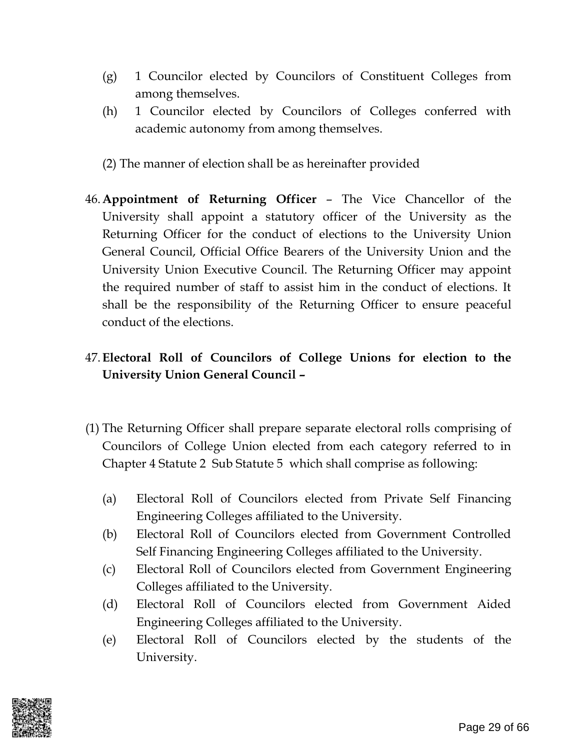(g) 1 Councilor elected by Councilors of Constituent Colleges from among themselves.

(h) 1 Councilor elected by Councilors of Colleges conferred with academic autonomy from among themselves.

(2) The manner of election shall be as hereinafter provided

46. **Appointment of Returning Officer** – The Vice Chancellor of the University shall appoint a statutory officer of the University as the Returning Officer for the conduct of elections to the University Union General Council, Official Office Bearers of the University Union and the University Union Executive Council. The Returning Officer may appoint the required number of staff to assist him in the conduct of elections. It shall be the responsibility of the Returning Officer to ensure peaceful conduct of the elections.

47. **Electoral Roll of Councilors of College Unions for election to the University Union General Council –**

(1) The Returning Officer shall prepare separate electoral rolls comprising of Councilors of College Union elected from each category referred to in Chapter 4 Statute 2 Sub Statute 5 which shall comprise as following:

(a) Electoral Roll of Councilors elected from Private Self Financing Engineering Colleges affiliated to the University.

(b) Electoral Roll of Councilors elected from Government Controlled Self Financing Engineering Colleges affiliated to the University.

(c) Electoral Roll of Councilors elected from Government Engineering Colleges affiliated to the University.

(d) Electoral Roll of Councilors elected from Government Aided Engineering Colleges affiliated to the University.

(e) Electoral Roll of Councilors elected by the students of the University.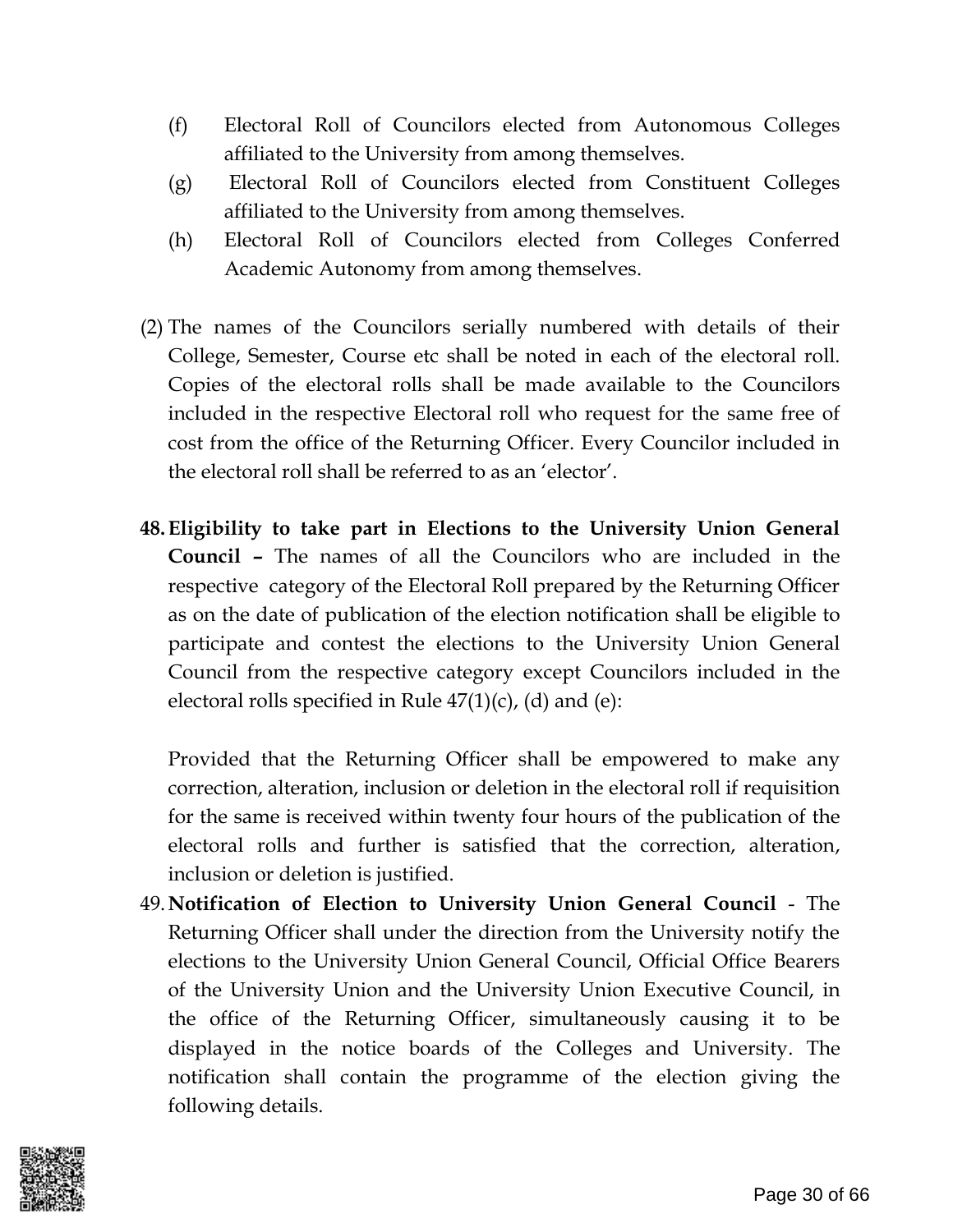(f) Electoral Roll of Councilors elected from Autonomous Colleges affiliated to the University from among themselves.

(g) Electoral Roll of Councilors elected from Constituent Colleges affiliated to the University from among themselves.

(h) Electoral Roll of Councilors elected from Colleges Conferred Academic Autonomy from among themselves.

(2) The names of the Councilors serially numbered with details of their College, Semester, Course etc shall be noted in each of the electoral roll. Copies of the electoral rolls shall be made available to the Councilors included in the respective Electoral roll who request for the same free of cost from the office of the Returning Officer. Every Councilor included in the electoral roll shall be referred to as an 'elector'.

**48. Eligibility to take part in Elections to the University Union General Council –** The names of all the Councilors who are included in the respective category of the Electoral Roll prepared by the Returning Officer as on the date of publication of the election notification shall be eligible to participate and contest the elections to the University Union General Council from the respective category except Councilors included in the electoral rolls specified in Rule 47(1)(c), (d) and (e):

Provided that the Returning Officer shall be empowered to make any correction, alteration, inclusion or deletion in the electoral roll if requisition for the same is received within twenty four hours of the publication of the electoral rolls and further is satisfied that the correction, alteration, inclusion or deletion is justified.

49. **Notification of Election to University Union General Council** - The Returning Officer shall under the direction from the University notify the elections to the University Union General Council, Official Office Bearers of the University Union and the University Union Executive Council, in the office of the Returning Officer, simultaneously causing it to be displayed in the notice boards of the Colleges and University. The notification shall contain the programme of the election giving the following details.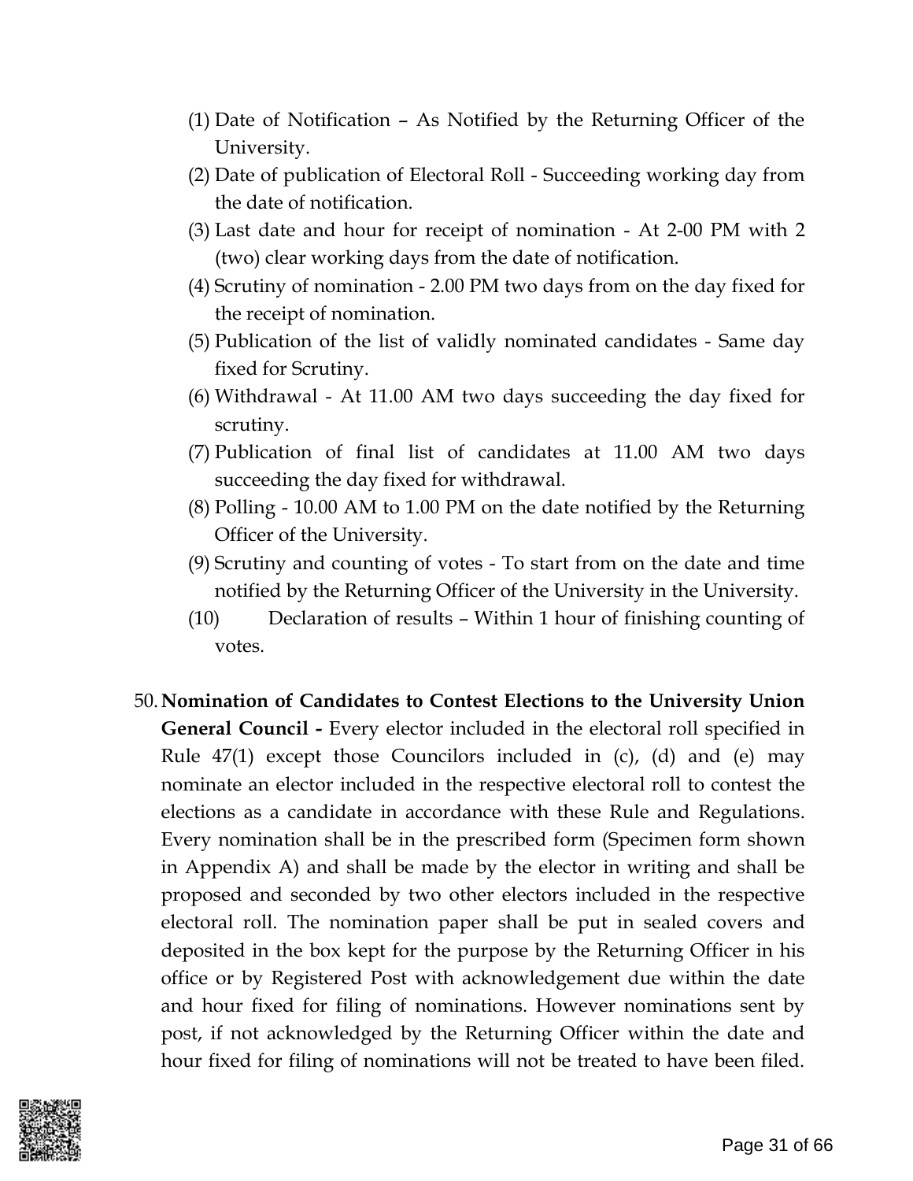(1) Date of Notification – As Notified by the Returning Officer of the University.
(2) Date of publication of Electoral Roll - Succeeding working day from the date of notification.
(3) Last date and hour for receipt of nomination - At 2-00 PM with 2 (two) clear working days from the date of notification.
(4) Scrutiny of nomination - 2.00 PM two days from on the day fixed for the receipt of nomination.
(5) Publication of the list of validly nominated candidates - Same day fixed for Scrutiny.
(6) Withdrawal - At 11.00 AM two days succeeding the day fixed for scrutiny.
(7) Publication of final list of candidates at 11.00 AM two days succeeding the day fixed for withdrawal.
(8) Polling - 10.00 AM to 1.00 PM on the date notified by the Returning Officer of the University.
(9) Scrutiny and counting of votes - To start from on the date and time notified by the Returning Officer of the University in the University.
(10) Declaration of results – Within 1 hour of finishing counting of votes.

50. **Nomination of Candidates to Contest Elections to the University Union General Council -** Every elector included in the electoral roll specified in Rule 47(1) except those Councilors included in (c), (d) and (e) may nominate an elector included in the respective electoral roll to contest the elections as a candidate in accordance with these Rule and Regulations. Every nomination shall be in the prescribed form (Specimen form shown in Appendix A) and shall be made by the elector in writing and shall be proposed and seconded by two other electors included in the respective electoral roll. The nomination paper shall be put in sealed covers and deposited in the box kept for the purpose by the Returning Officer in his office or by Registered Post with acknowledgement due within the date and hour fixed for filing of nominations. However nominations sent by post, if not acknowledged by the Returning Officer within the date and hour fixed for filing of nominations will not be treated to have been filed.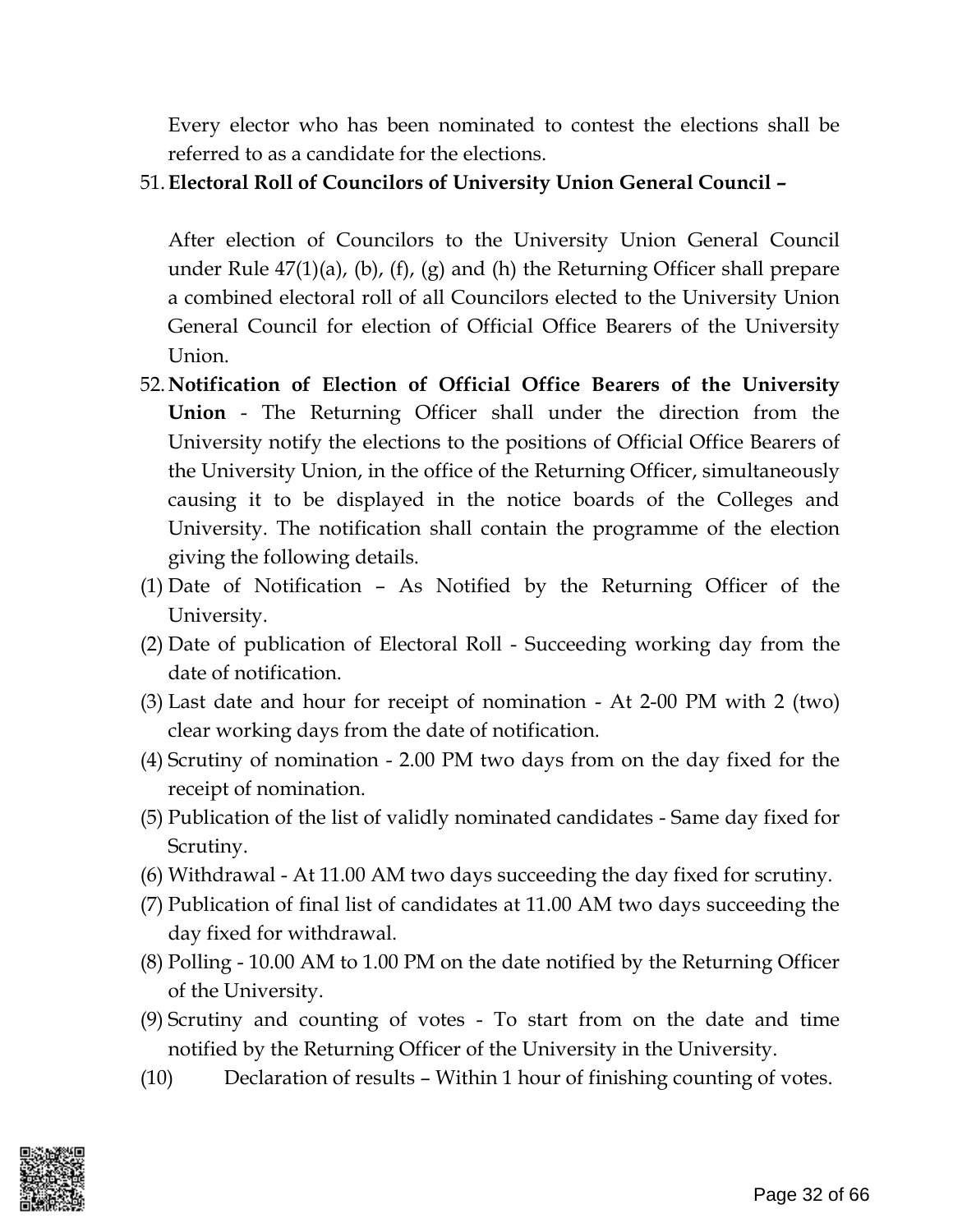Every elector who has been nominated to contest the elections shall be referred to as a candidate for the elections.

51. **Electoral Roll of Councilors of University Union General Council –**

After election of Councilors to the University Union General Council under Rule 47(1)(a), (b), (f), (g) and (h) the Returning Officer shall prepare a combined electoral roll of all Councilors elected to the University Union General Council for election of Official Office Bearers of the University Union.

52. **Notification of Election of Official Office Bearers of the University Union** - The Returning Officer shall under the direction from the University notify the elections to the positions of Official Office Bearers of the University Union, in the office of the Returning Officer, simultaneously causing it to be displayed in the notice boards of the Colleges and University. The notification shall contain the programme of the election giving the following details.

(1) Date of Notification – As Notified by the Returning Officer of the University.

(2) Date of publication of Electoral Roll - Succeeding working day from the date of notification.

(3) Last date and hour for receipt of nomination - At 2-00 PM with 2 (two) clear working days from the date of notification.

(4) Scrutiny of nomination - 2.00 PM two days from on the day fixed for the receipt of nomination.

(5) Publication of the list of validly nominated candidates - Same day fixed for Scrutiny.

(6) Withdrawal - At 11.00 AM two days succeeding the day fixed for scrutiny.

(7) Publication of final list of candidates at 11.00 AM two days succeeding the day fixed for withdrawal.

(8) Polling - 10.00 AM to 1.00 PM on the date notified by the Returning Officer of the University.

(9) Scrutiny and counting of votes - To start from on the date and time notified by the Returning Officer of the University in the University.

(10) Declaration of results – Within 1 hour of finishing counting of votes.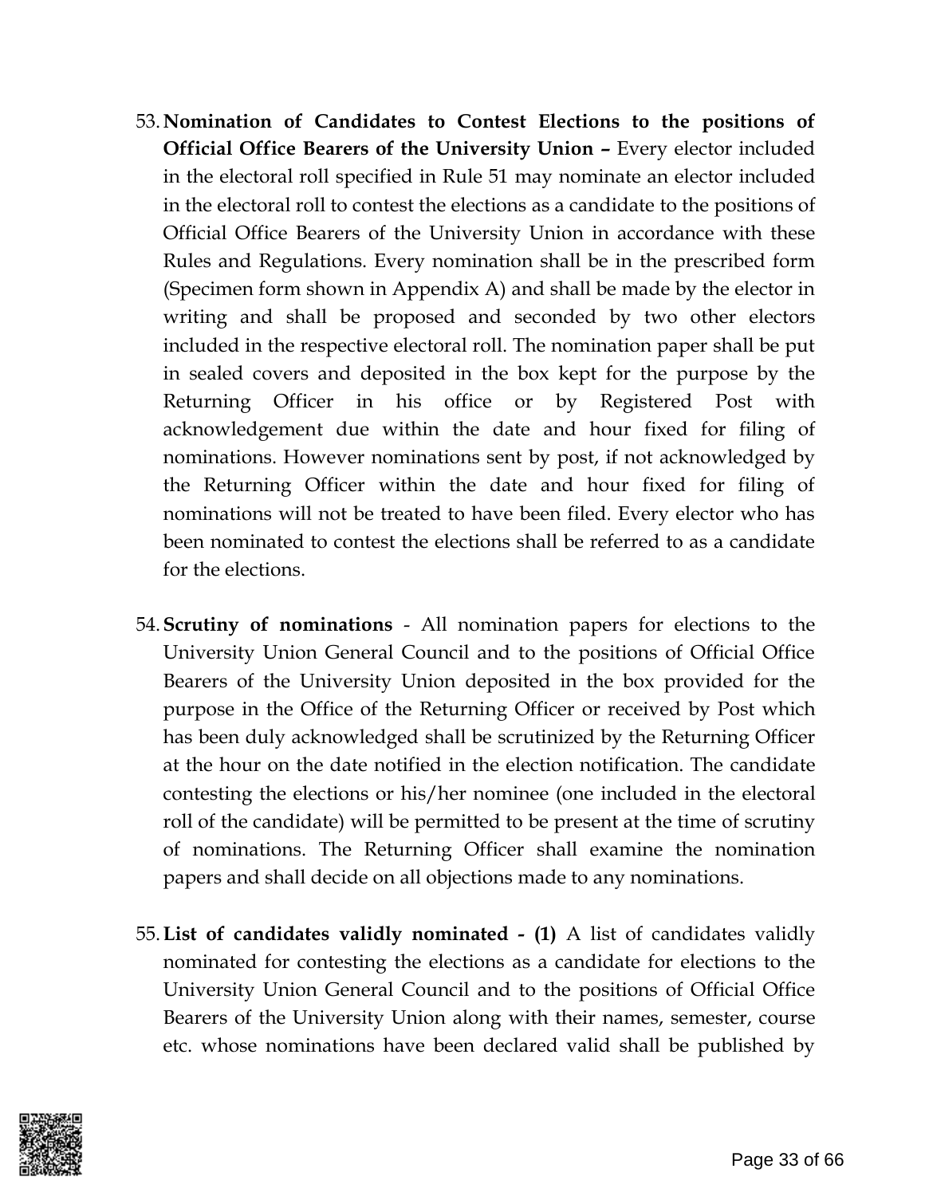53. **Nomination of Candidates to Contest Elections to the positions of Official Office Bearers of the University Union –** Every elector included in the electoral roll specified in Rule 51 may nominate an elector included in the electoral roll to contest the elections as a candidate to the positions of Official Office Bearers of the University Union in accordance with these Rules and Regulations. Every nomination shall be in the prescribed form (Specimen form shown in Appendix A) and shall be made by the elector in writing and shall be proposed and seconded by two other electors included in the respective electoral roll. The nomination paper shall be put in sealed covers and deposited in the box kept for the purpose by the Returning Officer in his office or by Registered Post with acknowledgement due within the date and hour fixed for filing of nominations. However nominations sent by post, if not acknowledged by the Returning Officer within the date and hour fixed for filing of nominations will not be treated to have been filed. Every elector who has been nominated to contest the elections shall be referred to as a candidate for the elections.

54. **Scrutiny of nominations** - All nomination papers for elections to the University Union General Council and to the positions of Official Office Bearers of the University Union deposited in the box provided for the purpose in the Office of the Returning Officer or received by Post which has been duly acknowledged shall be scrutinized by the Returning Officer at the hour on the date notified in the election notification. The candidate contesting the elections or his/her nominee (one included in the electoral roll of the candidate) will be permitted to be present at the time of scrutiny of nominations. The Returning Officer shall examine the nomination papers and shall decide on all objections made to any nominations.

55. **List of candidates validly nominated - (1)** A list of candidates validly nominated for contesting the elections as a candidate for elections to the University Union General Council and to the positions of Official Office Bearers of the University Union along with their names, semester, course etc. whose nominations have been declared valid shall be published by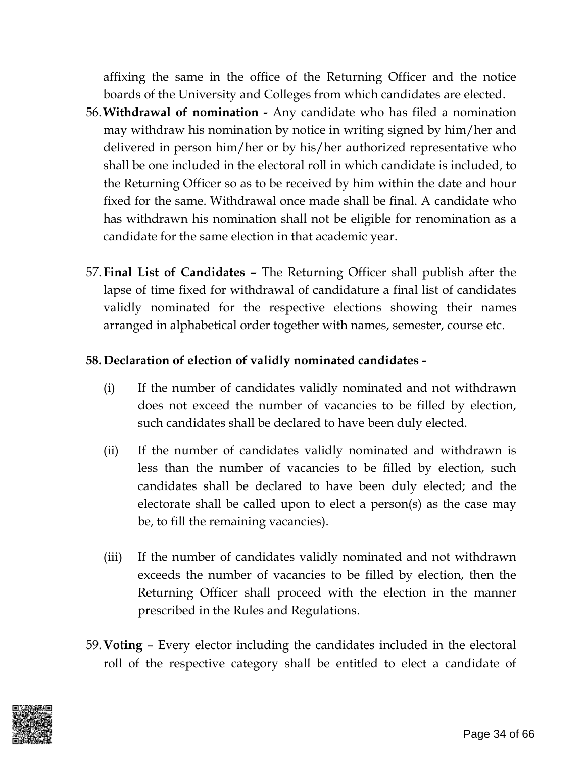affixing the same in the office of the Returning Officer and the notice boards of the University and Colleges from which candidates are elected.

56. **Withdrawal of nomination -** Any candidate who has filed a nomination may withdraw his nomination by notice in writing signed by him/her and delivered in person him/her or by his/her authorized representative who shall be one included in the electoral roll in which candidate is included, to the Returning Officer so as to be received by him within the date and hour fixed for the same. Withdrawal once made shall be final. A candidate who has withdrawn his nomination shall not be eligible for renomination as a candidate for the same election in that academic year.

57. **Final List of Candidates –** The Returning Officer shall publish after the lapse of time fixed for withdrawal of candidature a final list of candidates validly nominated for the respective elections showing their names arranged in alphabetical order together with names, semester, course etc.

58. **Declaration of election of validly nominated candidates -**

    (i) If the number of candidates validly nominated and not withdrawn does not exceed the number of vacancies to be filled by election, such candidates shall be declared to have been duly elected.

    (ii) If the number of candidates validly nominated and withdrawn is less than the number of vacancies to be filled by election, such candidates shall be declared to have been duly elected; and the electorate shall be called upon to elect a person(s) as the case may be, to fill the remaining vacancies).

    (iii) If the number of candidates validly nominated and not withdrawn exceeds the number of vacancies to be filled by election, then the Returning Officer shall proceed with the election in the manner prescribed in the Rules and Regulations.

59. **Voting** – Every elector including the candidates included in the electoral roll of the respective category shall be entitled to elect a candidate of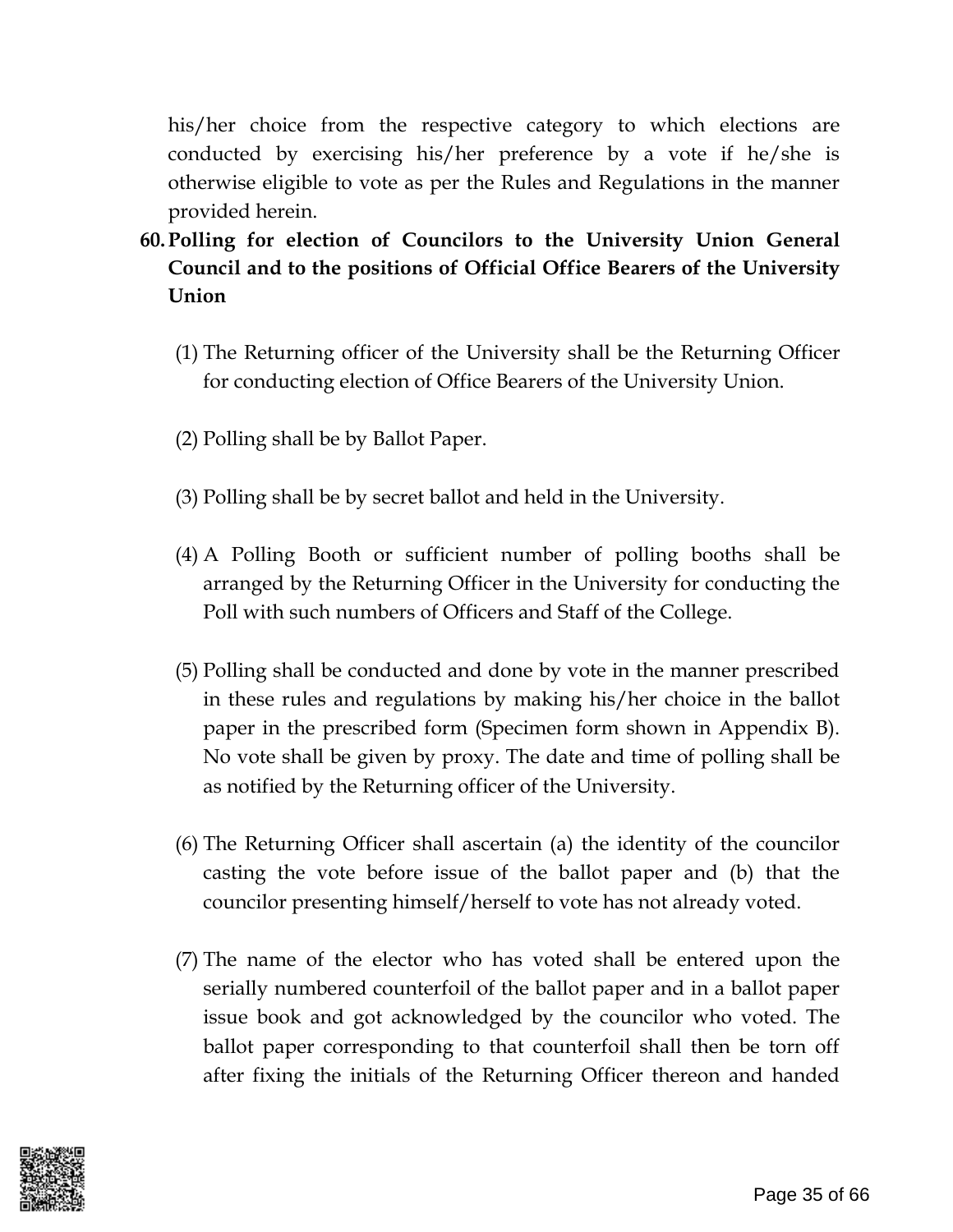his/her choice from the respective category to which elections are conducted by exercising his/her preference by a vote if he/she is otherwise eligible to vote as per the Rules and Regulations in the manner provided herein.

**60. Polling for election of Councilors to the University Union General Council and to the positions of Official Office Bearers of the University Union**

(1) The Returning officer of the University shall be the Returning Officer for conducting election of Office Bearers of the University Union.

(2) Polling shall be by Ballot Paper.

(3) Polling shall be by secret ballot and held in the University.

(4) A Polling Booth or sufficient number of polling booths shall be arranged by the Returning Officer in the University for conducting the Poll with such numbers of Officers and Staff of the College.

(5) Polling shall be conducted and done by vote in the manner prescribed in these rules and regulations by making his/her choice in the ballot paper in the prescribed form (Specimen form shown in Appendix B). No vote shall be given by proxy. The date and time of polling shall be as notified by the Returning officer of the University.

(6) The Returning Officer shall ascertain (a) the identity of the councilor casting the vote before issue of the ballot paper and (b) that the councilor presenting himself/herself to vote has not already voted.

(7) The name of the elector who has voted shall be entered upon the serially numbered counterfoil of the ballot paper and in a ballot paper issue book and got acknowledged by the councilor who voted. The ballot paper corresponding to that counterfoil shall then be torn off after fixing the initials of the Returning Officer thereon and handed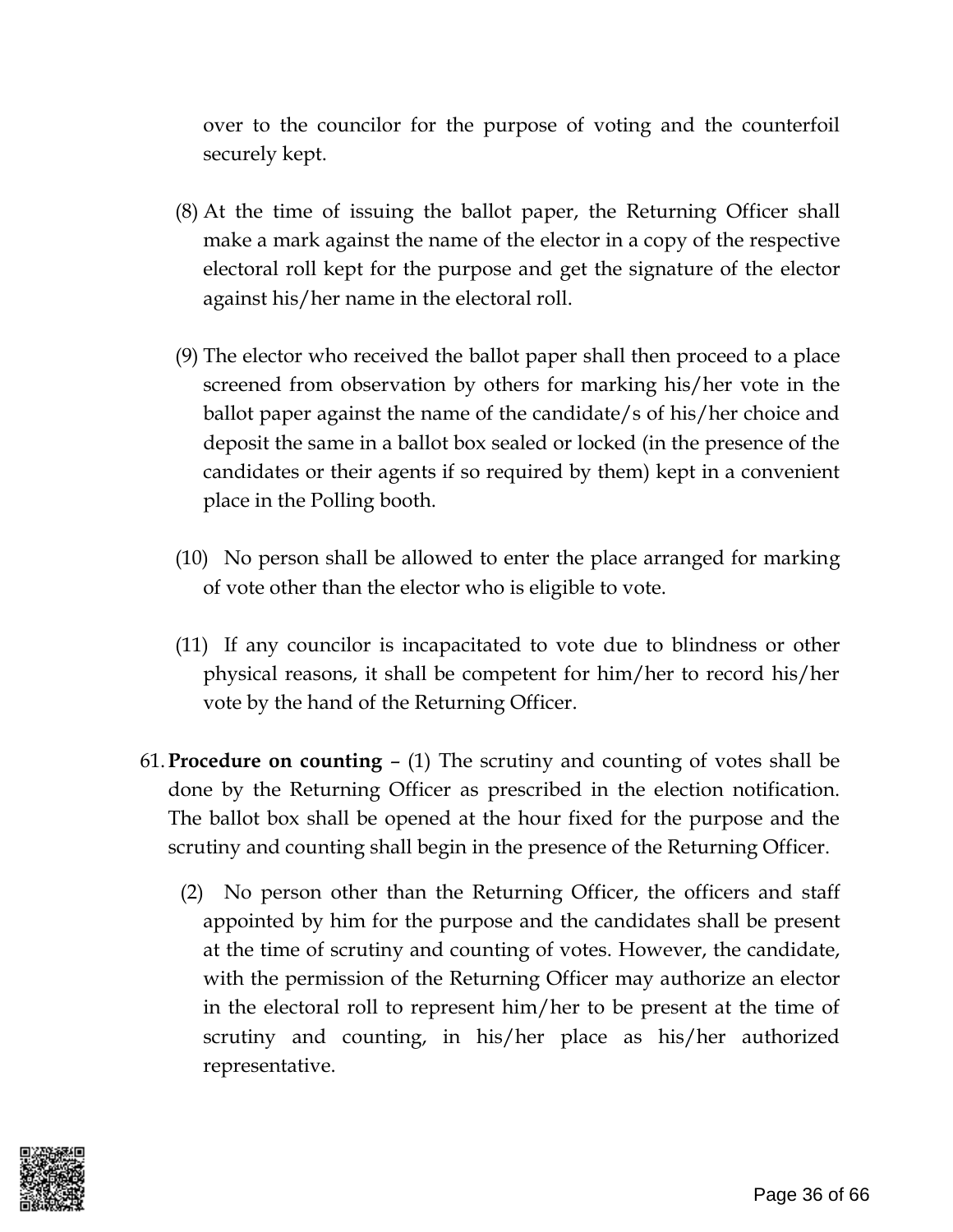over to the councilor for the purpose of voting and the counterfoil securely kept.

(8) At the time of issuing the ballot paper, the Returning Officer shall make a mark against the name of the elector in a copy of the respective electoral roll kept for the purpose and get the signature of the elector against his/her name in the electoral roll.

(9) The elector who received the ballot paper shall then proceed to a place screened from observation by others for marking his/her vote in the ballot paper against the name of the candidate/s of his/her choice and deposit the same in a ballot box sealed or locked (in the presence of the candidates or their agents if so required by them) kept in a convenient place in the Polling booth.

(10) No person shall be allowed to enter the place arranged for marking of vote other than the elector who is eligible to vote.

(11) If any councilor is incapacitated to vote due to blindness or other physical reasons, it shall be competent for him/her to record his/her vote by the hand of the Returning Officer.

61. **Procedure on counting** – (1) The scrutiny and counting of votes shall be done by the Returning Officer as prescribed in the election notification. The ballot box shall be opened at the hour fixed for the purpose and the scrutiny and counting shall begin in the presence of the Returning Officer.

(2) No person other than the Returning Officer, the officers and staff appointed by him for the purpose and the candidates shall be present at the time of scrutiny and counting of votes. However, the candidate, with the permission of the Returning Officer may authorize an elector in the electoral roll to represent him/her to be present at the time of scrutiny and counting, in his/her place as his/her authorized representative.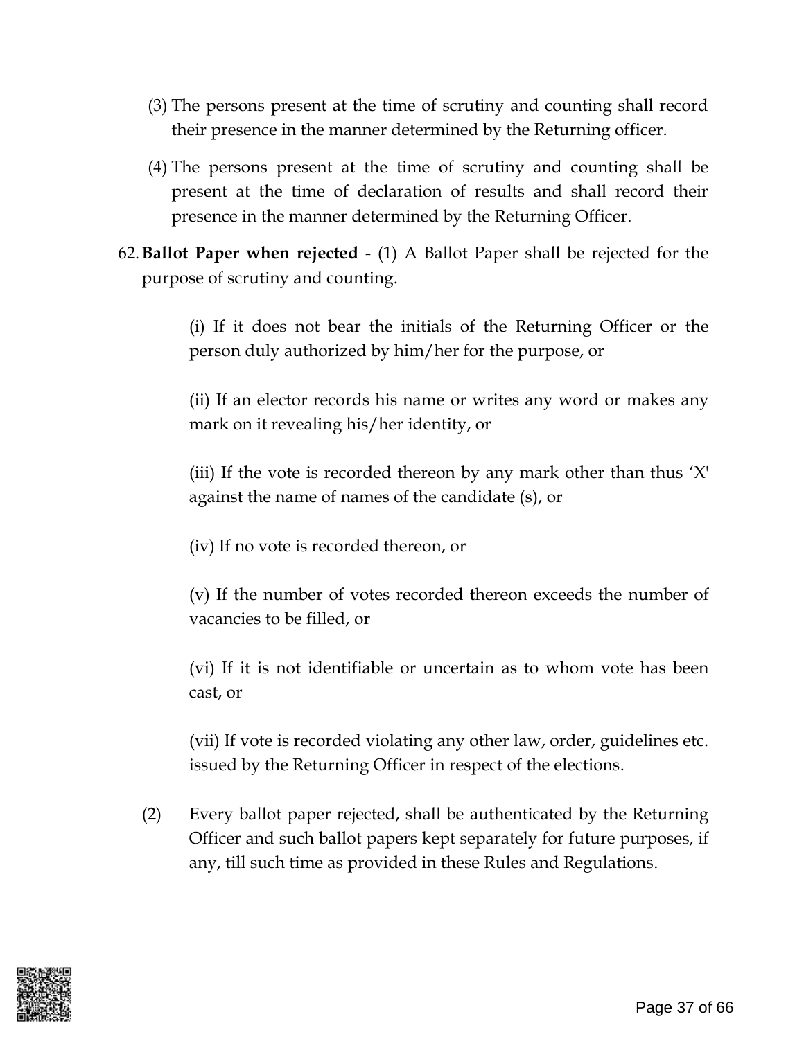(3) The persons present at the time of scrutiny and counting shall record their presence in the manner determined by the Returning officer.

(4) The persons present at the time of scrutiny and counting shall be present at the time of declaration of results and shall record their presence in the manner determined by the Returning Officer.

62. **Ballot Paper when rejected** - (1) A Ballot Paper shall be rejected for the purpose of scrutiny and counting.

(i) If it does not bear the initials of the Returning Officer or the person duly authorized by him/her for the purpose, or

(ii) If an elector records his name or writes any word or makes any mark on it revealing his/her identity, or

(iii) If the vote is recorded thereon by any mark other than thus 'X' against the name of names of the candidate (s), or

(iv) If no vote is recorded thereon, or

(v) If the number of votes recorded thereon exceeds the number of vacancies to be filled, or

(vi) If it is not identifiable or uncertain as to whom vote has been cast, or

(vii) If vote is recorded violating any other law, order, guidelines etc. issued by the Returning Officer in respect of the elections.

(2) Every ballot paper rejected, shall be authenticated by the Returning Officer and such ballot papers kept separately for future purposes, if any, till such time as provided in these Rules and Regulations.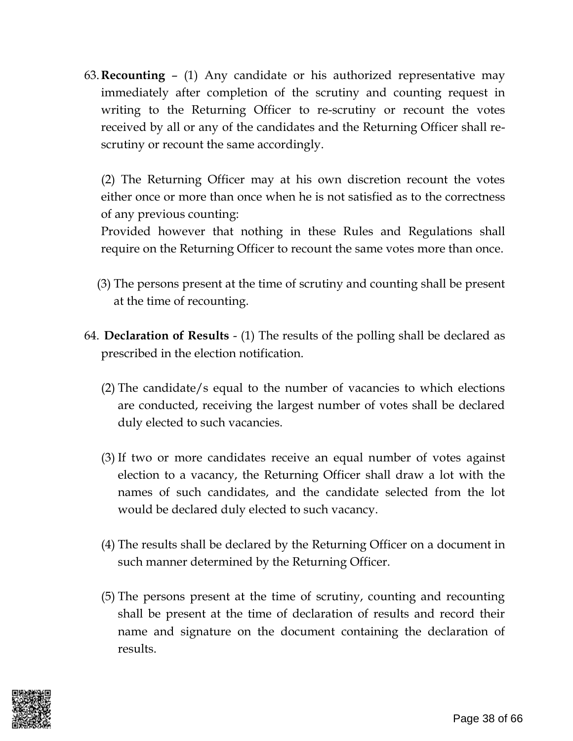63. **Recounting** – (1) Any candidate or his authorized representative may immediately after completion of the scrutiny and counting request in writing to the Returning Officer to re-scrutiny or recount the votes received by all or any of the candidates and the Returning Officer shall re-scrutiny or recount the same accordingly.

   (2) The Returning Officer may at his own discretion recount the votes either once or more than once when he is not satisfied as to the correctness of any previous counting:
   Provided however that nothing in these Rules and Regulations shall require on the Returning Officer to recount the same votes more than once.

   (3) The persons present at the time of scrutiny and counting shall be present at the time of recounting.

64. **Declaration of Results** - (1) The results of the polling shall be declared as prescribed in the election notification.

   (2) The candidate/s equal to the number of vacancies to which elections are conducted, receiving the largest number of votes shall be declared duly elected to such vacancies.

   (3) If two or more candidates receive an equal number of votes against election to a vacancy, the Returning Officer shall draw a lot with the names of such candidates, and the candidate selected from the lot would be declared duly elected to such vacancy.

   (4) The results shall be declared by the Returning Officer on a document in such manner determined by the Returning Officer.

   (5) The persons present at the time of scrutiny, counting and recounting shall be present at the time of declaration of results and record their name and signature on the document containing the declaration of results.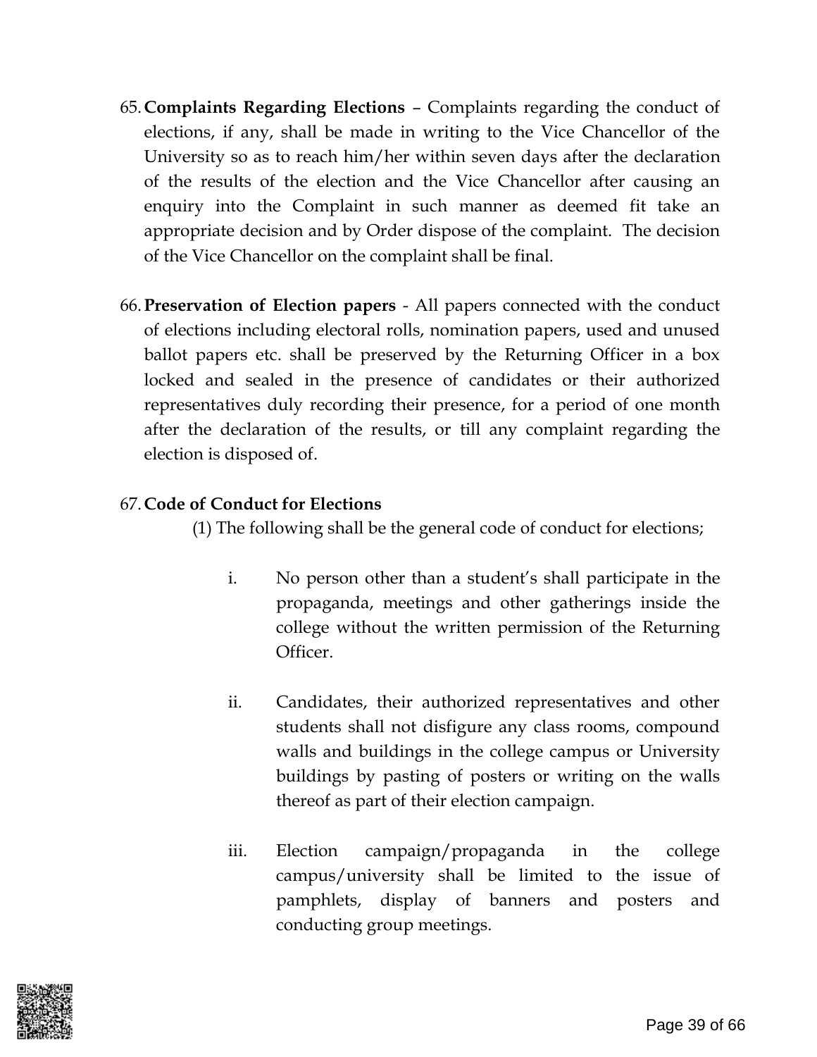65. **Complaints Regarding Elections** – Complaints regarding the conduct of elections, if any, shall be made in writing to the Vice Chancellor of the University so as to reach him/her within seven days after the declaration of the results of the election and the Vice Chancellor after causing an enquiry into the Complaint in such manner as deemed fit take an appropriate decision and by Order dispose of the complaint. The decision of the Vice Chancellor on the complaint shall be final.

66. **Preservation of Election papers** - All papers connected with the conduct of elections including electoral rolls, nomination papers, used and unused ballot papers etc. shall be preserved by the Returning Officer in a box locked and sealed in the presence of candidates or their authorized representatives duly recording their presence, for a period of one month after the declaration of the results, or till any complaint regarding the election is disposed of.

67. **Code of Conduct for Elections**

    (1) The following shall be the general code of conduct for elections;

    i. No person other than a student's shall participate in the propaganda, meetings and other gatherings inside the college without the written permission of the Returning Officer.

    ii. Candidates, their authorized representatives and other students shall not disfigure any class rooms, compound walls and buildings in the college campus or University buildings by pasting of posters or writing on the walls thereof as part of their election campaign.

    iii. Election campaign/propaganda in the college campus/university shall be limited to the issue of pamphlets, display of banners and posters and conducting group meetings.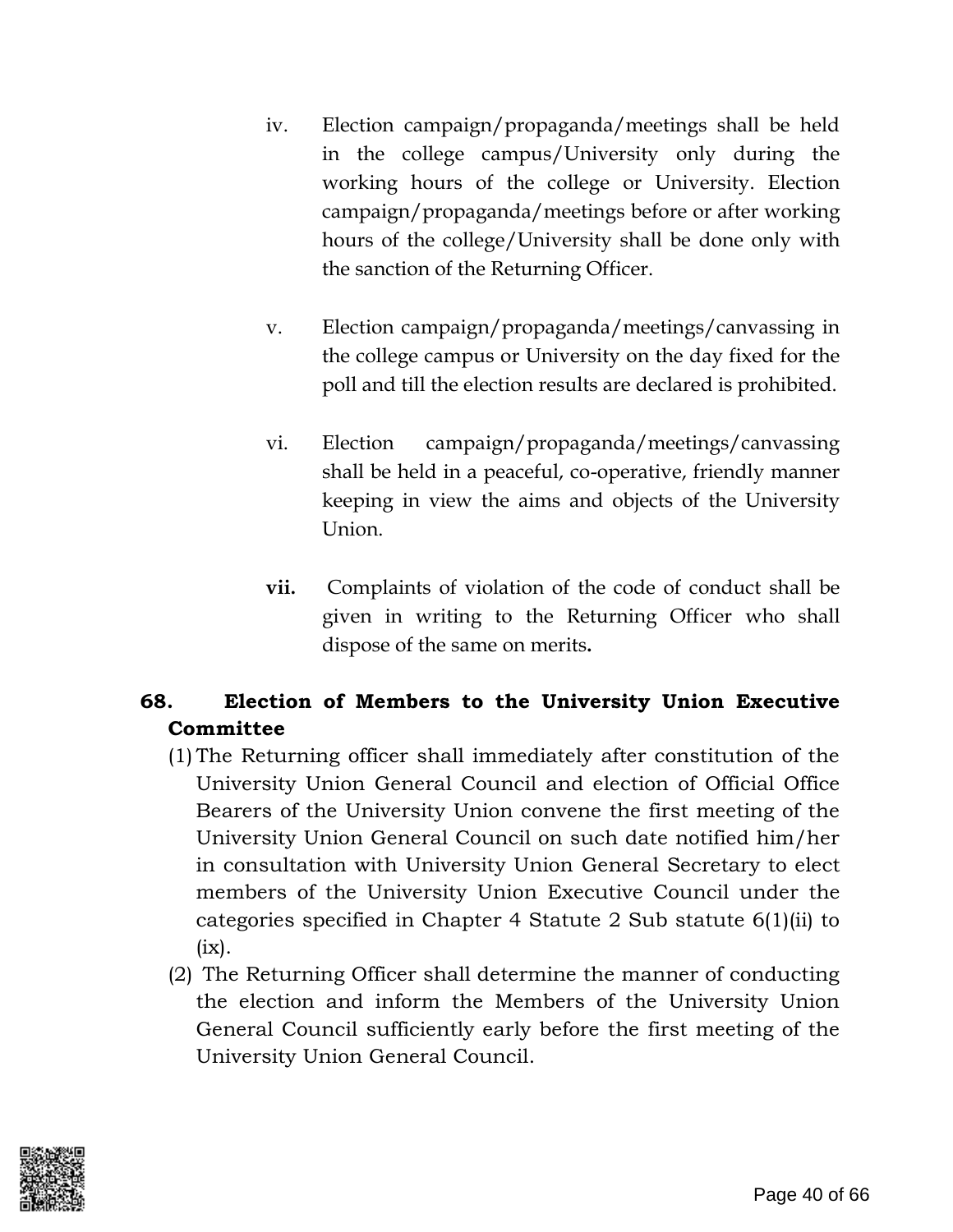iv. Election campaign/propaganda/meetings shall be held in the college campus/University only during the working hours of the college or University. Election campaign/propaganda/meetings before or after working hours of the college/University shall be done only with the sanction of the Returning Officer.

v. Election campaign/propaganda/meetings/canvassing in the college campus or University on the day fixed for the poll and till the election results are declared is prohibited.

vi. Election campaign/propaganda/meetings/canvassing shall be held in a peaceful, co-operative, friendly manner keeping in view the aims and objects of the University Union.

**vii.** Complaints of violation of the code of conduct shall be given in writing to the Returning Officer who shall dispose of the same on merits**.**

## 68. Election of Members to the University Union Executive Committee

(1) The Returning officer shall immediately after constitution of the University Union General Council and election of Official Office Bearers of the University Union convene the first meeting of the University Union General Council on such date notified him/her in consultation with University Union General Secretary to elect members of the University Union Executive Council under the categories specified in Chapter 4 Statute 2 Sub statute 6(1)(ii) to (ix).

(2) The Returning Officer shall determine the manner of conducting the election and inform the Members of the University Union General Council sufficiently early before the first meeting of the University Union General Council.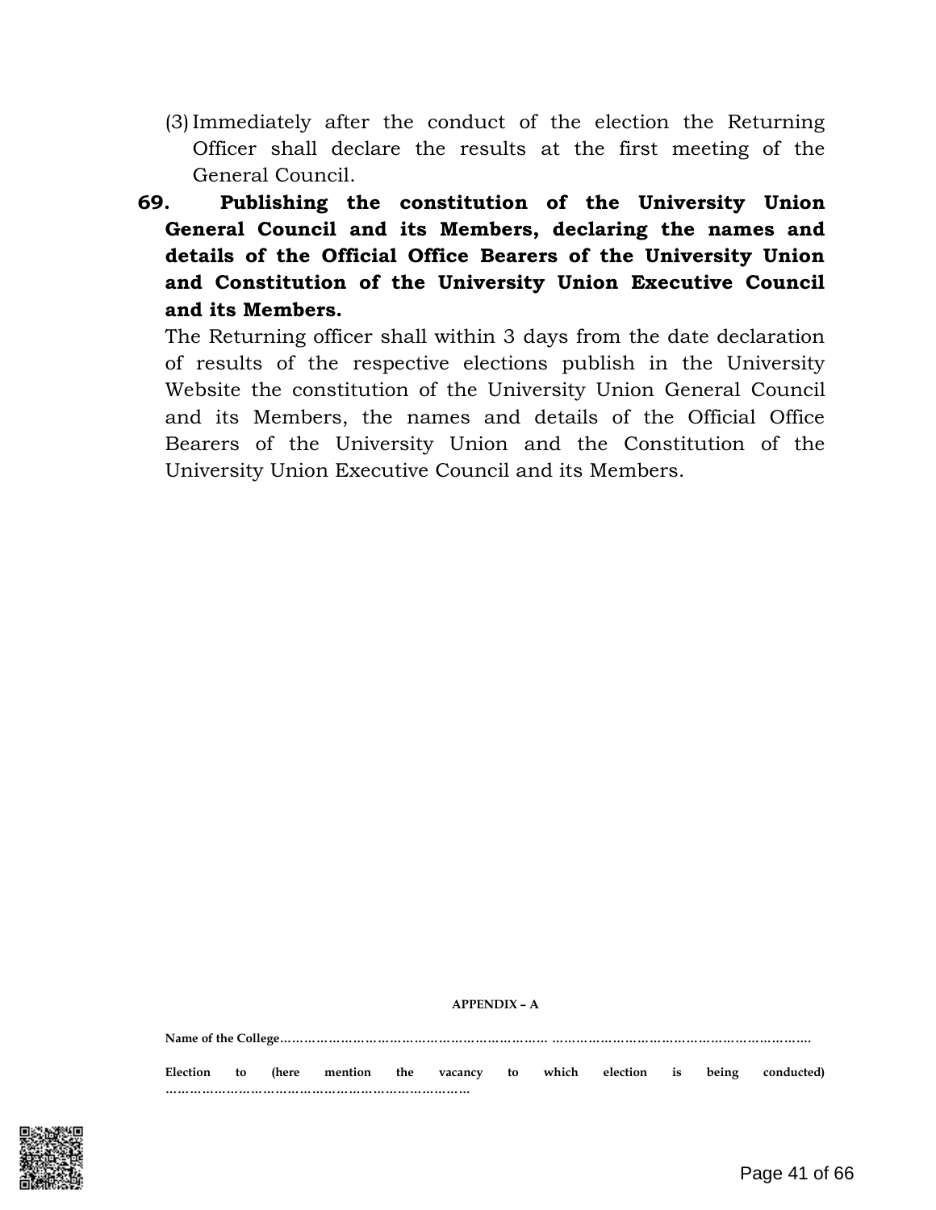(3) Immediately after the conduct of the election the Returning Officer shall declare the results at the first meeting of the General Council.

**69. Publishing the constitution of the University Union General Council and its Members, declaring the names and details of the Official Office Bearers of the University Union and Constitution of the University Union Executive Council and its Members.**

The Returning officer shall within 3 days from the date declaration of results of the respective elections publish in the University Website the constitution of the University Union General Council and its Members, the names and details of the Official Office Bearers of the University Union and the Constitution of the University Union Executive Council and its Members.

**APPENDIX – A**

**Name of the College**……………………………………………………… ………………………………………………………

**Election to (here mention the vacancy to which election is being conducted)** ……………………………………………………………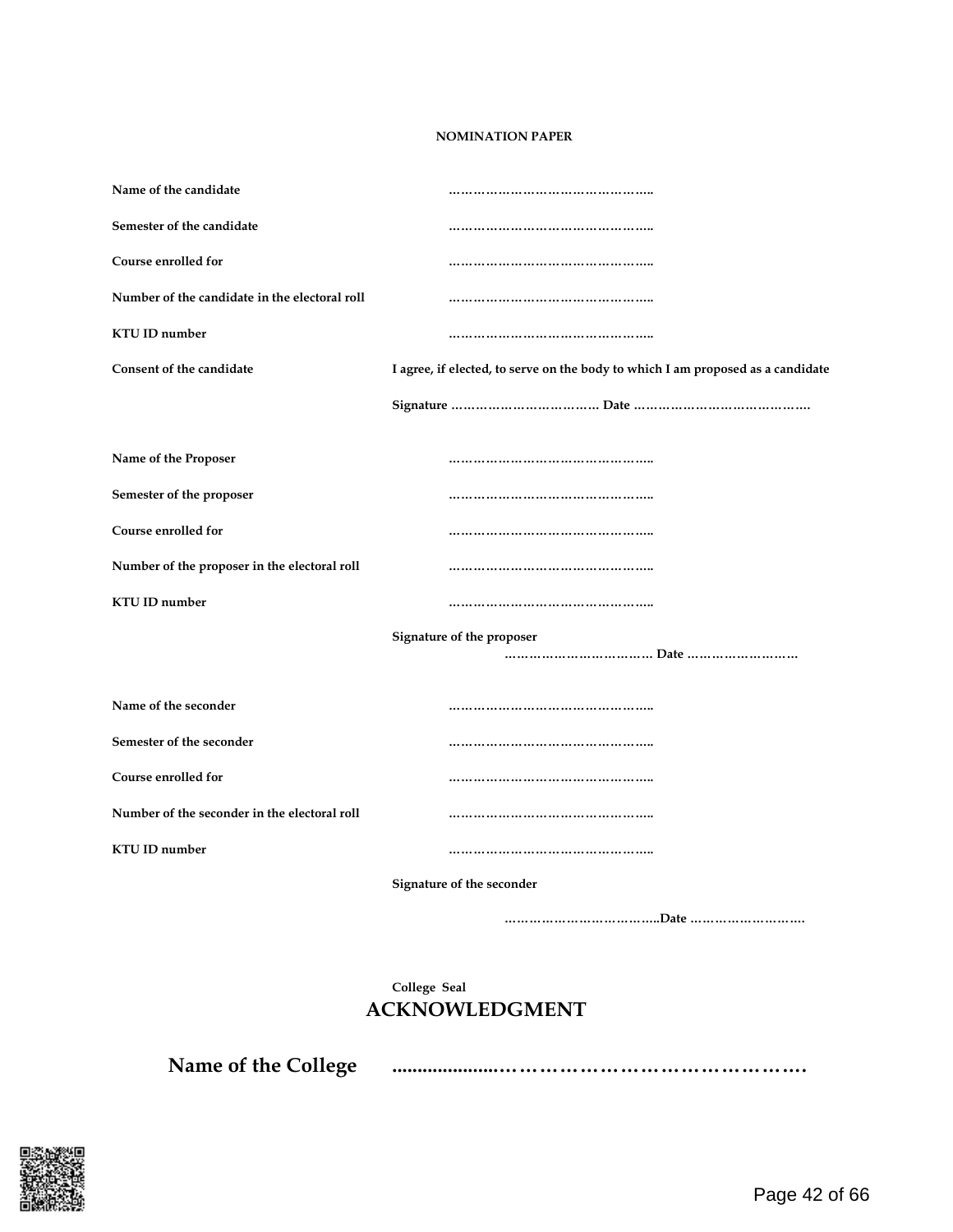**NOMINATION PAPER**

**Name of the candidate** ……………………………………………..

**Semester of the candidate** ……………………………………………..

**Course enrolled for** ……………………………………………..

**Number of the candidate in the electoral roll** ……………………………………………..

**KTU ID number** ……………………………………………..

**Consent of the candidate** **I agree, if elected, to serve on the body to which I am proposed as a candidate**

**Signature** ……………………………… **Date** …………………………………….

**Name of the Proposer** ……………………………………………..

**Semester of the proposer** ……………………………………………..

**Course enrolled for** ……………………………………………..

**Number of the proposer in the electoral roll** ……………………………………………..

**KTU ID number** ……………………………………………..

**Signature of the proposer** ……………………………… **Date** ………………………

**Name of the seconder** ……………………………………………..

**Semester of the seconder** ……………………………………………..

**Course enrolled for** ……………………………………………..

**Number of the seconder in the electoral roll** ……………………………………………..

**KTU ID number** ……………………………………………..

**Signature of the seconder** ………………………………..**Date** ……………………….

**College Seal**

## ACKNOWLEDGMENT

**Name of the College** ....................……………………………………….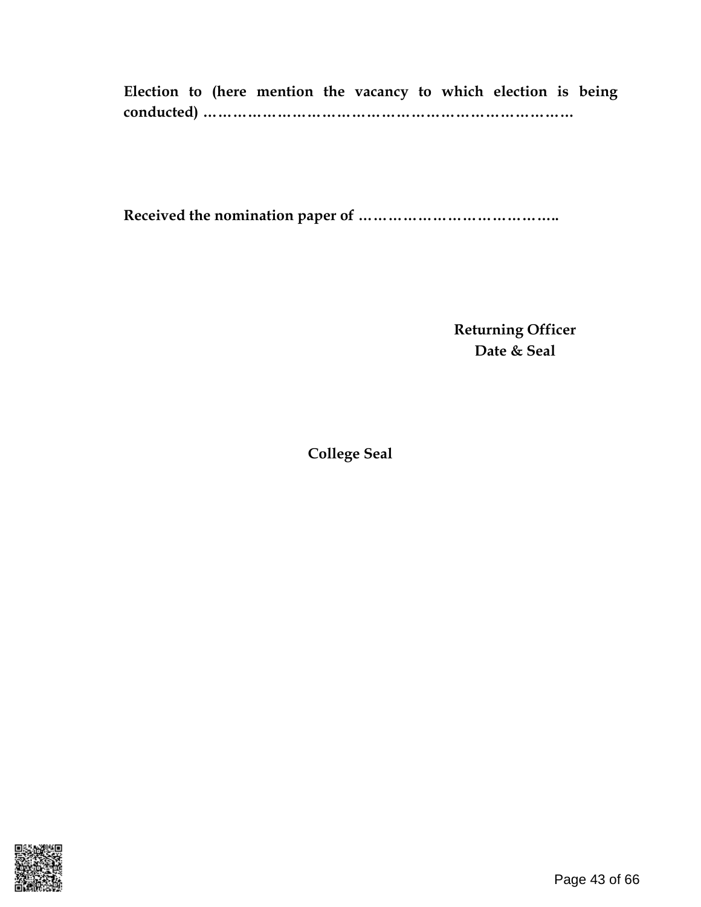**Election to (here mention the vacancy to which election is being conducted) ……………………………………………………………………**

**Received the nomination paper of …………………………………..**

**Returning Officer**
**Date & Seal**

**College Seal**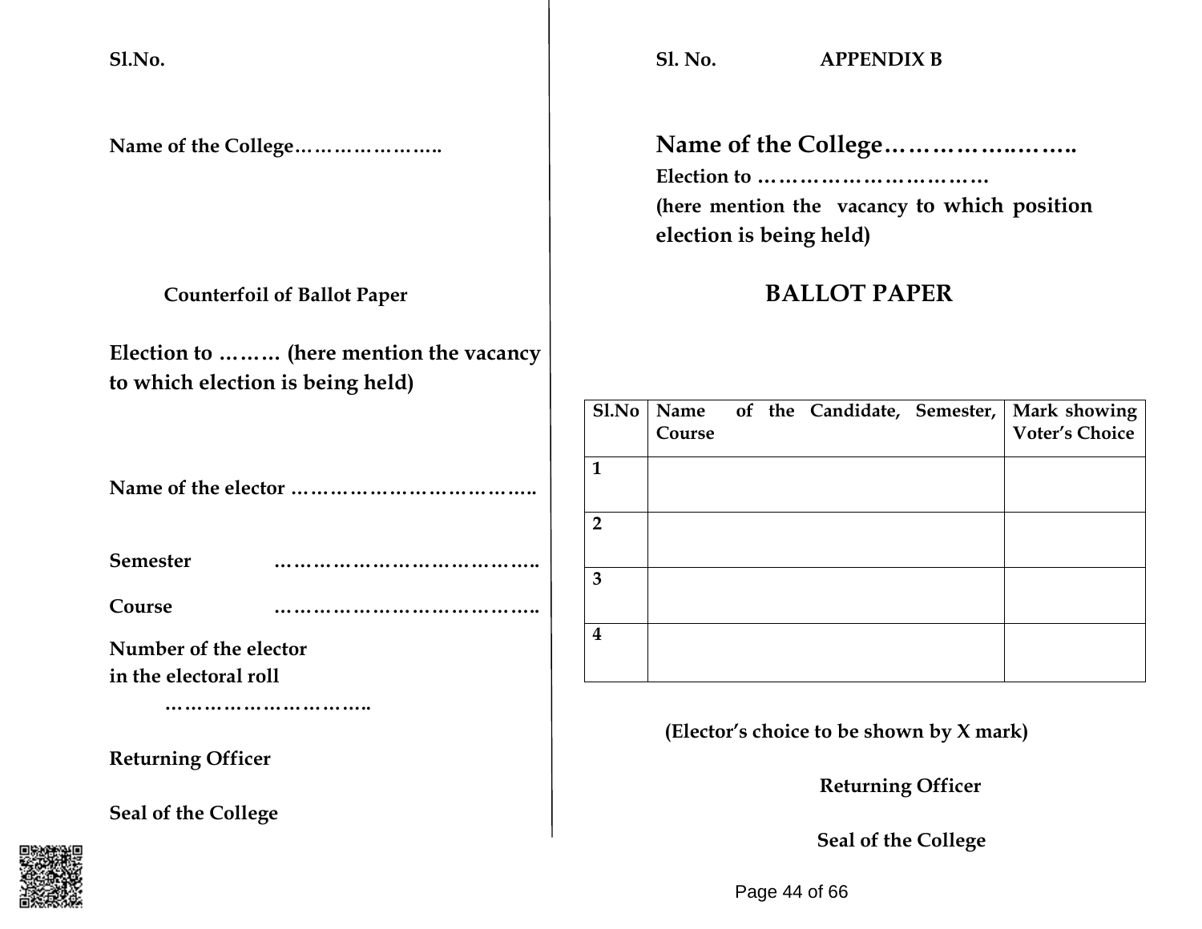**Sl.No.**

**Name of the College…………………..**

**Counterfoil of Ballot Paper**

**Election to ……… (here mention the vacancy to which election is being held)**

**Name of the elector ………………………………..**

**Semester** …………………………………..

**Course** …………………………………..

**Number of the elector in the electoral roll**

…………………………..

**Returning Officer**

**Seal of the College**

---

**Sl. No.** **APPENDIX B**

**Name of the College…………….……..**

**Election to ……………………………**

**(here mention the vacancy to which position election is being held)**

## BALLOT PAPER

| Sl.No | Name of the Candidate, Semester, Course | Mark showing Voter's Choice |
|---|---|---|
| 1 | | |
| 2 | | |
| 3 | | |
| 4 | | |

**(Elector's choice to be shown by X mark)**

**Returning Officer**

**Seal of the College**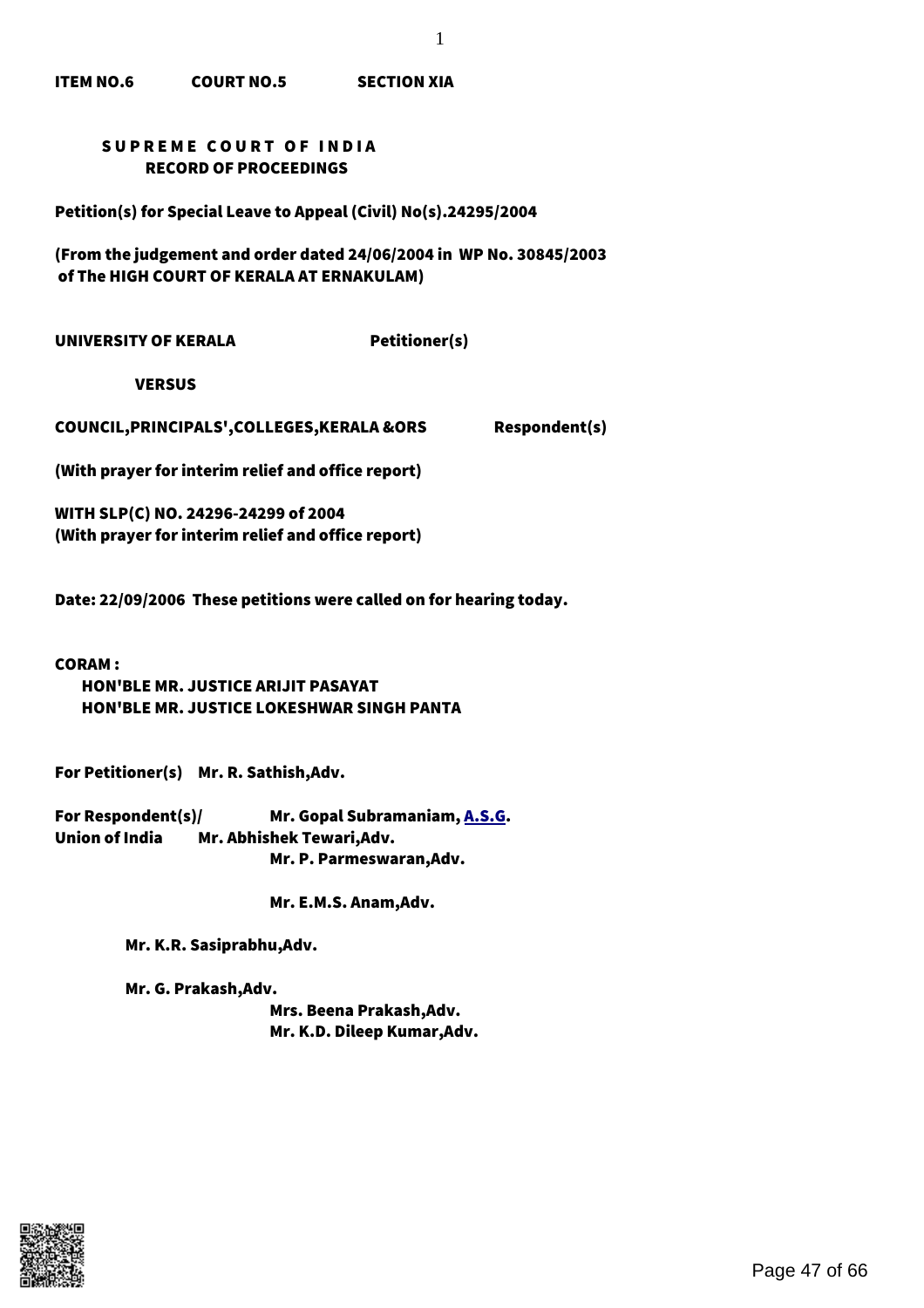**ITEM NO.6 COURT NO.5 SECTION XIA**

**S U P R E M E C O U R T O F I N D I A**
**RECORD OF PROCEEDINGS**

**Petition(s) for Special Leave to Appeal (Civil) No(s).24295/2004**

**(From the judgement and order dated 24/06/2004 in WP No. 30845/2003 of The HIGH COURT OF KERALA AT ERNAKULAM)**

**UNIVERSITY OF KERALA Petitioner(s)**

**VERSUS**

**COUNCIL,PRINCIPALS',COLLEGES,KERALA &ORS Respondent(s)**

**(With prayer for interim relief and office report)**

**WITH SLP(C) NO. 24296-24299 of 2004**
**(With prayer for interim relief and office report)**

**Date: 22/09/2006 These petitions were called on for hearing today.**

**CORAM :**
**HON'BLE MR. JUSTICE ARIJIT PASAYAT**
**HON'BLE MR. JUSTICE LOKESHWAR SINGH PANTA**

**For Petitioner(s) Mr. R. Sathish,Adv.**

**For Respondent(s)/ Mr. Gopal Subramaniam, A.S.G.**
**Union of India Mr. Abhishek Tewari,Adv.**
**Mr. P. Parmeswaran,Adv.**

**Mr. E.M.S. Anam,Adv.**

**Mr. K.R. Sasiprabhu,Adv.**

**Mr. G. Prakash,Adv.**
**Mrs. Beena Prakash,Adv.**
**Mr. K.D. Dileep Kumar,Adv.**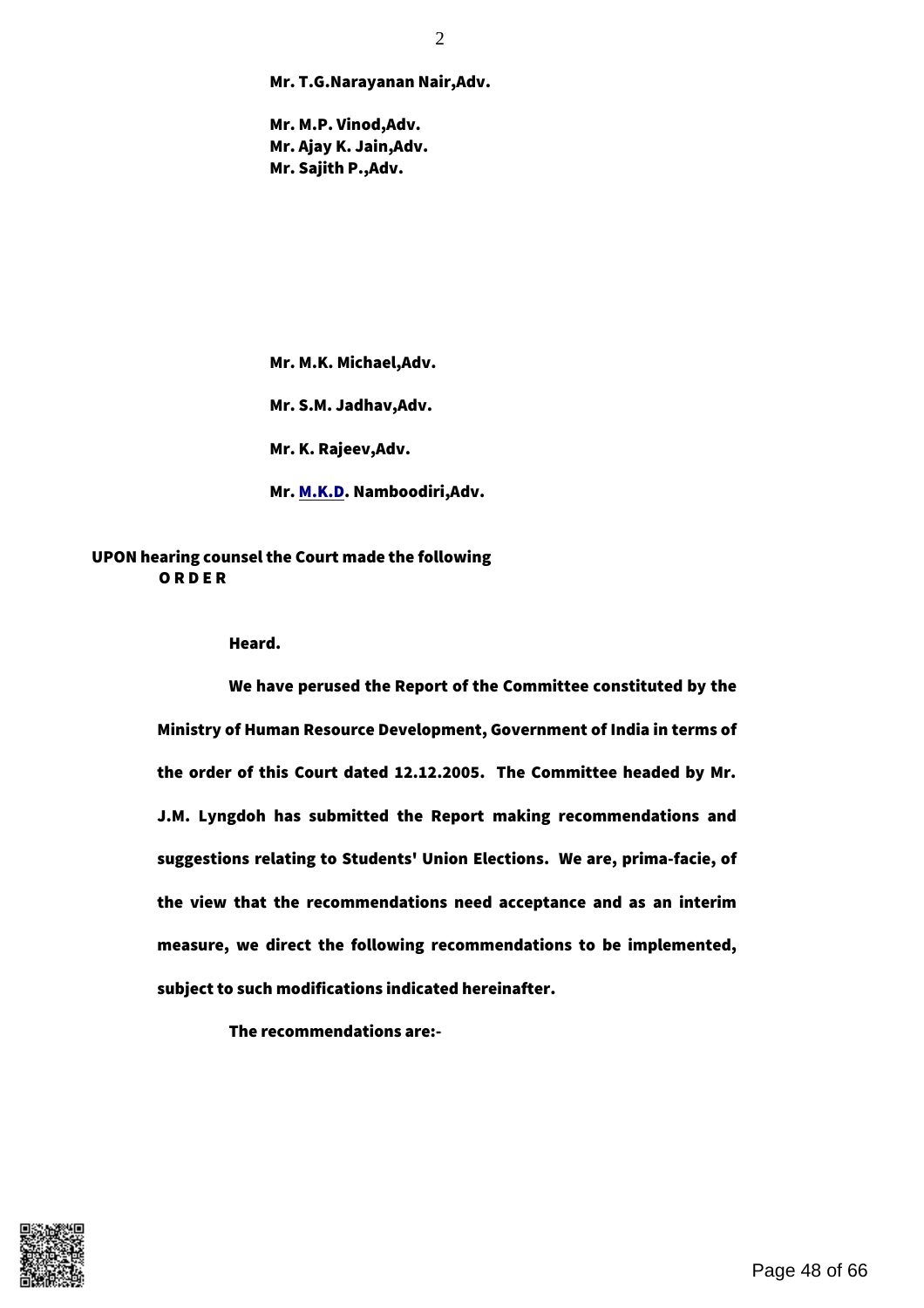**Mr. T.G.Narayanan Nair,Adv.**

**Mr. M.P. Vinod,Adv.**
**Mr. Ajay K. Jain,Adv.**
**Mr. Sajith P.,Adv.**

**Mr. M.K. Michael,Adv.**

**Mr. S.M. Jadhav,Adv.**

**Mr. K. Rajeev,Adv.**

**Mr. M.K.D. Namboodiri,Adv.**

**UPON hearing counsel the Court made the following**
**O R D E R**

**Heard.**

**We have perused the Report of the Committee constituted by the Ministry of Human Resource Development, Government of India in terms of the order of this Court dated 12.12.2005. The Committee headed by Mr. J.M. Lyngdoh has submitted the Report making recommendations and suggestions relating to Students' Union Elections. We are, prima-facie, of the view that the recommendations need acceptance and as an interim measure, we direct the following recommendations to be implemented, subject to such modifications indicated hereinafter.**

**The recommendations are:-**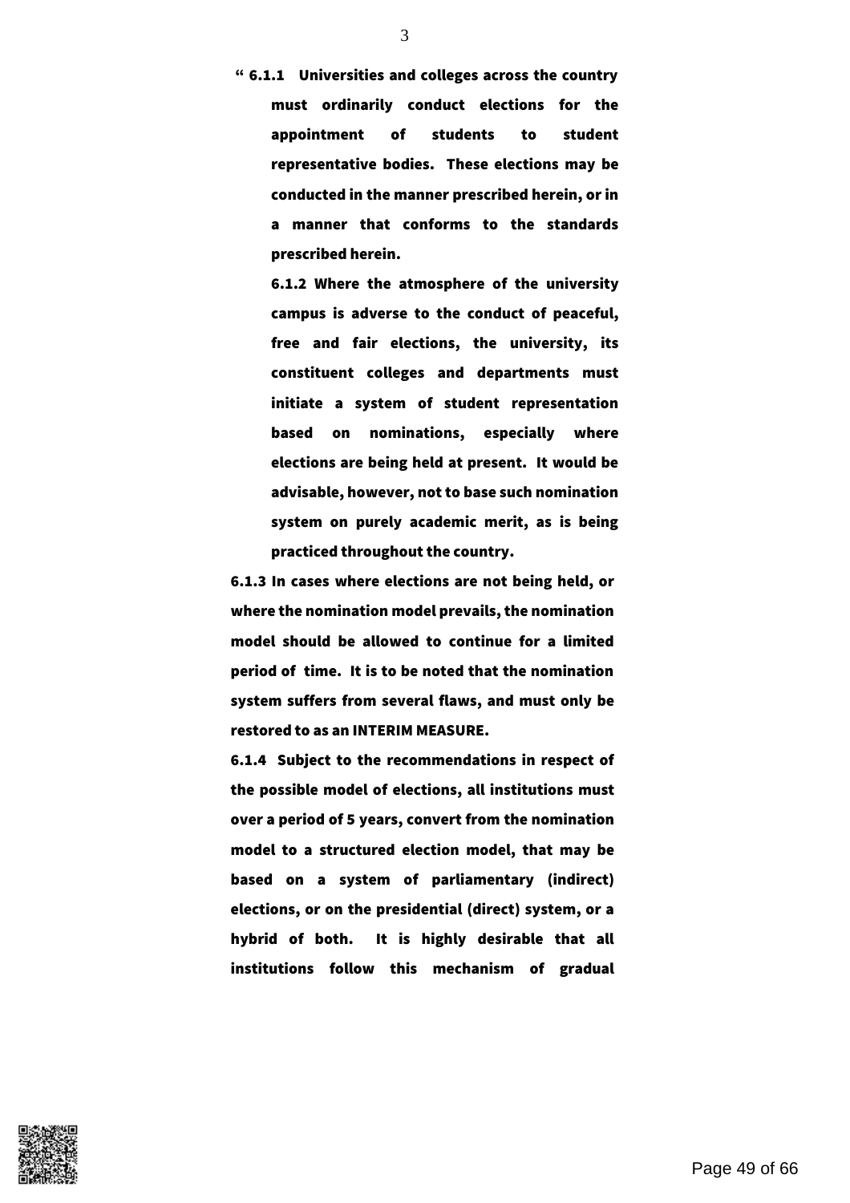**" 6.1.1 Universities and colleges across the country must ordinarily conduct elections for the appointment of students to student representative bodies. These elections may be conducted in the manner prescribed herein, or in a manner that conforms to the standards prescribed herein.**

**6.1.2 Where the atmosphere of the university campus is adverse to the conduct of peaceful, free and fair elections, the university, its constituent colleges and departments must initiate a system of student representation based on nominations, especially where elections are being held at present. It would be advisable, however, not to base such nomination system on purely academic merit, as is being practiced throughout the country.**

**6.1.3 In cases where elections are not being held, or where the nomination model prevails, the nomination model should be allowed to continue for a limited period of time. It is to be noted that the nomination system suffers from several flaws, and must only be restored to as an INTERIM MEASURE.**

**6.1.4 Subject to the recommendations in respect of the possible model of elections, all institutions must over a period of 5 years, convert from the nomination model to a structured election model, that may be based on a system of parliamentary (indirect) elections, or on the presidential (direct) system, or a hybrid of both. It is highly desirable that all institutions follow this mechanism of gradual**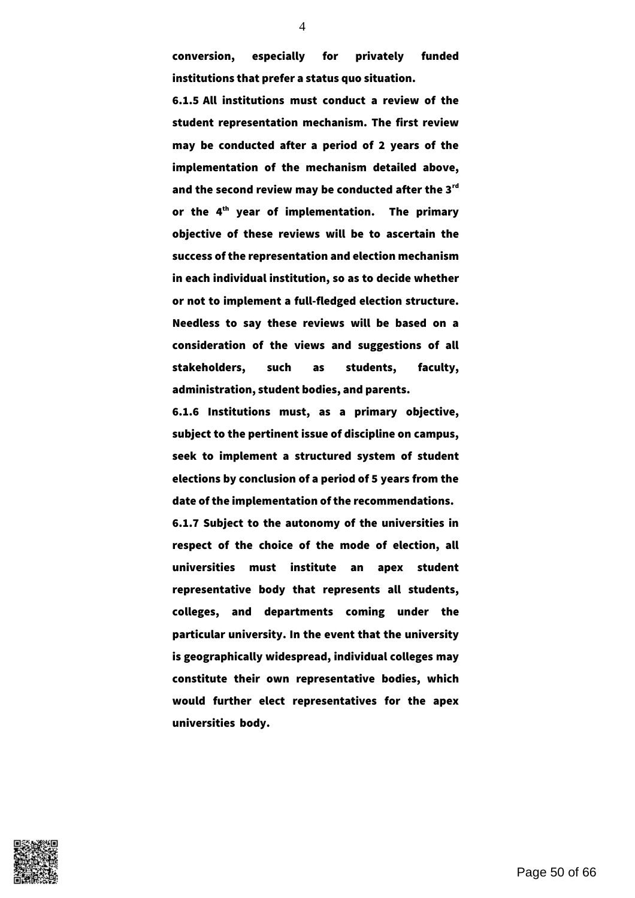**conversion, especially for privately funded institutions that prefer a status quo situation.**

**6.1.5 All institutions must conduct a review of the student representation mechanism. The first review may be conducted after a period of 2 years of the implementation of the mechanism detailed above, and the second review may be conducted after the 3rd or the 4th year of implementation. The primary objective of these reviews will be to ascertain the success of the representation and election mechanism in each individual institution, so as to decide whether or not to implement a full-fledged election structure. Needless to say these reviews will be based on a consideration of the views and suggestions of all stakeholders, such as students, faculty, administration, student bodies, and parents.**

**6.1.6 Institutions must, as a primary objective, subject to the pertinent issue of discipline on campus, seek to implement a structured system of student elections by conclusion of a period of 5 years from the date of the implementation of the recommendations.**

**6.1.7 Subject to the autonomy of the universities in respect of the choice of the mode of election, all universities must institute an apex student representative body that represents all students, colleges, and departments coming under the particular university. In the event that the university is geographically widespread, individual colleges may constitute their own representative bodies, which would further elect representatives for the apex universities body.**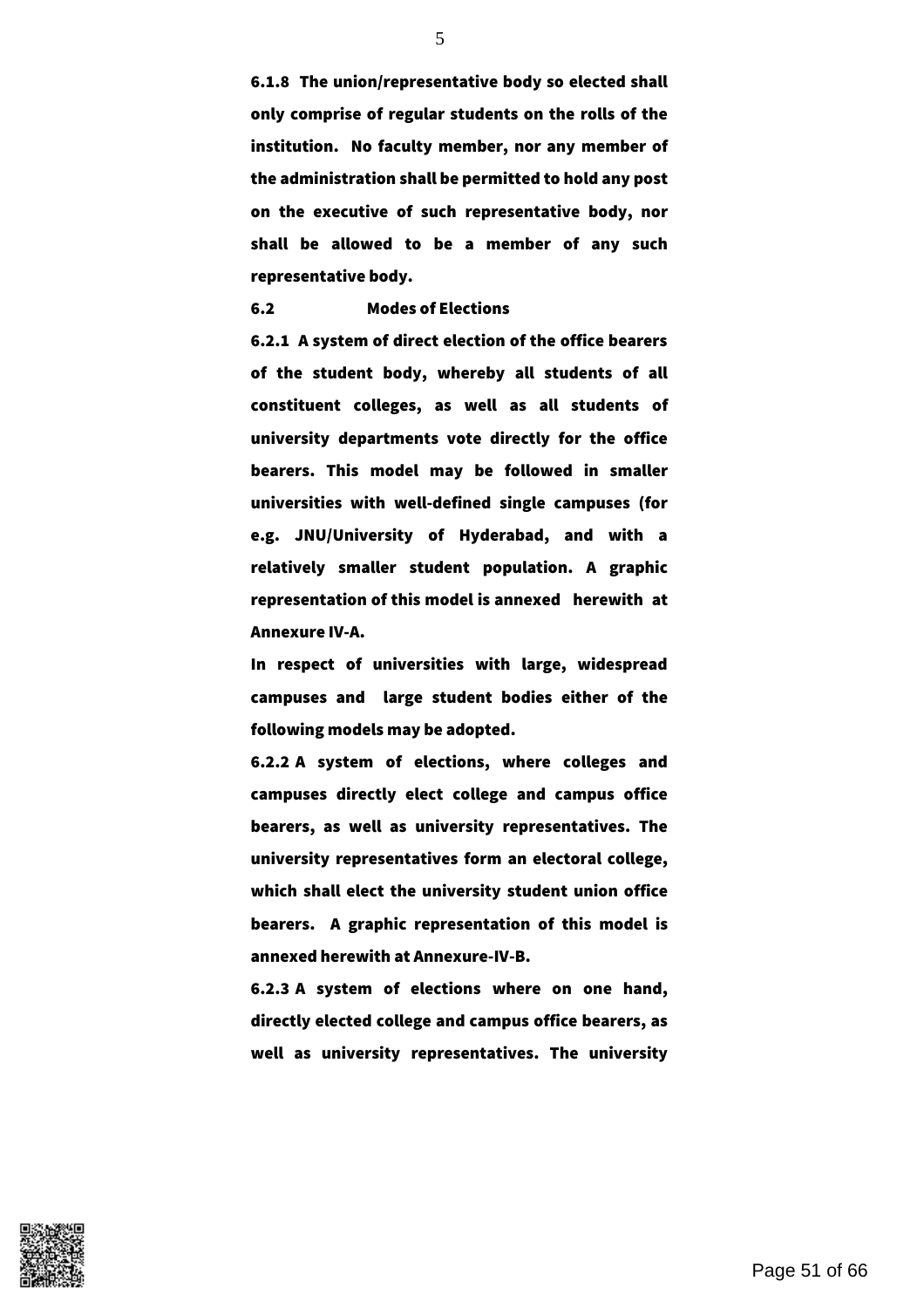**6.1.8 The union/representative body so elected shall only comprise of regular students on the rolls of the institution. No faculty member, nor any member of the administration shall be permitted to hold any post on the executive of such representative body, nor shall be allowed to be a member of any such representative body.**

**6.2 Modes of Elections**

**6.2.1 A system of direct election of the office bearers of the student body, whereby all students of all constituent colleges, as well as all students of university departments vote directly for the office bearers. This model may be followed in smaller universities with well-defined single campuses (for e.g. JNU/University of Hyderabad, and with a relatively smaller student population. A graphic representation of this model is annexed herewith at Annexure IV-A.**

**In respect of universities with large, widespread campuses and large student bodies either of the following models may be adopted.**

**6.2.2 A system of elections, where colleges and campuses directly elect college and campus office bearers, as well as university representatives. The university representatives form an electoral college, which shall elect the university student union office bearers. A graphic representation of this model is annexed herewith at Annexure-IV-B.**

**6.2.3 A system of elections where on one hand, directly elected college and campus office bearers, as well as university representatives. The university**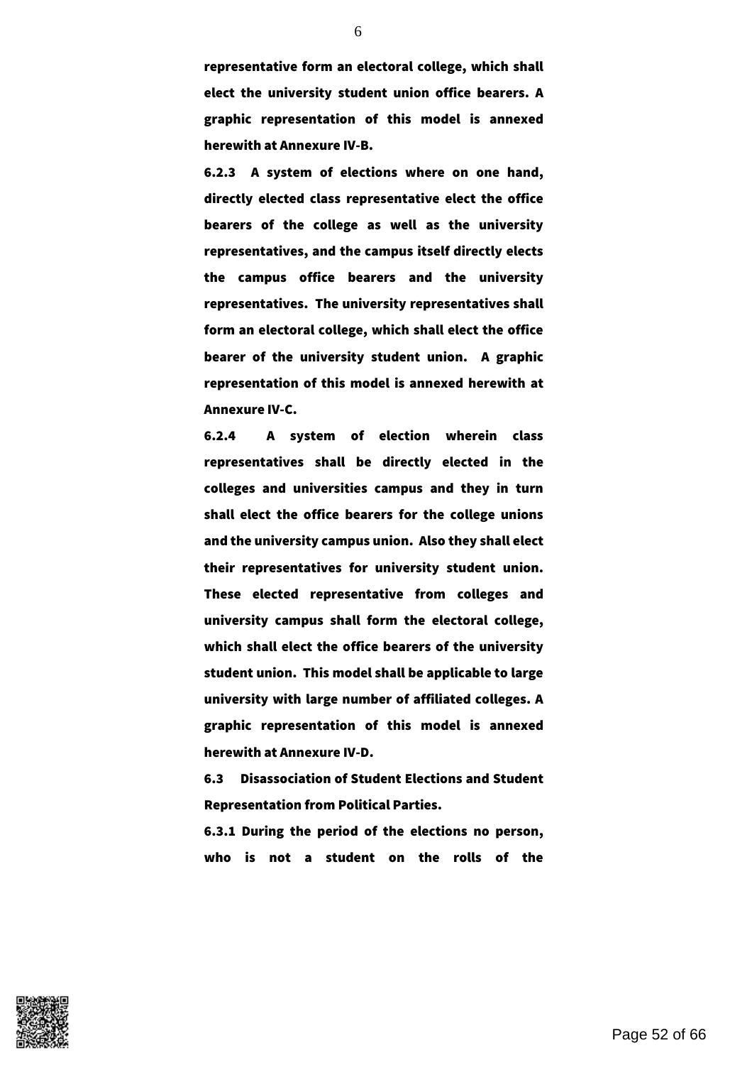**representative form an electoral college, which shall elect the university student union office bearers. A graphic representation of this model is annexed herewith at Annexure IV-B.**

**6.2.3 A system of elections where on one hand, directly elected class representative elect the office bearers of the college as well as the university representatives, and the campus itself directly elects the campus office bearers and the university representatives. The university representatives shall form an electoral college, which shall elect the office bearer of the university student union. A graphic representation of this model is annexed herewith at Annexure IV-C.**

**6.2.4 A system of election wherein class representatives shall be directly elected in the colleges and universities campus and they in turn shall elect the office bearers for the college unions and the university campus union. Also they shall elect their representatives for university student union. These elected representative from colleges and university campus shall form the electoral college, which shall elect the office bearers of the university student union. This model shall be applicable to large university with large number of affiliated colleges. A graphic representation of this model is annexed herewith at Annexure IV-D.**

**6.3 Disassociation of Student Elections and Student Representation from Political Parties.**

**6.3.1 During the period of the elections no person, who is not a student on the rolls of the**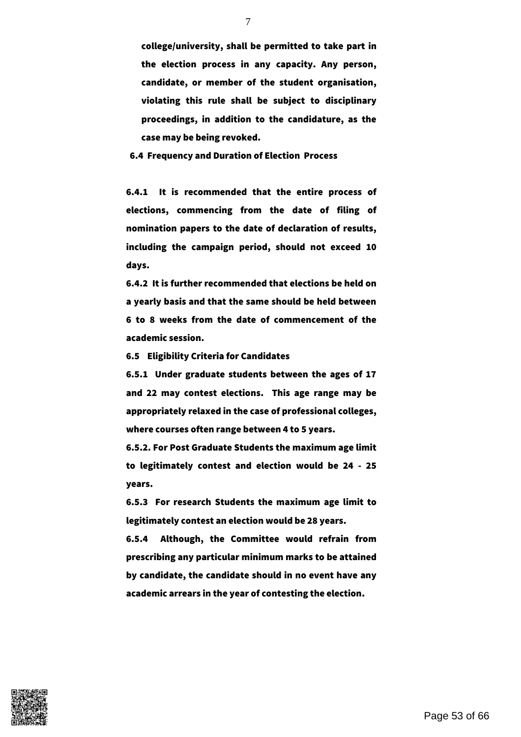**college/university, shall be permitted to take part in the election process in any capacity. Any person, candidate, or member of the student organisation, violating this rule shall be subject to disciplinary proceedings, in addition to the candidature, as the case may be being revoked.**

**6.4 Frequency and Duration of Election Process**

**6.4.1 It is recommended that the entire process of elections, commencing from the date of filing of nomination papers to the date of declaration of results, including the campaign period, should not exceed 10 days.**

**6.4.2 It is further recommended that elections be held on a yearly basis and that the same should be held between 6 to 8 weeks from the date of commencement of the academic session.**

**6.5 Eligibility Criteria for Candidates**

**6.5.1 Under graduate students between the ages of 17 and 22 may contest elections. This age range may be appropriately relaxed in the case of professional colleges, where courses often range between 4 to 5 years.**

**6.5.2. For Post Graduate Students the maximum age limit to legitimately contest and election would be 24 - 25 years.**

**6.5.3 For research Students the maximum age limit to legitimately contest an election would be 28 years.**

**6.5.4 Although, the Committee would refrain from prescribing any particular minimum marks to be attained by candidate, the candidate should in no event have any academic arrears in the year of contesting the election.**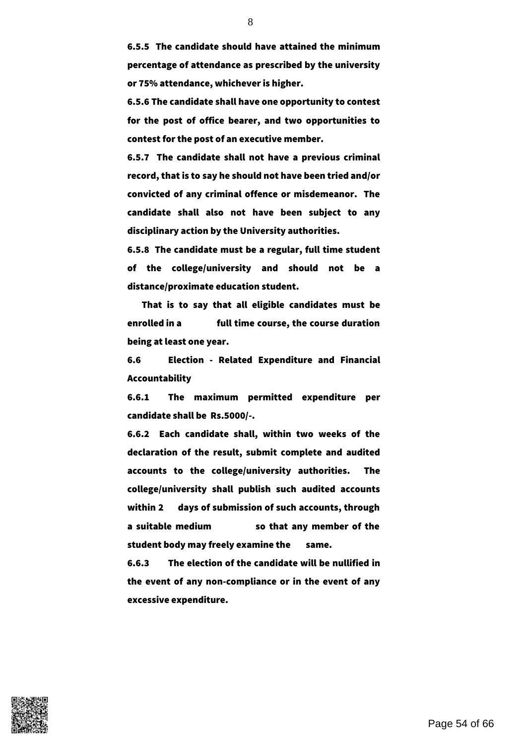**6.5.5 The candidate should have attained the minimum percentage of attendance as prescribed by the university or 75% attendance, whichever is higher.**

**6.5.6 The candidate shall have one opportunity to contest for the post of office bearer, and two opportunities to contest for the post of an executive member.**

**6.5.7 The candidate shall not have a previous criminal record, that is to say he should not have been tried and/or convicted of any criminal offence or misdemeanor. The candidate shall also not have been subject to any disciplinary action by the University authorities.**

**6.5.8 The candidate must be a regular, full time student of the college/university and should not be a distance/proximate education student.**

**That is to say that all eligible candidates must be enrolled in a full time course, the course duration being at least one year.**

**6.6 Election - Related Expenditure and Financial Accountability**

**6.6.1 The maximum permitted expenditure per candidate shall be Rs.5000/-.**

**6.6.2 Each candidate shall, within two weeks of the declaration of the result, submit complete and audited accounts to the college/university authorities. The college/university shall publish such audited accounts within 2 days of submission of such accounts, through a suitable medium so that any member of the student body may freely examine the same.**

**6.6.3 The election of the candidate will be nullified in the event of any non-compliance or in the event of any excessive expenditure.**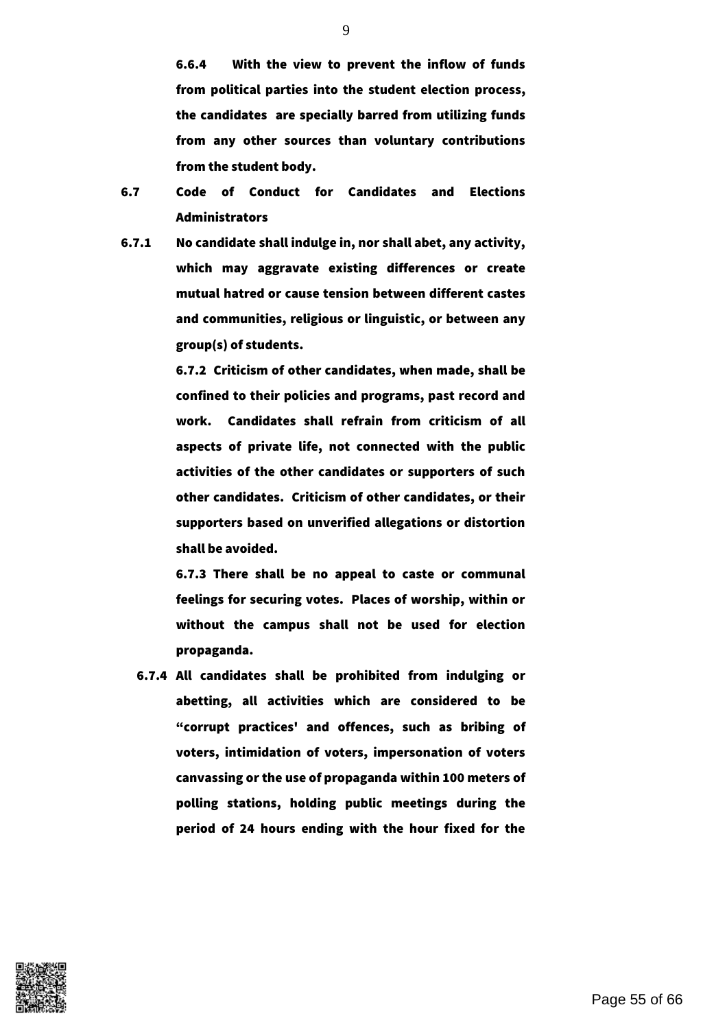**6.6.4 With the view to prevent the inflow of funds from political parties into the student election process, the candidates are specially barred from utilizing funds from any other sources than voluntary contributions from the student body.**

**6.7 Code of Conduct for Candidates and Elections Administrators**

**6.7.1 No candidate shall indulge in, nor shall abet, any activity, which may aggravate existing differences or create mutual hatred or cause tension between different castes and communities, religious or linguistic, or between any group(s) of students.**

**6.7.2 Criticism of other candidates, when made, shall be confined to their policies and programs, past record and work. Candidates shall refrain from criticism of all aspects of private life, not connected with the public activities of the other candidates or supporters of such other candidates. Criticism of other candidates, or their supporters based on unverified allegations or distortion shall be avoided.**

**6.7.3 There shall be no appeal to caste or communal feelings for securing votes. Places of worship, within or without the campus shall not be used for election propaganda.**

**6.7.4 All candidates shall be prohibited from indulging or abetting, all activities which are considered to be "corrupt practices' and offences, such as bribing of voters, intimidation of voters, impersonation of voters canvassing or the use of propaganda within 100 meters of polling stations, holding public meetings during the period of 24 hours ending with the hour fixed for the**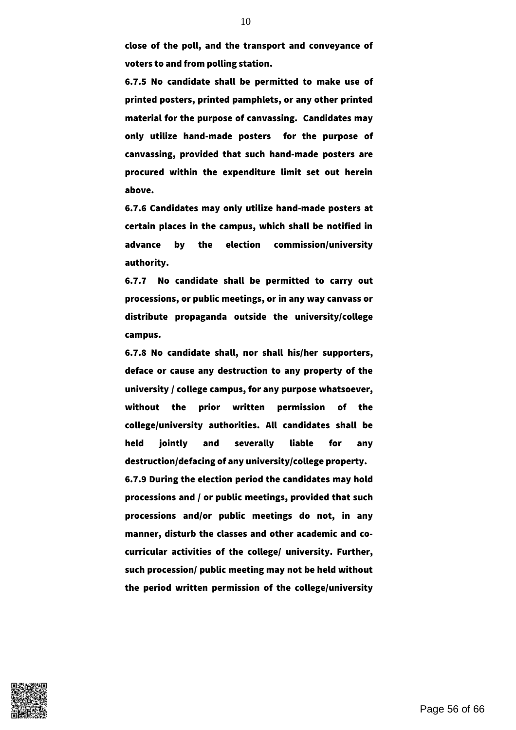**close of the poll, and the transport and conveyance of voters to and from polling station.**

**6.7.5 No candidate shall be permitted to make use of printed posters, printed pamphlets, or any other printed material for the purpose of canvassing. Candidates may only utilize hand-made posters for the purpose of canvassing, provided that such hand-made posters are procured within the expenditure limit set out herein above.**

**6.7.6 Candidates may only utilize hand-made posters at certain places in the campus, which shall be notified in advance by the election commission/university authority.**

**6.7.7 No candidate shall be permitted to carry out processions, or public meetings, or in any way canvass or distribute propaganda outside the university/college campus.**

**6.7.8 No candidate shall, nor shall his/her supporters, deface or cause any destruction to any property of the university / college campus, for any purpose whatsoever, without the prior written permission of the college/university authorities. All candidates shall be held jointly and severally liable for any destruction/defacing of any university/college property.**

**6.7.9 During the election period the candidates may hold processions and / or public meetings, provided that such processions and/or public meetings do not, in any manner, disturb the classes and other academic and co-curricular activities of the college/ university. Further, such procession/ public meeting may not be held without the period written permission of the college/university**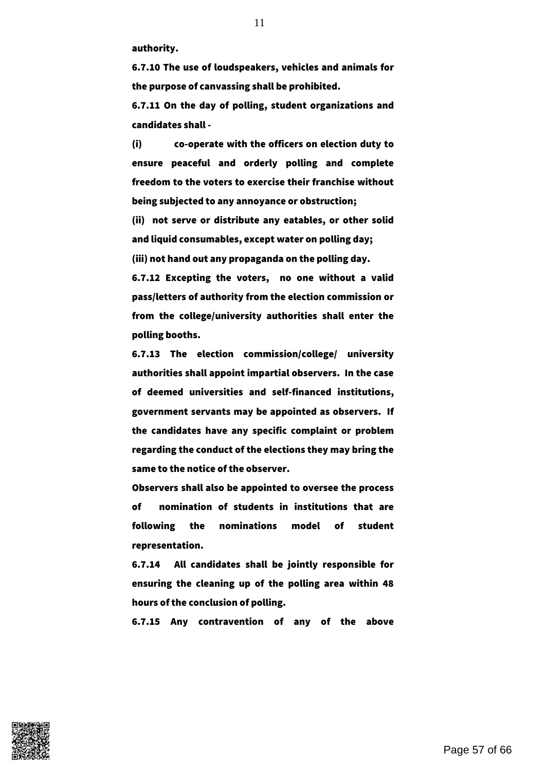authority.

6.7.10 The use of loudspeakers, vehicles and animals for the purpose of canvassing shall be prohibited.

6.7.11 On the day of polling, student organizations and candidates shall -

(i) co-operate with the officers on election duty to ensure peaceful and orderly polling and complete freedom to the voters to exercise their franchise without being subjected to any annoyance or obstruction;

(ii) not serve or distribute any eatables, or other solid and liquid consumables, except water on polling day;

(iii) not hand out any propaganda on the polling day.

6.7.12 Excepting the voters, no one without a valid pass/letters of authority from the election commission or from the college/university authorities shall enter the polling booths.

6.7.13 The election commission/college/ university authorities shall appoint impartial observers. In the case of deemed universities and self-financed institutions, government servants may be appointed as observers. If the candidates have any specific complaint or problem regarding the conduct of the elections they may bring the same to the notice of the observer.

Observers shall also be appointed to oversee the process of nomination of students in institutions that are following the nominations model of student representation.

6.7.14 All candidates shall be jointly responsible for ensuring the cleaning up of the polling area within 48 hours of the conclusion of polling.

6.7.15 Any contravention of any of the above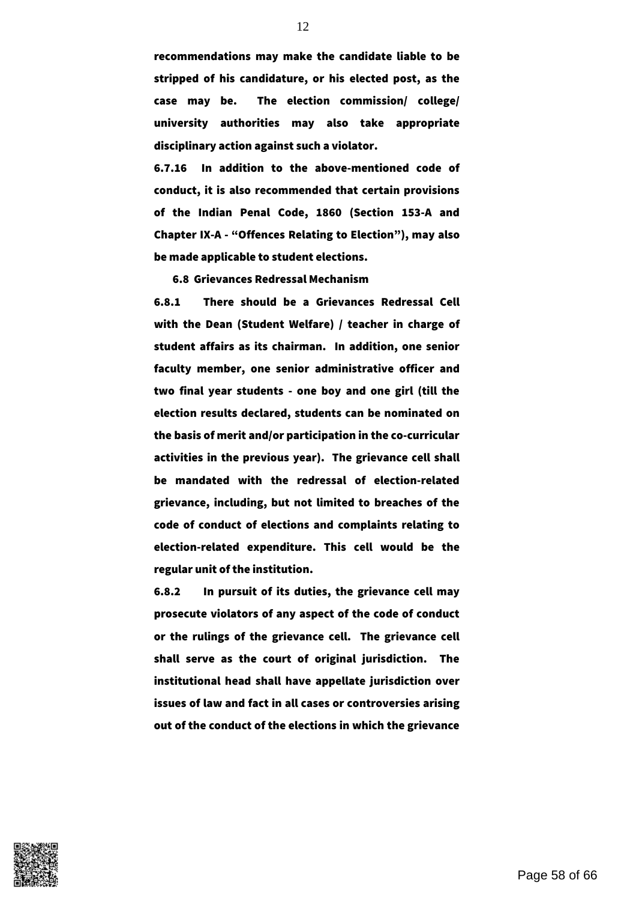**recommendations may make the candidate liable to be stripped of his candidature, or his elected post, as the case may be. The election commission/ college/ university authorities may also take appropriate disciplinary action against such a violator.**

**6.7.16 In addition to the above-mentioned code of conduct, it is also recommended that certain provisions of the Indian Penal Code, 1860 (Section 153-A and Chapter IX-A - "Offences Relating to Election"), may also be made applicable to student elections.**

**6.8 Grievances Redressal Mechanism**

**6.8.1 There should be a Grievances Redressal Cell with the Dean (Student Welfare) / teacher in charge of student affairs as its chairman. In addition, one senior faculty member, one senior administrative officer and two final year students - one boy and one girl (till the election results declared, students can be nominated on the basis of merit and/or participation in the co-curricular activities in the previous year). The grievance cell shall be mandated with the redressal of election-related grievance, including, but not limited to breaches of the code of conduct of elections and complaints relating to election-related expenditure. This cell would be the regular unit of the institution.**

**6.8.2 In pursuit of its duties, the grievance cell may prosecute violators of any aspect of the code of conduct or the rulings of the grievance cell. The grievance cell shall serve as the court of original jurisdiction. The institutional head shall have appellate jurisdiction over issues of law and fact in all cases or controversies arising out of the conduct of the elections in which the grievance**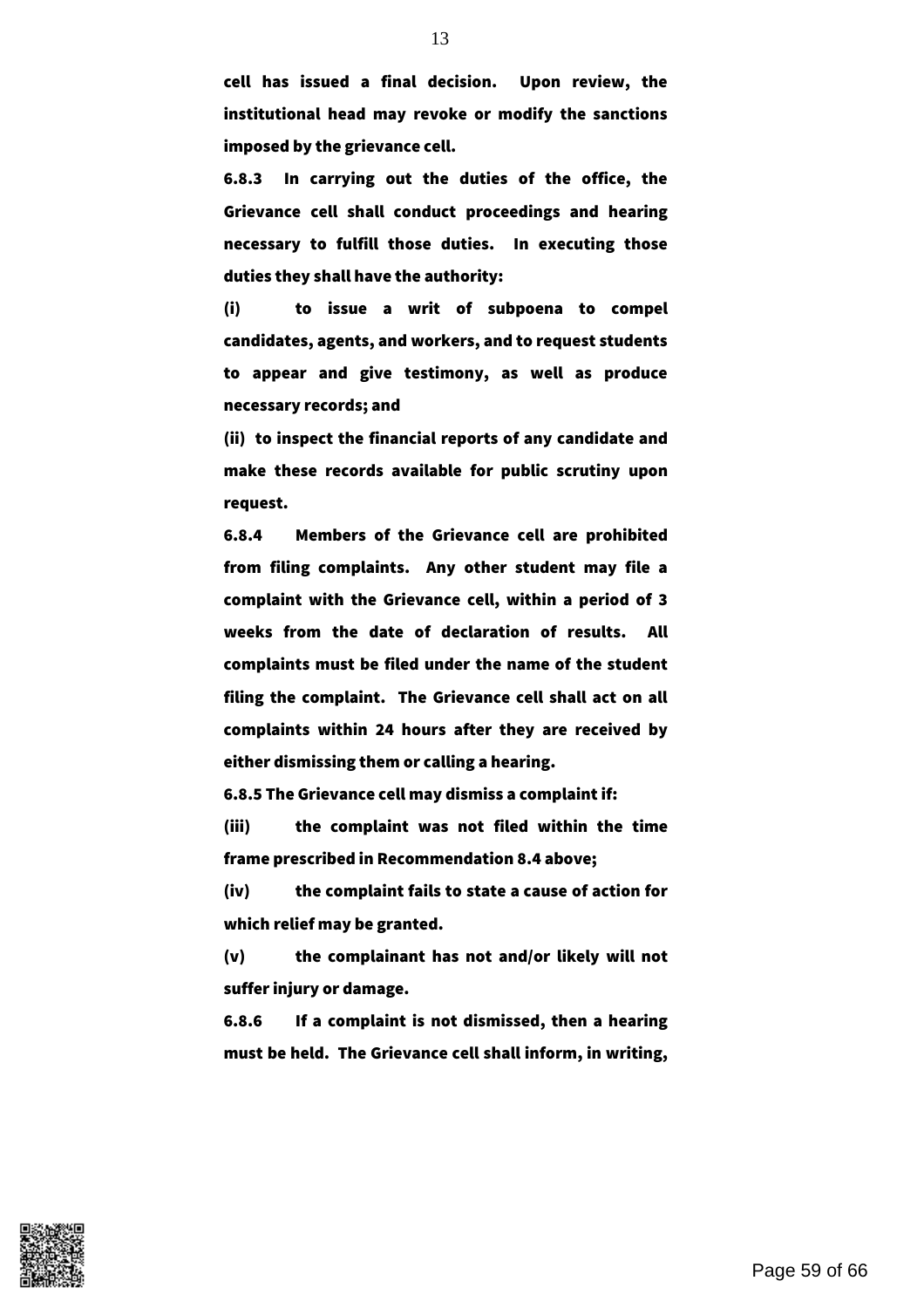**cell has issued a final decision. Upon review, the institutional head may revoke or modify the sanctions imposed by the grievance cell.**

**6.8.3 In carrying out the duties of the office, the Grievance cell shall conduct proceedings and hearing necessary to fulfill those duties. In executing those duties they shall have the authority:**

**(i) to issue a writ of subpoena to compel candidates, agents, and workers, and to request students to appear and give testimony, as well as produce necessary records; and**

**(ii) to inspect the financial reports of any candidate and make these records available for public scrutiny upon request.**

**6.8.4 Members of the Grievance cell are prohibited from filing complaints. Any other student may file a complaint with the Grievance cell, within a period of 3 weeks from the date of declaration of results. All complaints must be filed under the name of the student filing the complaint. The Grievance cell shall act on all complaints within 24 hours after they are received by either dismissing them or calling a hearing.**

**6.8.5 The Grievance cell may dismiss a complaint if:**

**(iii) the complaint was not filed within the time frame prescribed in Recommendation 8.4 above;**

**(iv) the complaint fails to state a cause of action for which relief may be granted.**

**(v) the complainant has not and/or likely will not suffer injury or damage.**

**6.8.6 If a complaint is not dismissed, then a hearing must be held. The Grievance cell shall inform, in writing,**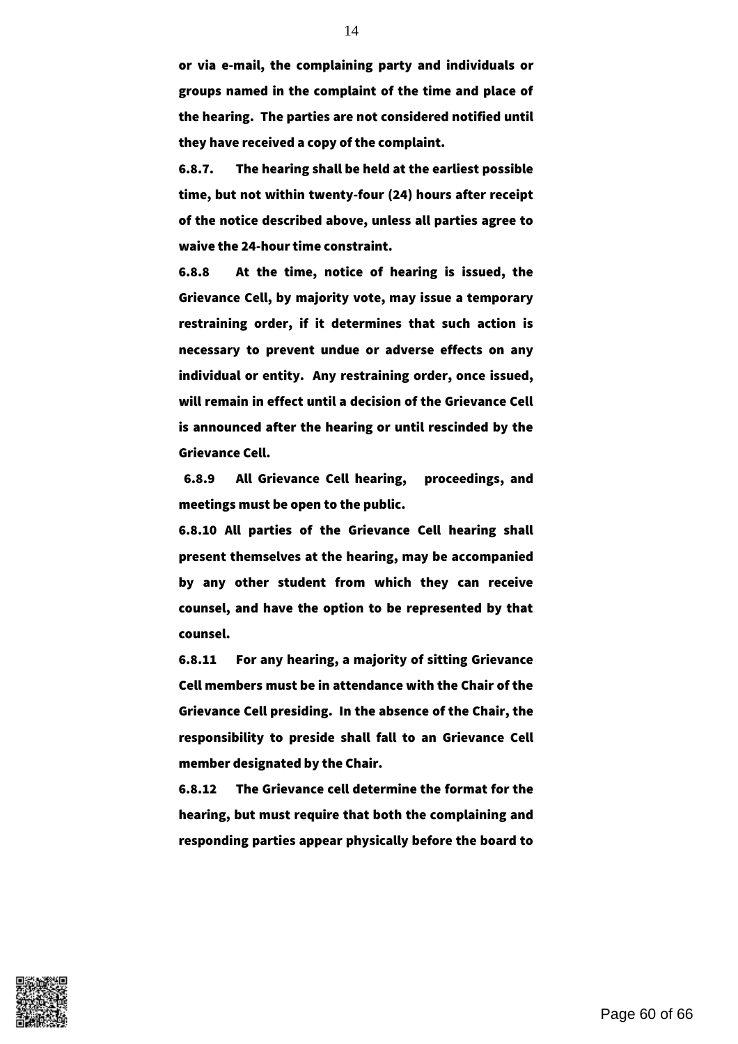**or via e-mail, the complaining party and individuals or groups named in the complaint of the time and place of the hearing. The parties are not considered notified until they have received a copy of the complaint.**

**6.8.7. The hearing shall be held at the earliest possible time, but not within twenty-four (24) hours after receipt of the notice described above, unless all parties agree to waive the 24-hour time constraint.**

**6.8.8 At the time, notice of hearing is issued, the Grievance Cell, by majority vote, may issue a temporary restraining order, if it determines that such action is necessary to prevent undue or adverse effects on any individual or entity. Any restraining order, once issued, will remain in effect until a decision of the Grievance Cell is announced after the hearing or until rescinded by the Grievance Cell.**

**6.8.9 All Grievance Cell hearing, proceedings, and meetings must be open to the public.**

**6.8.10 All parties of the Grievance Cell hearing shall present themselves at the hearing, may be accompanied by any other student from which they can receive counsel, and have the option to be represented by that counsel.**

**6.8.11 For any hearing, a majority of sitting Grievance Cell members must be in attendance with the Chair of the Grievance Cell presiding. In the absence of the Chair, the responsibility to preside shall fall to an Grievance Cell member designated by the Chair.**

**6.8.12 The Grievance cell determine the format for the hearing, but must require that both the complaining and responding parties appear physically before the board to**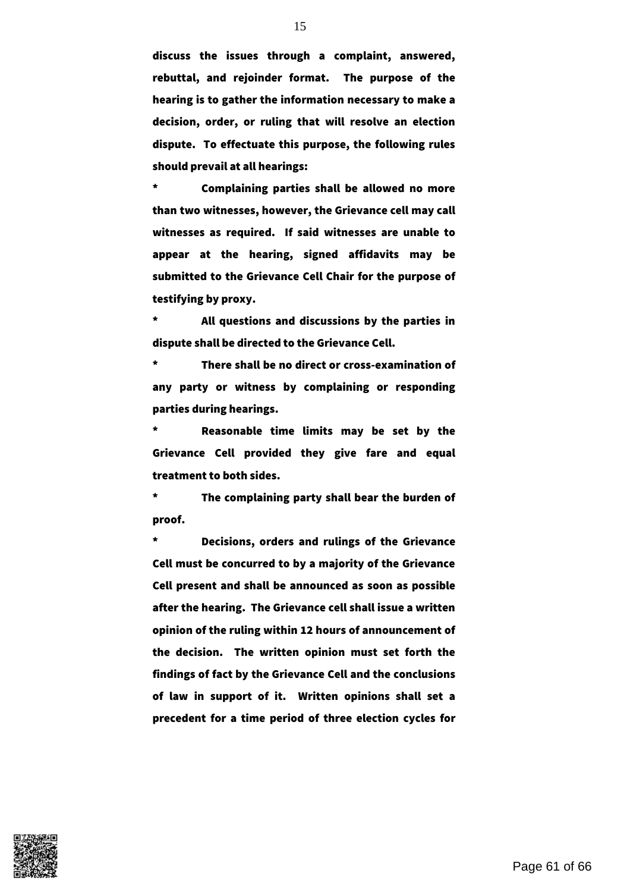discuss the issues through a complaint, answered, rebuttal, and rejoinder format. The purpose of the hearing is to gather the information necessary to make a decision, order, or ruling that will resolve an election dispute. To effectuate this purpose, the following rules should prevail at all hearings:

* Complaining parties shall be allowed no more than two witnesses, however, the Grievance cell may call witnesses as required. If said witnesses are unable to appear at the hearing, signed affidavits may be submitted to the Grievance Cell Chair for the purpose of testifying by proxy.

* All questions and discussions by the parties in dispute shall be directed to the Grievance Cell.

* There shall be no direct or cross-examination of any party or witness by complaining or responding parties during hearings.

* Reasonable time limits may be set by the Grievance Cell provided they give fare and equal treatment to both sides.

* The complaining party shall bear the burden of proof.

* Decisions, orders and rulings of the Grievance Cell must be concurred to by a majority of the Grievance Cell present and shall be announced as soon as possible after the hearing. The Grievance cell shall issue a written opinion of the ruling within 12 hours of announcement of the decision. The written opinion must set forth the findings of fact by the Grievance Cell and the conclusions of law in support of it. Written opinions shall set a precedent for a time period of three election cycles for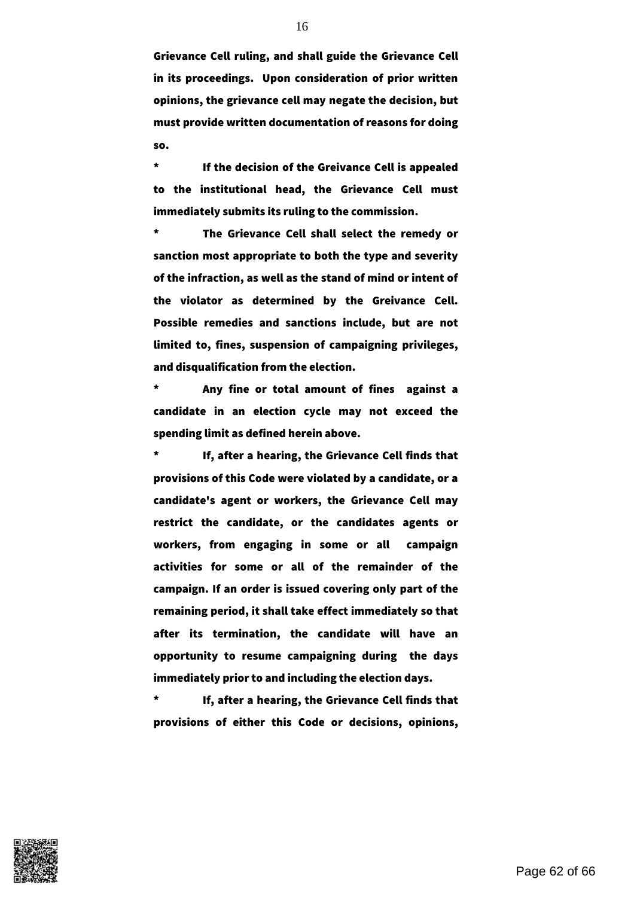Grievance Cell ruling, and shall guide the Grievance Cell in its proceedings. Upon consideration of prior written opinions, the grievance cell may negate the decision, but must provide written documentation of reasons for doing so.

* If the decision of the Greivance Cell is appealed to the institutional head, the Grievance Cell must immediately submits its ruling to the commission.

* The Grievance Cell shall select the remedy or sanction most appropriate to both the type and severity of the infraction, as well as the stand of mind or intent of the violator as determined by the Greivance Cell. Possible remedies and sanctions include, but are not limited to, fines, suspension of campaigning privileges, and disqualification from the election.

* Any fine or total amount of fines against a candidate in an election cycle may not exceed the spending limit as defined herein above.

* If, after a hearing, the Grievance Cell finds that provisions of this Code were violated by a candidate, or a candidate's agent or workers, the Grievance Cell may restrict the candidate, or the candidates agents or workers, from engaging in some or all campaign activities for some or all of the remainder of the campaign. If an order is issued covering only part of the remaining period, it shall take effect immediately so that after its termination, the candidate will have an opportunity to resume campaigning during the days immediately prior to and including the election days.

* If, after a hearing, the Grievance Cell finds that provisions of either this Code or decisions, opinions,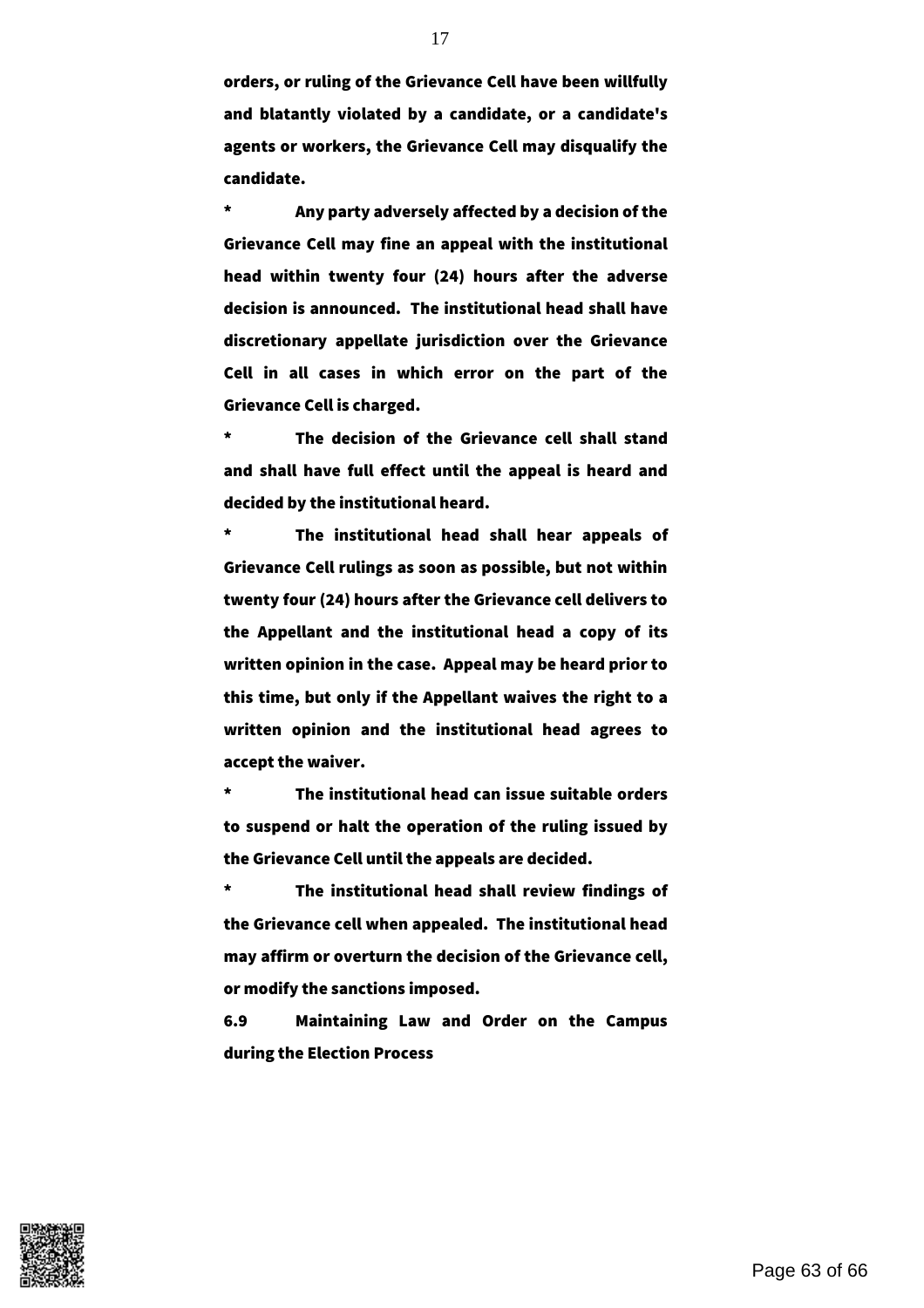**orders, or ruling of the Grievance Cell have been willfully and blatantly violated by a candidate, or a candidate's agents or workers, the Grievance Cell may disqualify the candidate.**

**\* Any party adversely affected by a decision of the Grievance Cell may fine an appeal with the institutional head within twenty four (24) hours after the adverse decision is announced. The institutional head shall have discretionary appellate jurisdiction over the Grievance Cell in all cases in which error on the part of the Grievance Cell is charged.**

**\* The decision of the Grievance cell shall stand and shall have full effect until the appeal is heard and decided by the institutional heard.**

**\* The institutional head shall hear appeals of Grievance Cell rulings as soon as possible, but not within twenty four (24) hours after the Grievance cell delivers to the Appellant and the institutional head a copy of its written opinion in the case. Appeal may be heard prior to this time, but only if the Appellant waives the right to a written opinion and the institutional head agrees to accept the waiver.**

**\* The institutional head can issue suitable orders to suspend or halt the operation of the ruling issued by the Grievance Cell until the appeals are decided.**

**\* The institutional head shall review findings of the Grievance cell when appealed. The institutional head may affirm or overturn the decision of the Grievance cell, or modify the sanctions imposed.**

**6.9 Maintaining Law and Order on the Campus during the Election Process**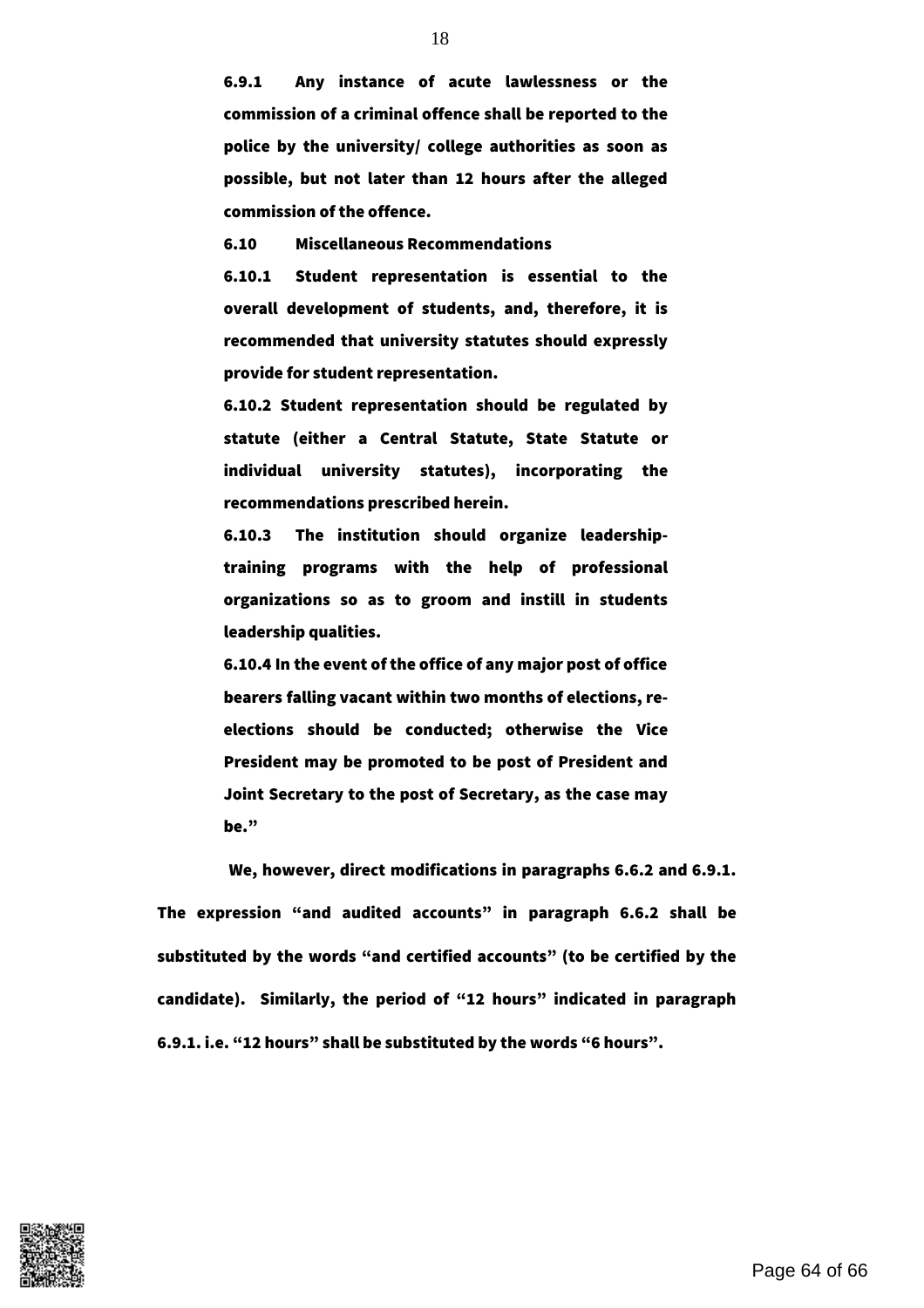**6.9.1 Any instance of acute lawlessness or the commission of a criminal offence shall be reported to the police by the university/ college authorities as soon as possible, but not later than 12 hours after the alleged commission of the offence.**

**6.10 Miscellaneous Recommendations**

**6.10.1 Student representation is essential to the overall development of students, and, therefore, it is recommended that university statutes should expressly provide for student representation.**

**6.10.2 Student representation should be regulated by statute (either a Central Statute, State Statute or individual university statutes), incorporating the recommendations prescribed herein.**

**6.10.3 The institution should organize leadership-training programs with the help of professional organizations so as to groom and instill in students leadership qualities.**

**6.10.4 In the event of the office of any major post of office bearers falling vacant within two months of elections, re-elections should be conducted; otherwise the Vice President may be promoted to be post of President and Joint Secretary to the post of Secretary, as the case may be."**

**We, however, direct modifications in paragraphs 6.6.2 and 6.9.1. The expression "and audited accounts" in paragraph 6.6.2 shall be substituted by the words "and certified accounts" (to be certified by the candidate). Similarly, the period of "12 hours" indicated in paragraph 6.9.1. i.e. "12 hours" shall be substituted by the words "6 hours".**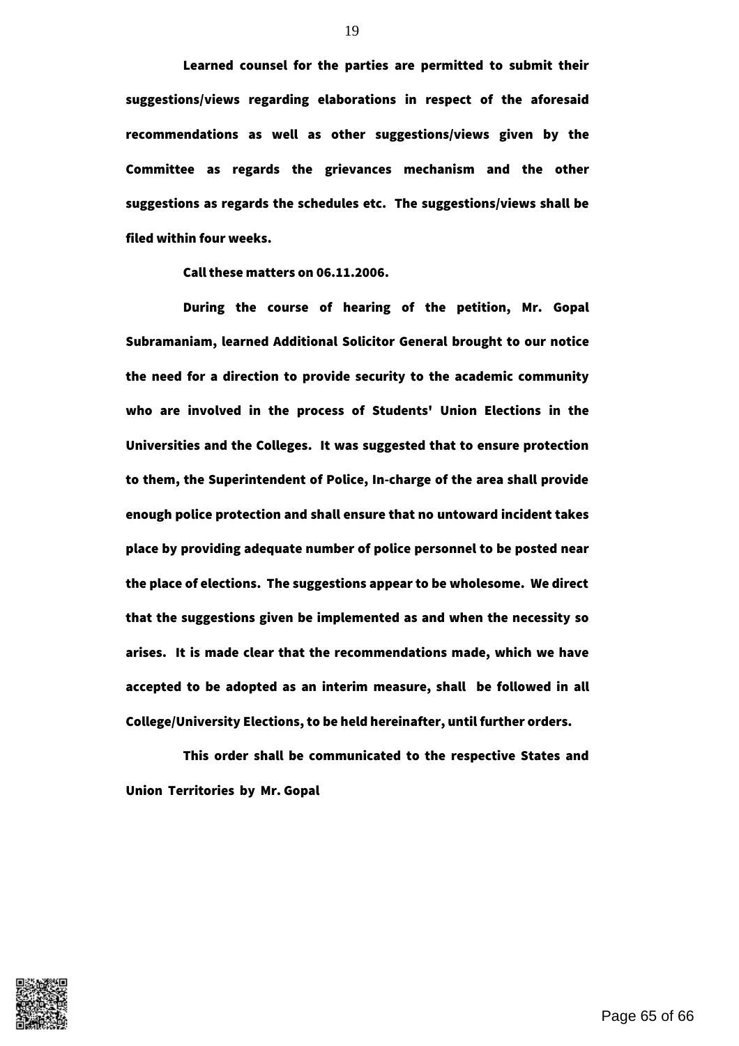**Learned counsel for the parties are permitted to submit their suggestions/views regarding elaborations in respect of the aforesaid recommendations as well as other suggestions/views given by the Committee as regards the grievances mechanism and the other suggestions as regards the schedules etc. The suggestions/views shall be filed within four weeks.**

**Call these matters on 06.11.2006.**

**During the course of hearing of the petition, Mr. Gopal Subramaniam, learned Additional Solicitor General brought to our notice the need for a direction to provide security to the academic community who are involved in the process of Students' Union Elections in the Universities and the Colleges. It was suggested that to ensure protection to them, the Superintendent of Police, In-charge of the area shall provide enough police protection and shall ensure that no untoward incident takes place by providing adequate number of police personnel to be posted near the place of elections. The suggestions appear to be wholesome. We direct that the suggestions given be implemented as and when the necessity so arises. It is made clear that the recommendations made, which we have accepted to be adopted as an interim measure, shall be followed in all College/University Elections, to be held hereinafter, until further orders.**

**This order shall be communicated to the respective States and Union Territories by Mr. Gopal**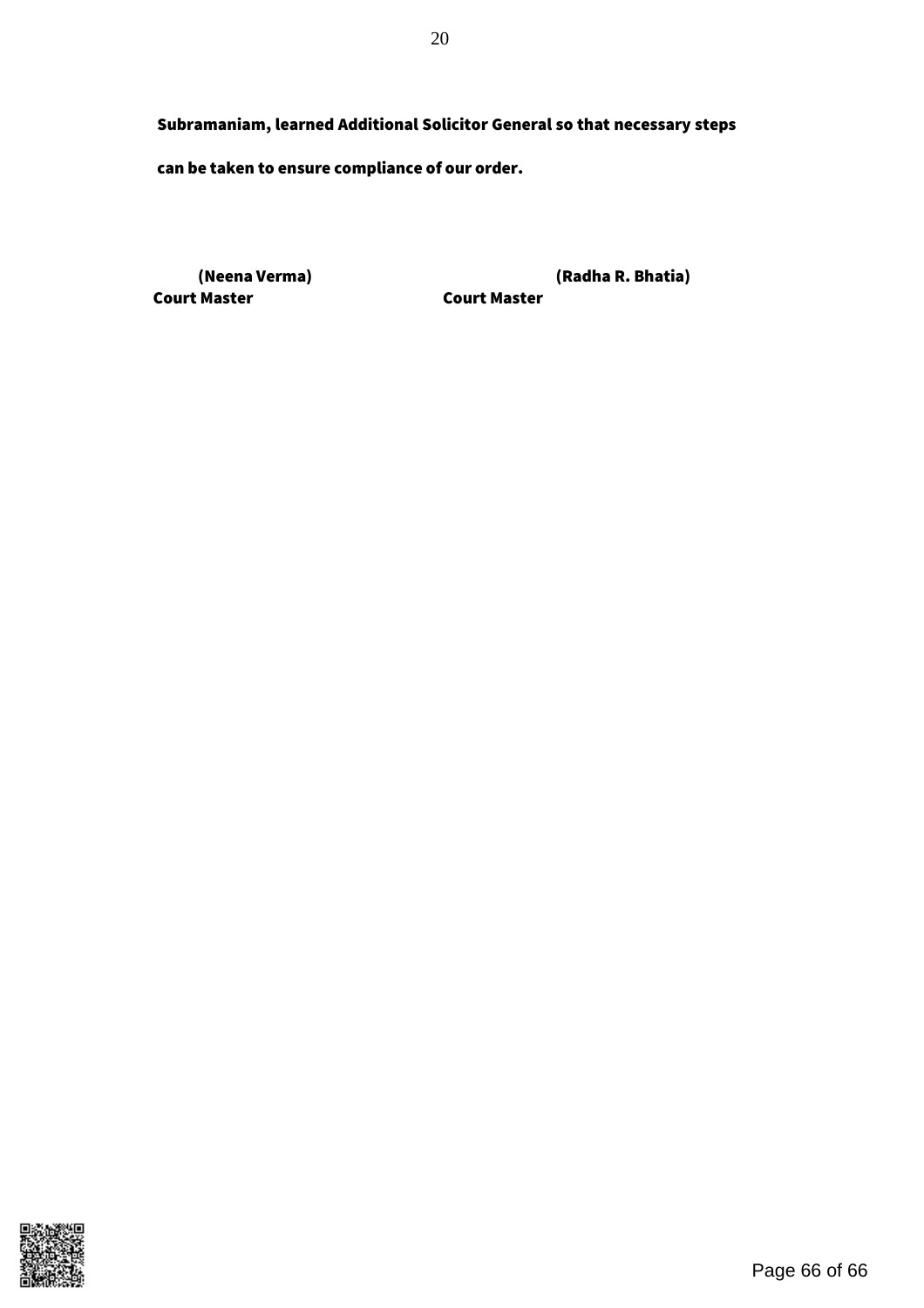**Subramaniam, learned Additional Solicitor General so that necessary steps can be taken to ensure compliance of our order.**

| | |
|---|---|
| **(Neena Verma)** | **(Radha R. Bhatia)** |
| **Court Master** | **Court Master** |